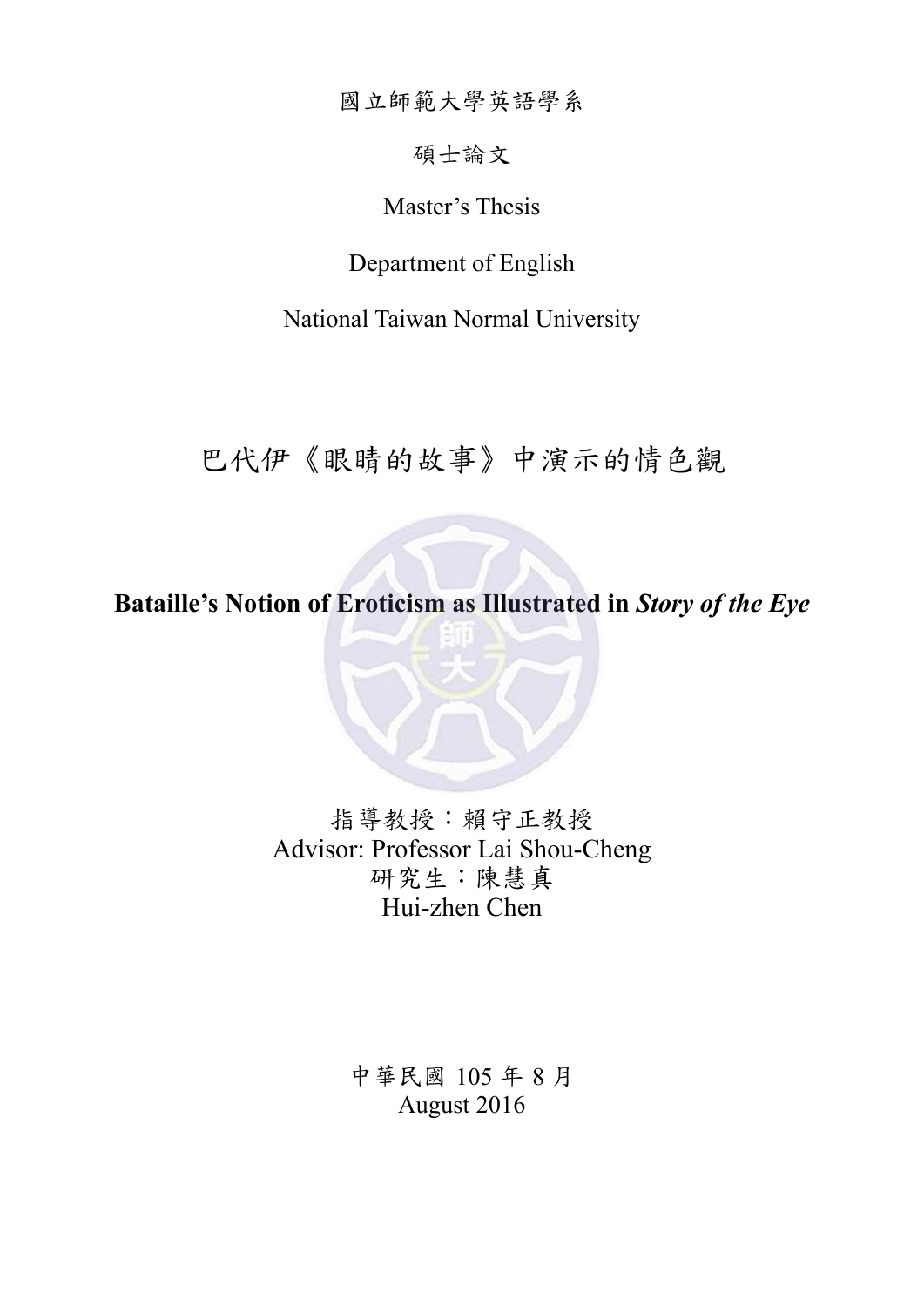國立師範大學英語學系

碩士論文

Master's Thesis

Department of English

National Taiwan Normal University

# 巴代伊《眼睛的故事》中演示的情色觀

# Bataille's Notion of Eroticism as Illustrated in *Story of the Eye*

指導教授：賴守正教授
Advisor: Professor Lai Shou-Cheng
研究生：陳慧真
Hui-zhen Chen

中華民國 105 年 8 月
August 2016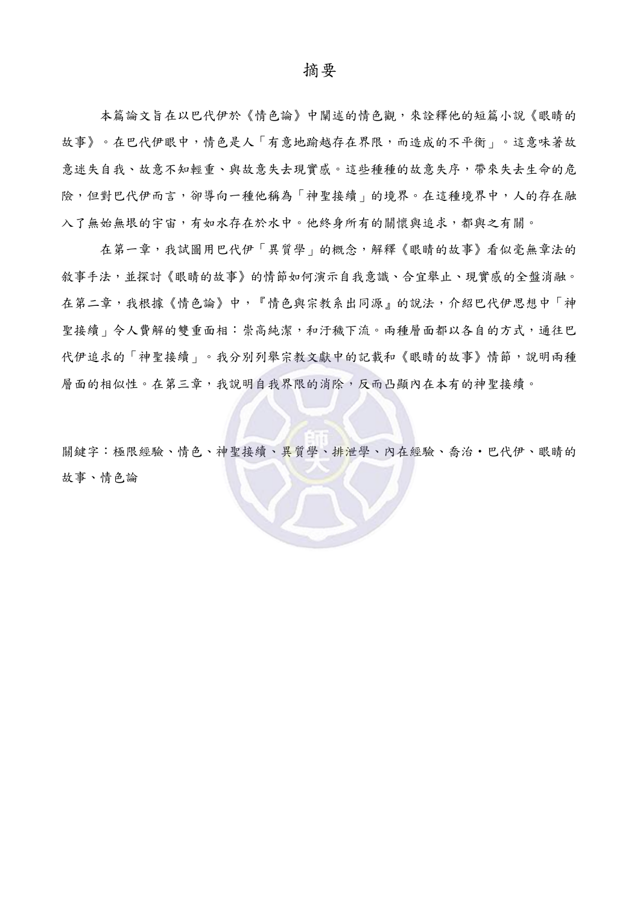# 摘要

本篇論文旨在以巴代伊於《情色論》中闡述的情色觀，來詮釋他的短篇小說《眼睛的故事》。在巴代伊眼中，情色是人「有意地踰越存在界限，而造成的不平衡」。這意味著故意迷失自我、故意不知輕重、與故意失去現實感。這些種種的故意失序，帶來失去生命的危險，但對巴代伊而言，卻導向一種他稱為「神聖接續」的境界。在這種境界中，人的存在融入了無始無垠的宇宙，有如水存在於水中。他終身所有的關懷與追求，都與之有關。

在第一章，我試圖用巴代伊「異質學」的概念，解釋《眼睛的故事》看似毫無章法的敘事手法，並探討《眼睛的故事》的情節如何演示自我意識、合宜舉止、現實感的全盤消融。在第二章，我根據《情色論》中，『情色與宗教系出同源』的說法，介紹巴代伊思想中「神聖接續」令人費解的雙重面相：崇高純潔，和汙穢下流。兩種層面都以各自的方式，通往巴代伊追求的「神聖接續」。我分別列舉宗教文獻中的記載和《眼睛的故事》情節，說明兩種層面的相似性。在第三章，我說明自我界限的消除，反而凸顯內在本有的神聖接續。

關鍵字：極限經驗、情色、神聖接續、異質學、排泄學、內在經驗、喬治•巴代伊、眼睛的故事、情色論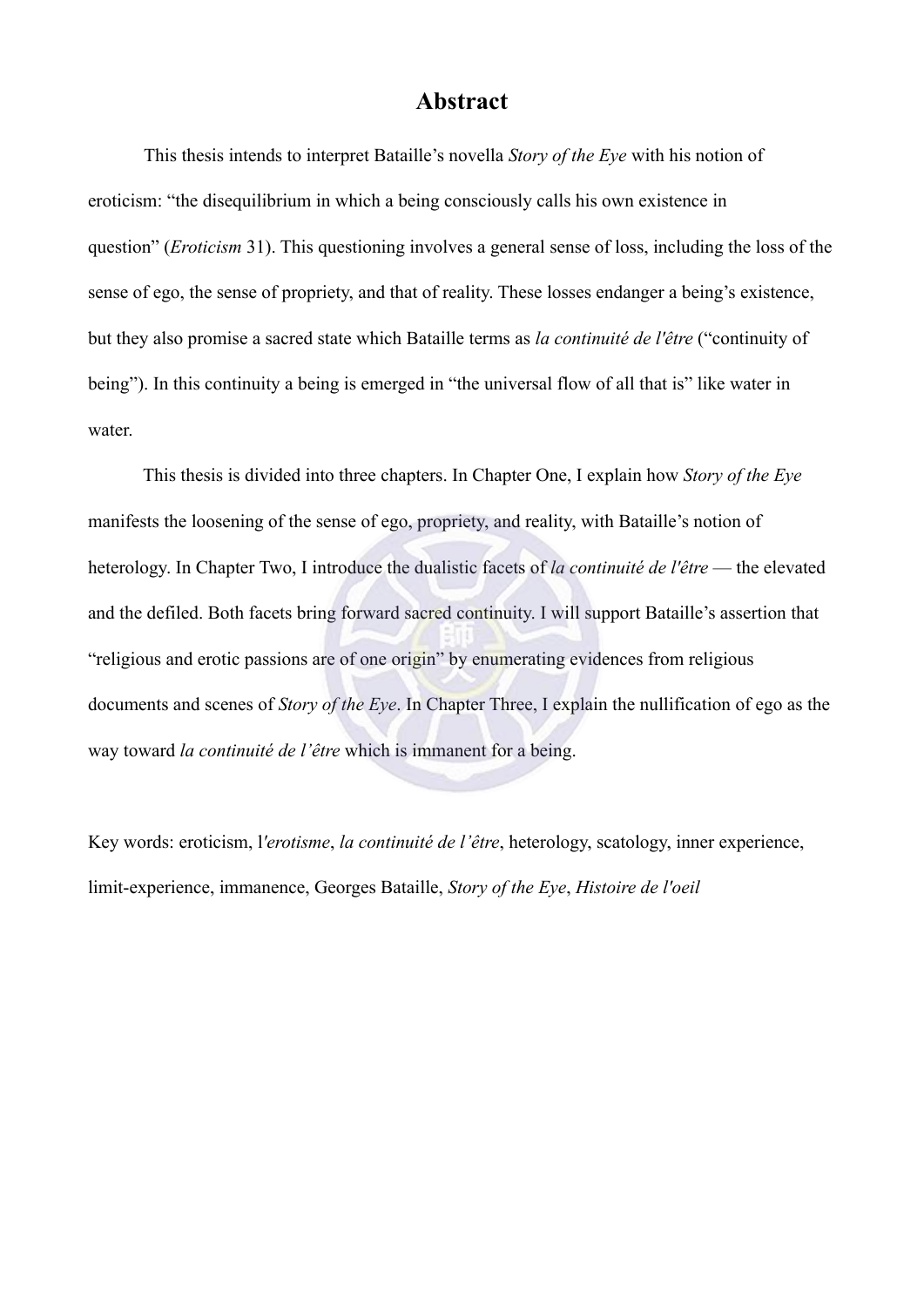# Abstract

This thesis intends to interpret Bataille's novella *Story of the Eye* with his notion of eroticism: "the disequilibrium in which a being consciously calls his own existence in question" (*Eroticism* 31). This questioning involves a general sense of loss, including the loss of the sense of ego, the sense of propriety, and that of reality. These losses endanger a being's existence, but they also promise a sacred state which Bataille terms as *la continuité de l'être* ("continuity of being"). In this continuity a being is emerged in "the universal flow of all that is" like water in water.

This thesis is divided into three chapters. In Chapter One, I explain how *Story of the Eye* manifests the loosening of the sense of ego, propriety, and reality, with Bataille's notion of heterology. In Chapter Two, I introduce the dualistic facets of *la continuité de l'être* — the elevated and the defiled. Both facets bring forward sacred continuity. I will support Bataille's assertion that "religious and erotic passions are of one origin" by enumerating evidences from religious documents and scenes of *Story of the Eye*. In Chapter Three, I explain the nullification of ego as the way toward *la continuité de l'être* which is immanent for a being.

Key words: eroticism, l'*erotisme*, *la continuité de l'être*, heterology, scatology, inner experience, limit-experience, immanence, Georges Bataille, *Story of the Eye*, *Histoire de l'oeil*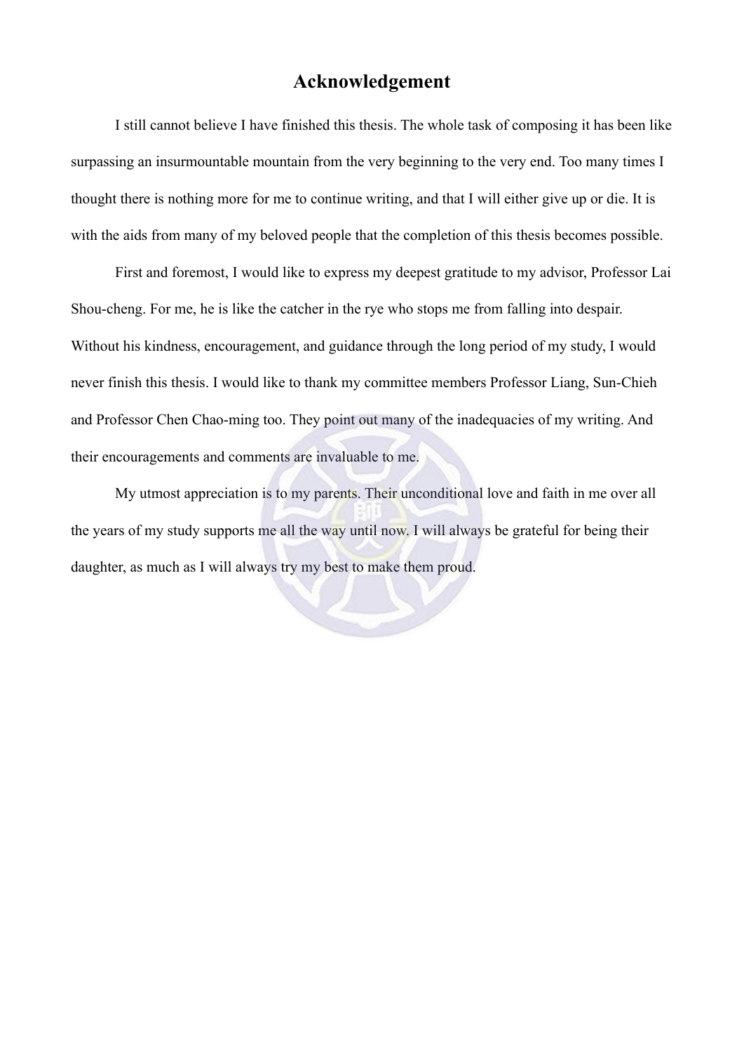# Acknowledgement

I still cannot believe I have finished this thesis. The whole task of composing it has been like surpassing an insurmountable mountain from the very beginning to the very end. Too many times I thought there is nothing more for me to continue writing, and that I will either give up or die. It is with the aids from many of my beloved people that the completion of this thesis becomes possible.

First and foremost, I would like to express my deepest gratitude to my advisor, Professor Lai Shou-cheng. For me, he is like the catcher in the rye who stops me from falling into despair. Without his kindness, encouragement, and guidance through the long period of my study, I would never finish this thesis. I would like to thank my committee members Professor Liang, Sun-Chieh and Professor Chen Chao-ming too. They point out many of the inadequacies of my writing. And their encouragements and comments are invaluable to me.

My utmost appreciation is to my parents. Their unconditional love and faith in me over all the years of my study supports me all the way until now. I will always be grateful for being their daughter, as much as I will always try my best to make them proud.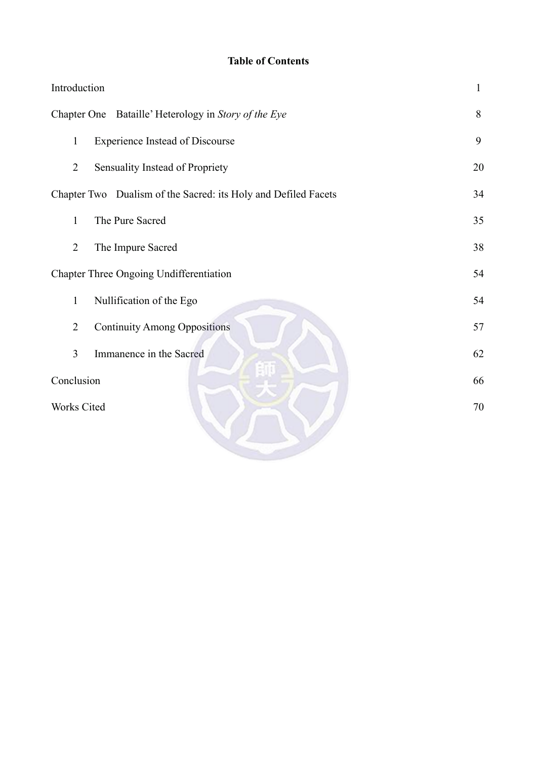**Table of Contents**

| | |
|---|---|
| Introduction | 1 |
| Chapter One Bataille' Heterology in *Story of the Eye* | 8 |
| 1 Experience Instead of Discourse | 9 |
| 2 Sensuality Instead of Propriety | 20 |
| Chapter Two Dualism of the Sacred: its Holy and Defiled Facets | 34 |
| 1 The Pure Sacred | 35 |
| 2 The Impure Sacred | 38 |
| Chapter Three Ongoing Undifferentiation | 54 |
| 1 Nullification of the Ego | 54 |
| 2 Continuity Among Oppositions | 57 |
| 3 Immanence in the Sacred | 62 |
| Conclusion | 66 |
| Works Cited | 70 |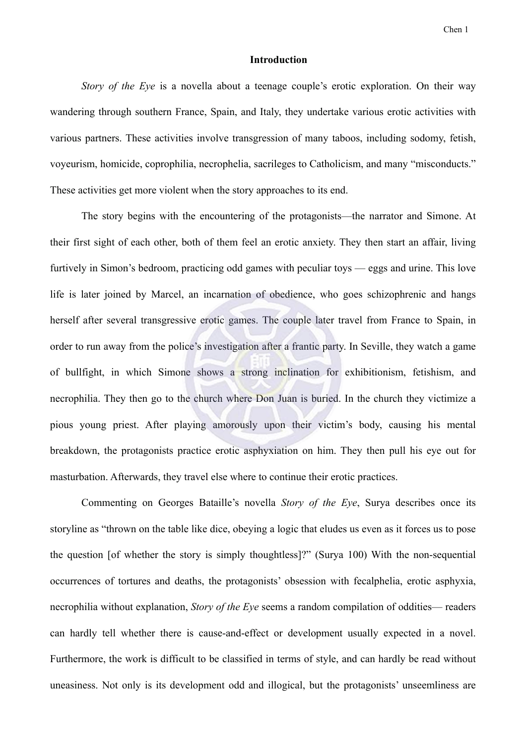## Introduction

*Story of the Eye* is a novella about a teenage couple's erotic exploration. On their way wandering through southern France, Spain, and Italy, they undertake various erotic activities with various partners. These activities involve transgression of many taboos, including sodomy, fetish, voyeurism, homicide, coprophilia, necrophelia, sacrileges to Catholicism, and many "misconducts." These activities get more violent when the story approaches to its end.

The story begins with the encountering of the protagonists—the narrator and Simone. At their first sight of each other, both of them feel an erotic anxiety. They then start an affair, living furtively in Simon's bedroom, practicing odd games with peculiar toys — eggs and urine. This love life is later joined by Marcel, an incarnation of obedience, who goes schizophrenic and hangs herself after several transgressive erotic games. The couple later travel from France to Spain, in order to run away from the police's investigation after a frantic party. In Seville, they watch a game of bullfight, in which Simone shows a strong inclination for exhibitionism, fetishism, and necrophilia. They then go to the church where Don Juan is buried. In the church they victimize a pious young priest. After playing amorously upon their victim's body, causing his mental breakdown, the protagonists practice erotic asphyxiation on him. They then pull his eye out for masturbation. Afterwards, they travel else where to continue their erotic practices.

Commenting on Georges Bataille's novella *Story of the Eye*, Surya describes once its storyline as "thrown on the table like dice, obeying a logic that eludes us even as it forces us to pose the question [of whether the story is simply thoughtless]?" (Surya 100) With the non-sequential occurrences of tortures and deaths, the protagonists' obsession with fecalphelia, erotic asphyxia, necrophilia without explanation, *Story of the Eye* seems a random compilation of oddities— readers can hardly tell whether there is cause-and-effect or development usually expected in a novel. Furthermore, the work is difficult to be classified in terms of style, and can hardly be read without uneasiness. Not only is its development odd and illogical, but the protagonists' unseemliness are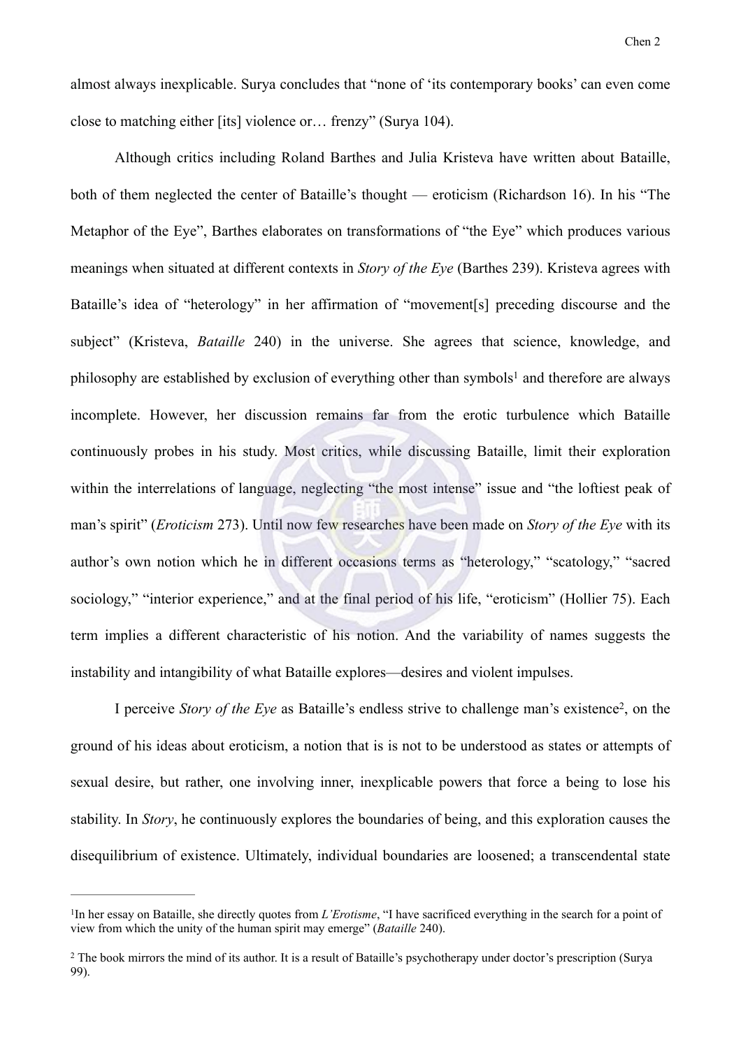almost always inexplicable. Surya concludes that "none of 'its contemporary books' can even come close to matching either [its] violence or… frenzy" (Surya 104).

Although critics including Roland Barthes and Julia Kristeva have written about Bataille, both of them neglected the center of Bataille's thought — eroticism (Richardson 16). In his "The Metaphor of the Eye", Barthes elaborates on transformations of "the Eye" which produces various meanings when situated at different contexts in *Story of the Eye* (Barthes 239). Kristeva agrees with Bataille's idea of "heterology" in her affirmation of "movement[s] preceding discourse and the subject" (Kristeva, *Bataille* 240) in the universe. She agrees that science, knowledge, and philosophy are established by exclusion of everything other than symbols[1] and therefore are always incomplete. However, her discussion remains far from the erotic turbulence which Bataille continuously probes in his study. Most critics, while discussing Bataille, limit their exploration within the interrelations of language, neglecting "the most intense" issue and "the loftiest peak of man's spirit" (*Eroticism* 273). Until now few researches have been made on *Story of the Eye* with its author's own notion which he in different occasions terms as "heterology," "scatology," "sacred sociology," "interior experience," and at the final period of his life, "eroticism" (Hollier 75). Each term implies a different characteristic of his notion. And the variability of names suggests the instability and intangibility of what Bataille explores—desires and violent impulses.

I perceive *Story of the Eye* as Bataille's endless strive to challenge man's existence[2], on the ground of his ideas about eroticism, a notion that is is not to be understood as states or attempts of sexual desire, but rather, one involving inner, inexplicable powers that force a being to lose his stability. In *Story*, he continuously explores the boundaries of being, and this exploration causes the disequilibrium of existence. Ultimately, individual boundaries are loosened; a transcendental state

---

[1]In her essay on Bataille, she directly quotes from *L'Erotisme*, "I have sacrificed everything in the search for a point of view from which the unity of the human spirit may emerge" (*Bataille* 240).

[2] The book mirrors the mind of its author. It is a result of Bataille's psychotherapy under doctor's prescription (Surya 99).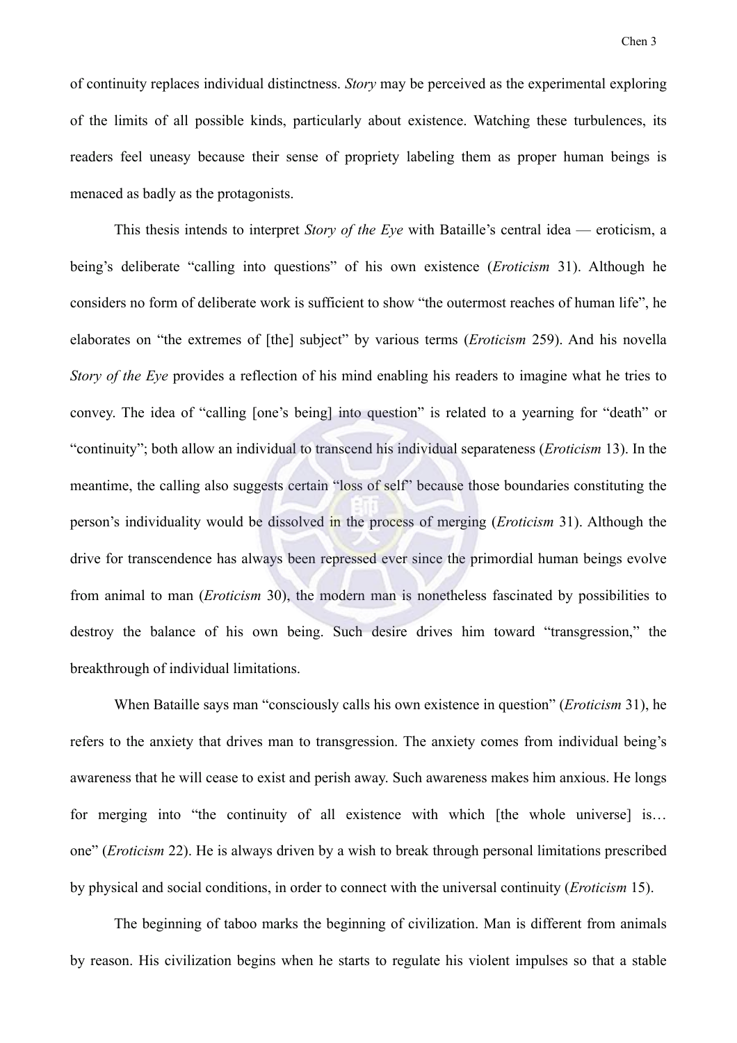of continuity replaces individual distinctness. *Story* may be perceived as the experimental exploring of the limits of all possible kinds, particularly about existence. Watching these turbulences, its readers feel uneasy because their sense of propriety labeling them as proper human beings is menaced as badly as the protagonists.

This thesis intends to interpret *Story of the Eye* with Bataille's central idea — eroticism, a being's deliberate "calling into questions" of his own existence (*Eroticism* 31). Although he considers no form of deliberate work is sufficient to show "the outermost reaches of human life", he elaborates on "the extremes of [the] subject" by various terms (*Eroticism* 259). And his novella *Story of the Eye* provides a reflection of his mind enabling his readers to imagine what he tries to convey. The idea of "calling [one's being] into question" is related to a yearning for "death" or "continuity"; both allow an individual to transcend his individual separateness (*Eroticism* 13). In the meantime, the calling also suggests certain "loss of self" because those boundaries constituting the person's individuality would be dissolved in the process of merging (*Eroticism* 31). Although the drive for transcendence has always been repressed ever since the primordial human beings evolve from animal to man (*Eroticism* 30), the modern man is nonetheless fascinated by possibilities to destroy the balance of his own being. Such desire drives him toward "transgression," the breakthrough of individual limitations.

When Bataille says man "consciously calls his own existence in question" (*Eroticism* 31), he refers to the anxiety that drives man to transgression. The anxiety comes from individual being's awareness that he will cease to exist and perish away. Such awareness makes him anxious. He longs for merging into "the continuity of all existence with which [the whole universe] is… one" (*Eroticism* 22). He is always driven by a wish to break through personal limitations prescribed by physical and social conditions, in order to connect with the universal continuity (*Eroticism* 15).

The beginning of taboo marks the beginning of civilization. Man is different from animals by reason. His civilization begins when he starts to regulate his violent impulses so that a stable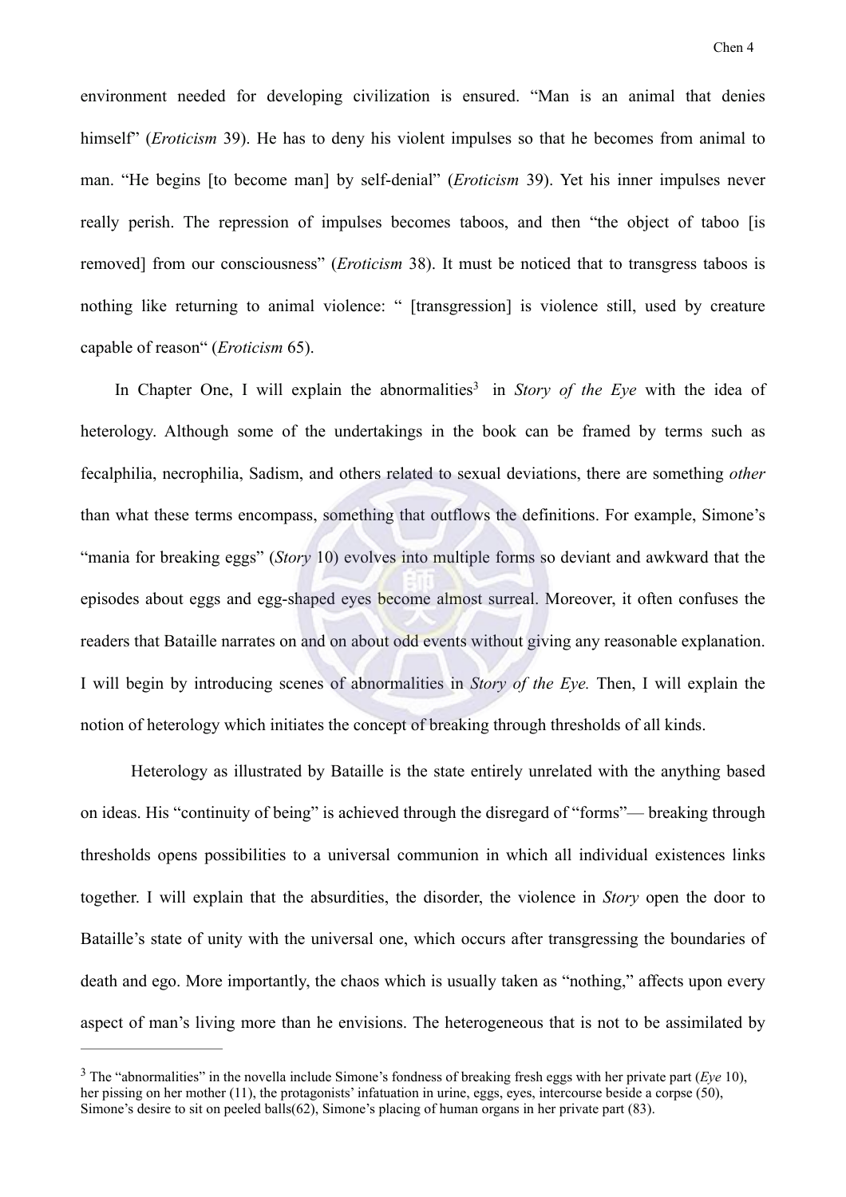environment needed for developing civilization is ensured. "Man is an animal that denies himself" (*Eroticism* 39). He has to deny his violent impulses so that he becomes from animal to man. "He begins [to become man] by self-denial" (*Eroticism* 39). Yet his inner impulses never really perish. The repression of impulses becomes taboos, and then "the object of taboo [is removed] from our consciousness" (*Eroticism* 38). It must be noticed that to transgress taboos is nothing like returning to animal violence: " [transgression] is violence still, used by creature capable of reason" (*Eroticism* 65).

In Chapter One, I will explain the abnormalities[3] in *Story of the Eye* with the idea of heterology. Although some of the undertakings in the book can be framed by terms such as fecalphilia, necrophilia, Sadism, and others related to sexual deviations, there are something *other* than what these terms encompass, something that outflows the definitions. For example, Simone's "mania for breaking eggs" (*Story* 10) evolves into multiple forms so deviant and awkward that the episodes about eggs and egg-shaped eyes become almost surreal. Moreover, it often confuses the readers that Bataille narrates on and on about odd events without giving any reasonable explanation. I will begin by introducing scenes of abnormalities in *Story of the Eye.* Then, I will explain the notion of heterology which initiates the concept of breaking through thresholds of all kinds.

Heterology as illustrated by Bataille is the state entirely unrelated with the anything based on ideas. His "continuity of being" is achieved through the disregard of "forms"— breaking through thresholds opens possibilities to a universal communion in which all individual existences links together. I will explain that the absurdities, the disorder, the violence in *Story* open the door to Bataille's state of unity with the universal one, which occurs after transgressing the boundaries of death and ego. More importantly, the chaos which is usually taken as "nothing," affects upon every aspect of man's living more than he envisions. The heterogeneous that is not to be assimilated by

---

[3] The "abnormalities" in the novella include Simone's fondness of breaking fresh eggs with her private part (*Eye* 10), her pissing on her mother (11), the protagonists' infatuation in urine, eggs, eyes, intercourse beside a corpse (50), Simone's desire to sit on peeled balls(62), Simone's placing of human organs in her private part (83).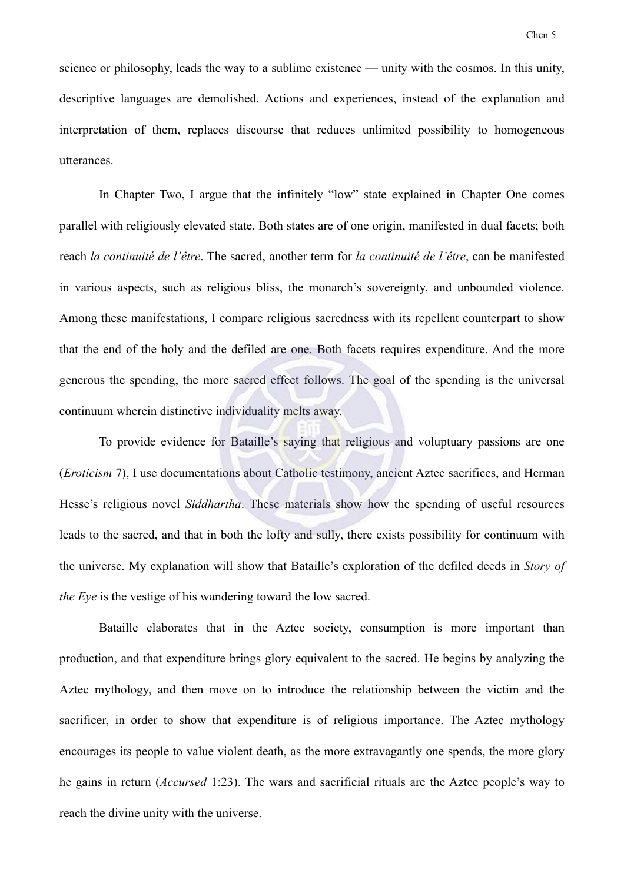science or philosophy, leads the way to a sublime existence — unity with the cosmos. In this unity, descriptive languages are demolished. Actions and experiences, instead of the explanation and interpretation of them, replaces discourse that reduces unlimited possibility to homogeneous utterances.

In Chapter Two, I argue that the infinitely "low" state explained in Chapter One comes parallel with religiously elevated state. Both states are of one origin, manifested in dual facets; both reach *la continuité de l'être*. The sacred, another term for *la continuité de l'être*, can be manifested in various aspects, such as religious bliss, the monarch's sovereignty, and unbounded violence. Among these manifestations, I compare religious sacredness with its repellent counterpart to show that the end of the holy and the defiled are one. Both facets requires expenditure. And the more generous the spending, the more sacred effect follows. The goal of the spending is the universal continuum wherein distinctive individuality melts away.

To provide evidence for Bataille's saying that religious and voluptuary passions are one (*Eroticism* 7), I use documentations about Catholic testimony, ancient Aztec sacrifices, and Herman Hesse's religious novel *Siddhartha*. These materials show how the spending of useful resources leads to the sacred, and that in both the lofty and sully, there exists possibility for continuum with the universe. My explanation will show that Bataille's exploration of the defiled deeds in *Story of the Eye* is the vestige of his wandering toward the low sacred.

Bataille elaborates that in the Aztec society, consumption is more important than production, and that expenditure brings glory equivalent to the sacred. He begins by analyzing the Aztec mythology, and then move on to introduce the relationship between the victim and the sacrificer, in order to show that expenditure is of religious importance. The Aztec mythology encourages its people to value violent death, as the more extravagantly one spends, the more glory he gains in return (*Accursed* 1:23). The wars and sacrificial rituals are the Aztec people's way to reach the divine unity with the universe.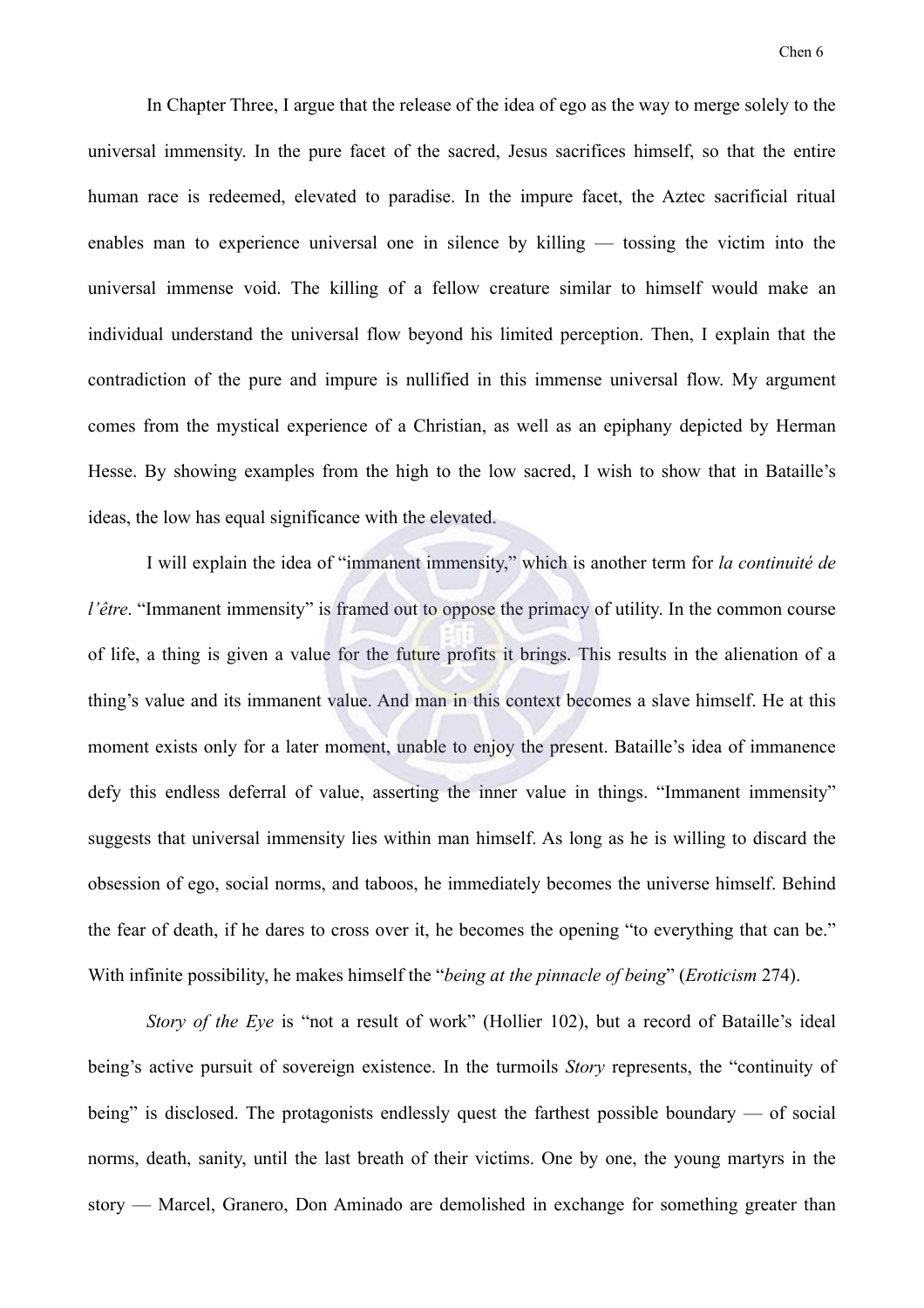In Chapter Three, I argue that the release of the idea of ego as the way to merge solely to the universal immensity. In the pure facet of the sacred, Jesus sacrifices himself, so that the entire human race is redeemed, elevated to paradise. In the impure facet, the Aztec sacrificial ritual enables man to experience universal one in silence by killing — tossing the victim into the universal immense void. The killing of a fellow creature similar to himself would make an individual understand the universal flow beyond his limited perception. Then, I explain that the contradiction of the pure and impure is nullified in this immense universal flow. My argument comes from the mystical experience of a Christian, as well as an epiphany depicted by Herman Hesse. By showing examples from the high to the low sacred, I wish to show that in Bataille's ideas, the low has equal significance with the elevated.

I will explain the idea of "immanent immensity," which is another term for *la continuité de l'être*. "Immanent immensity" is framed out to oppose the primacy of utility. In the common course of life, a thing is given a value for the future profits it brings. This results in the alienation of a thing's value and its immanent value. And man in this context becomes a slave himself. He at this moment exists only for a later moment, unable to enjoy the present. Bataille's idea of immanence defy this endless deferral of value, asserting the inner value in things. "Immanent immensity" suggests that universal immensity lies within man himself. As long as he is willing to discard the obsession of ego, social norms, and taboos, he immediately becomes the universe himself. Behind the fear of death, if he dares to cross over it, he becomes the opening "to everything that can be." With infinite possibility, he makes himself the "*being at the pinnacle of being*" (*Eroticism* 274).

*Story of the Eye* is "not a result of work" (Hollier 102), but a record of Bataille's ideal being's active pursuit of sovereign existence. In the turmoils *Story* represents, the "continuity of being" is disclosed. The protagonists endlessly quest the farthest possible boundary — of social norms, death, sanity, until the last breath of their victims. One by one, the young martyrs in the story — Marcel, Granero, Don Aminado are demolished in exchange for something greater than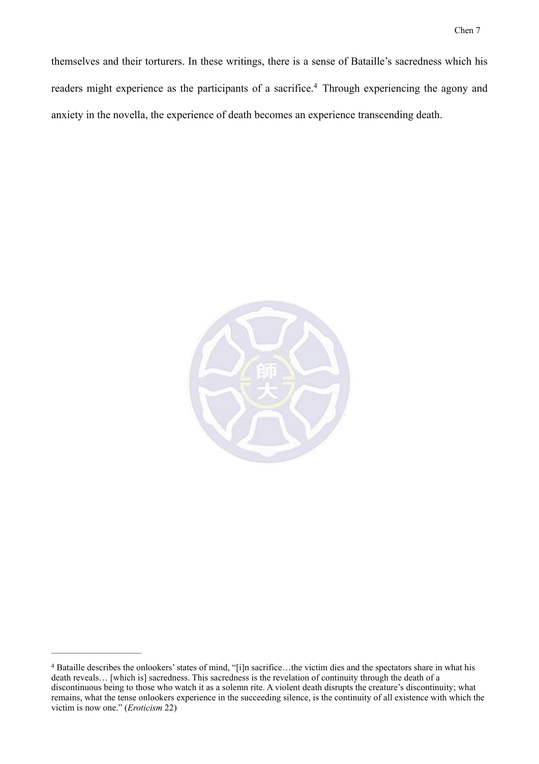themselves and their torturers. In these writings, there is a sense of Bataille's sacredness which his readers might experience as the participants of a sacrifice.[4] Through experiencing the agony and anxiety in the novella, the experience of death becomes an experience transcending death.

---

[4] Bataille describes the onlookers' states of mind, "[i]n sacrifice…the victim dies and the spectators share in what his death reveals… [which is] sacredness. This sacredness is the revelation of continuity through the death of a discontinuous being to those who watch it as a solemn rite. A violent death disrupts the creature's discontinuity; what remains, what the tense onlookers experience in the succeeding silence, is the continuity of all existence with which the victim is now one." (*Eroticism* 22)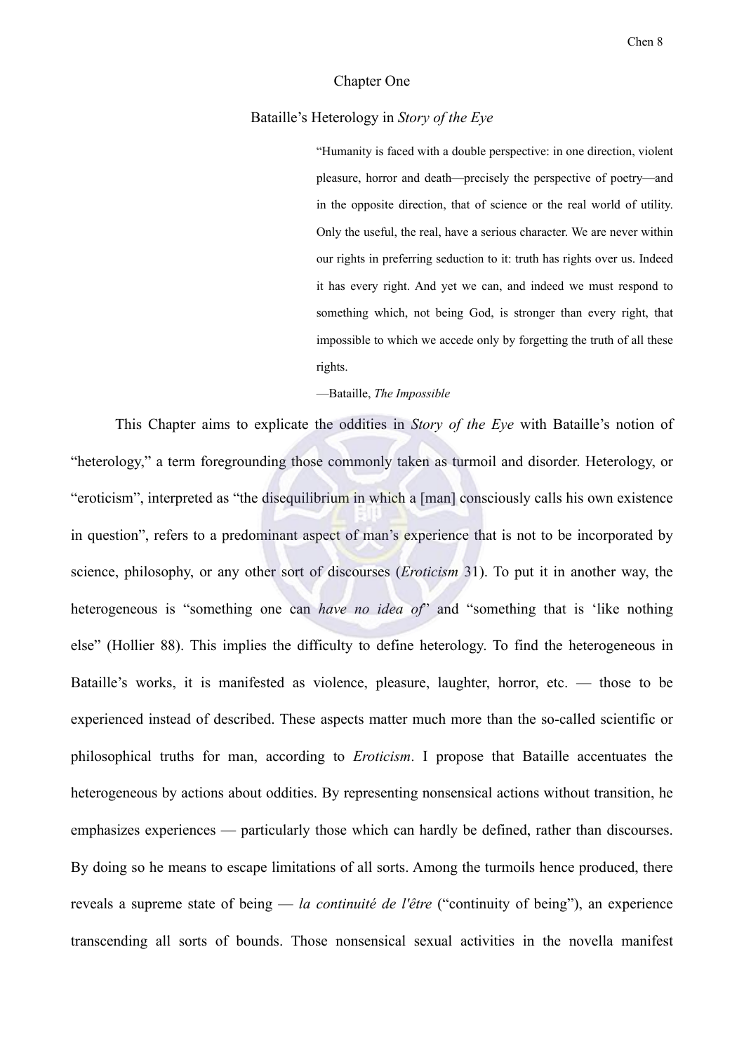# Chapter One

## Bataille's Heterology in *Story of the Eye*

> "Humanity is faced with a double perspective: in one direction, violent pleasure, horror and death—precisely the perspective of poetry—and in the opposite direction, that of science or the real world of utility. Only the useful, the real, have a serious character. We are never within our rights in preferring seduction to it: truth has rights over us. Indeed it has every right. And yet we can, and indeed we must respond to something which, not being God, is stronger than every right, that impossible to which we accede only by forgetting the truth of all these rights.
>
> —Bataille, *The Impossible*

This Chapter aims to explicate the oddities in *Story of the Eye* with Bataille's notion of "heterology," a term foregrounding those commonly taken as turmoil and disorder. Heterology, or "eroticism", interpreted as "the disequilibrium in which a [man] consciously calls his own existence in question", refers to a predominant aspect of man's experience that is not to be incorporated by science, philosophy, or any other sort of discourses (*Eroticism* 31). To put it in another way, the heterogeneous is "something one can *have no idea of*" and "something that is 'like nothing else" (Hollier 88). This implies the difficulty to define heterology. To find the heterogeneous in Bataille's works, it is manifested as violence, pleasure, laughter, horror, etc. — those to be experienced instead of described. These aspects matter much more than the so-called scientific or philosophical truths for man, according to *Eroticism*. I propose that Bataille accentuates the heterogeneous by actions about oddities. By representing nonsensical actions without transition, he emphasizes experiences — particularly those which can hardly be defined, rather than discourses. By doing so he means to escape limitations of all sorts. Among the turmoils hence produced, there reveals a supreme state of being — *la continuité de l'être* ("continuity of being"), an experience transcending all sorts of bounds. Those nonsensical sexual activities in the novella manifest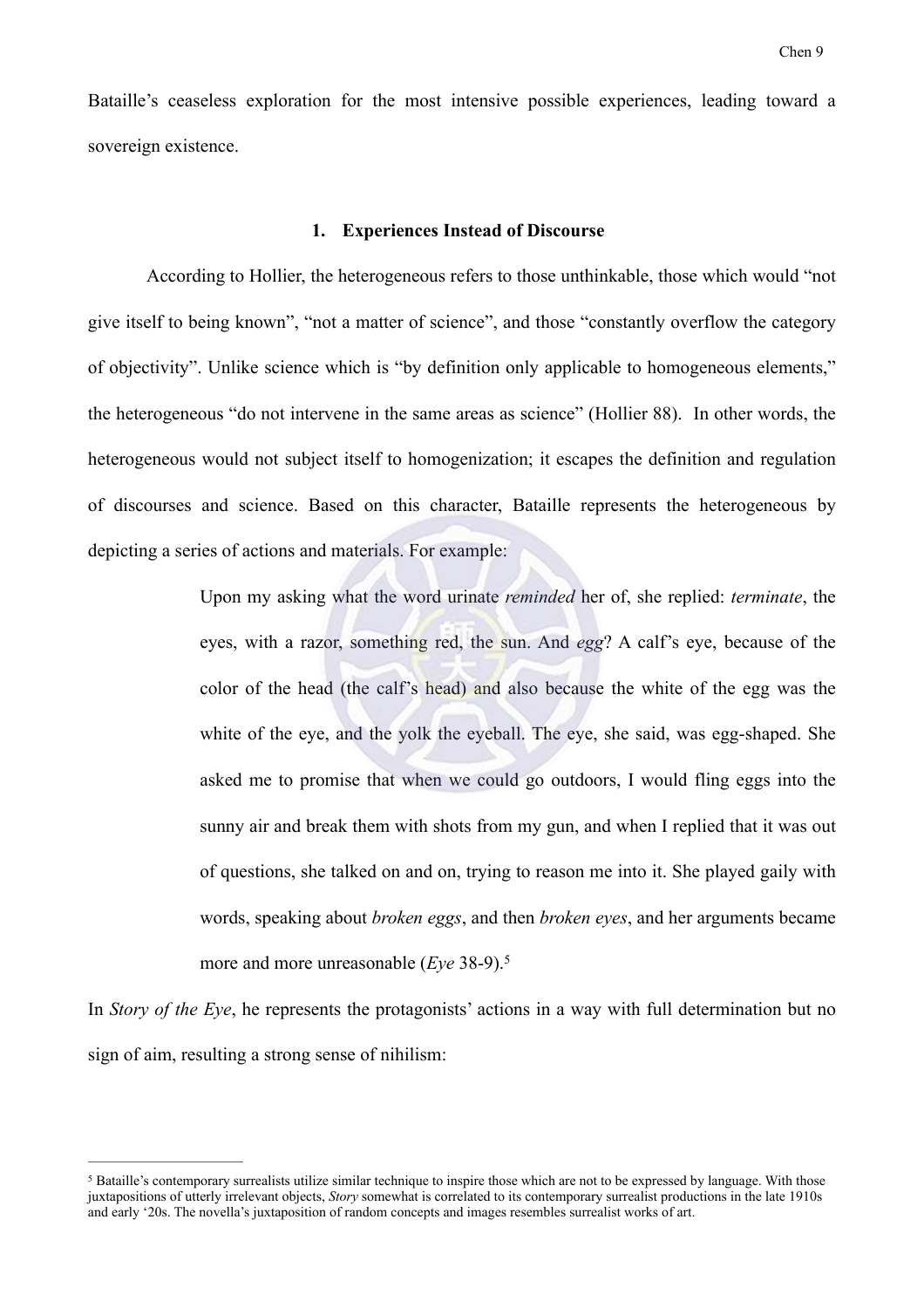Bataille's ceaseless exploration for the most intensive possible experiences, leading toward a sovereign existence.

## 1. Experiences Instead of Discourse

According to Hollier, the heterogeneous refers to those unthinkable, those which would "not give itself to being known", "not a matter of science", and those "constantly overflow the category of objectivity". Unlike science which is "by definition only applicable to homogeneous elements," the heterogeneous "do not intervene in the same areas as science" (Hollier 88). In other words, the heterogeneous would not subject itself to homogenization; it escapes the definition and regulation of discourses and science. Based on this character, Bataille represents the heterogeneous by depicting a series of actions and materials. For example:

> Upon my asking what the word urinate *reminded* her of, she replied: *terminate*, the eyes, with a razor, something red, the sun. And *egg*? A calf's eye, because of the color of the head (the calf's head) and also because the white of the egg was the white of the eye, and the yolk the eyeball. The eye, she said, was egg-shaped. She asked me to promise that when we could go outdoors, I would fling eggs into the sunny air and break them with shots from my gun, and when I replied that it was out of questions, she talked on and on, trying to reason me into it. She played gaily with words, speaking about *broken eggs*, and then *broken eyes*, and her arguments became more and more unreasonable (*Eye* 38-9).[5]

In *Story of the Eye*, he represents the protagonists' actions in a way with full determination but no sign of aim, resulting a strong sense of nihilism:

---

[5] Bataille's contemporary surrealists utilize similar technique to inspire those which are not to be expressed by language. With those juxtapositions of utterly irrelevant objects, *Story* somewhat is correlated to its contemporary surrealist productions in the late 1910s and early '20s. The novella's juxtaposition of random concepts and images resembles surrealist works of art.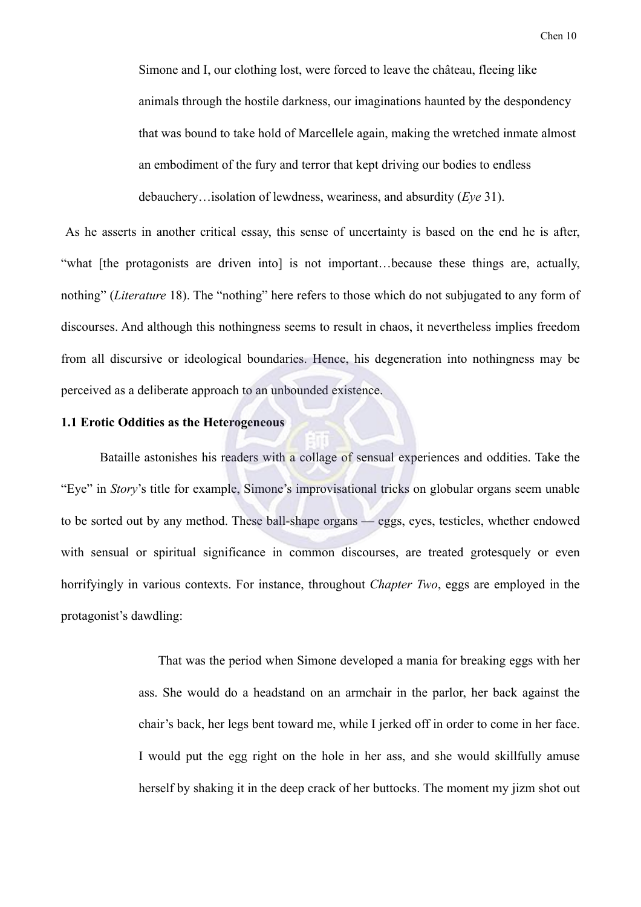> Simone and I, our clothing lost, were forced to leave the château, fleeing like animals through the hostile darkness, our imaginations haunted by the despondency that was bound to take hold of Marcellele again, making the wretched inmate almost an embodiment of the fury and terror that kept driving our bodies to endless debauchery…isolation of lewdness, weariness, and absurdity (*Eye* 31).

As he asserts in another critical essay, this sense of uncertainty is based on the end he is after, "what [the protagonists are driven into] is not important…because these things are, actually, nothing" (*Literature* 18). The "nothing" here refers to those which do not subjugated to any form of discourses. And although this nothingness seems to result in chaos, it nevertheless implies freedom from all discursive or ideological boundaries. Hence, his degeneration into nothingness may be perceived as a deliberate approach to an unbounded existence.

### 1.1 Erotic Oddities as the Heterogeneous

Bataille astonishes his readers with a collage of sensual experiences and oddities. Take the "Eye" in *Story*'s title for example, Simone's improvisational tricks on globular organs seem unable to be sorted out by any method. These ball-shape organs — eggs, eyes, testicles, whether endowed with sensual or spiritual significance in common discourses, are treated grotesquely or even horrifyingly in various contexts. For instance, throughout *Chapter Two*, eggs are employed in the protagonist's dawdling:

> That was the period when Simone developed a mania for breaking eggs with her ass. She would do a headstand on an armchair in the parlor, her back against the chair's back, her legs bent toward me, while I jerked off in order to come in her face. I would put the egg right on the hole in her ass, and she would skillfully amuse herself by shaking it in the deep crack of her buttocks. The moment my jizm shot out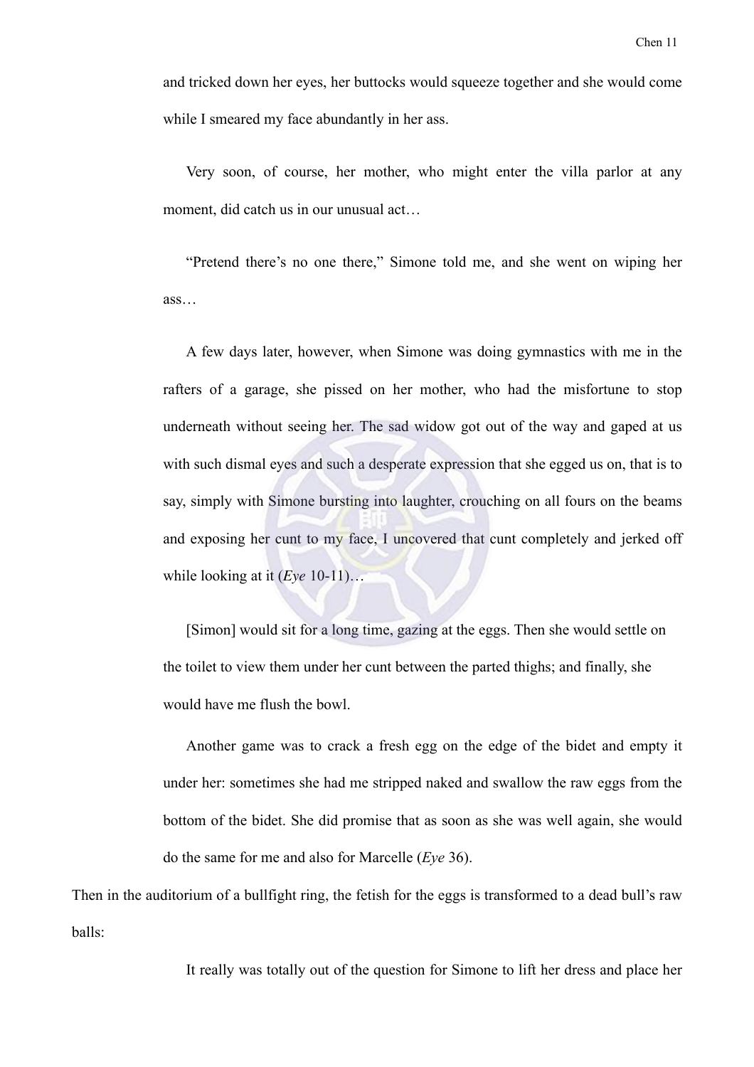and tricked down her eyes, her buttocks would squeeze together and she would come while I smeared my face abundantly in her ass.

> Very soon, of course, her mother, who might enter the villa parlor at any moment, did catch us in our unusual act…
>
> "Pretend there's no one there," Simone told me, and she went on wiping her ass…
>
> A few days later, however, when Simone was doing gymnastics with me in the rafters of a garage, she pissed on her mother, who had the misfortune to stop underneath without seeing her. The sad widow got out of the way and gaped at us with such dismal eyes and such a desperate expression that she egged us on, that is to say, simply with Simone bursting into laughter, crouching on all fours on the beams and exposing her cunt to my face, I uncovered that cunt completely and jerked off while looking at it (*Eye* 10-11)…
>
> [Simon] would sit for a long time, gazing at the eggs. Then she would settle on the toilet to view them under her cunt between the parted thighs; and finally, she would have me flush the bowl.
>
> Another game was to crack a fresh egg on the edge of the bidet and empty it under her: sometimes she had me stripped naked and swallow the raw eggs from the bottom of the bidet. She did promise that as soon as she was well again, she would do the same for me and also for Marcelle (*Eye* 36).

Then in the auditorium of a bullfight ring, the fetish for the eggs is transformed to a dead bull's raw balls:

> It really was totally out of the question for Simone to lift her dress and place her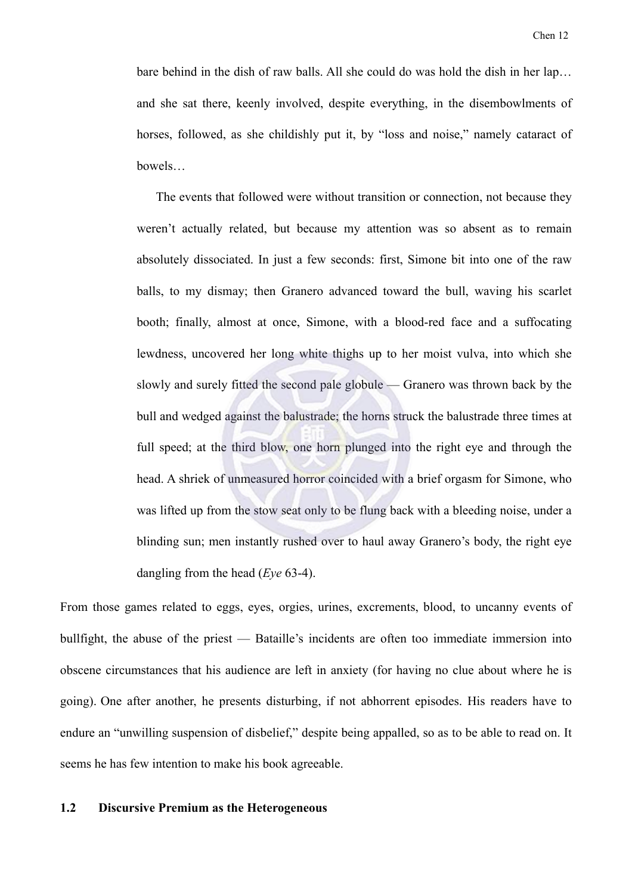> bare behind in the dish of raw balls. All she could do was hold the dish in her lap… and she sat there, keenly involved, despite everything, in the disembowlments of horses, followed, as she childishly put it, by "loss and noise," namely cataract of bowels…
>
> The events that followed were without transition or connection, not because they weren't actually related, but because my attention was so absent as to remain absolutely dissociated. In just a few seconds: first, Simone bit into one of the raw balls, to my dismay; then Granero advanced toward the bull, waving his scarlet booth; finally, almost at once, Simone, with a blood-red face and a suffocating lewdness, uncovered her long white thighs up to her moist vulva, into which she slowly and surely fitted the second pale globule — Granero was thrown back by the bull and wedged against the balustrade; the horns struck the balustrade three times at full speed; at the third blow, one horn plunged into the right eye and through the head. A shriek of unmeasured horror coincided with a brief orgasm for Simone, who was lifted up from the stow seat only to be flung back with a bleeding noise, under a blinding sun; men instantly rushed over to haul away Granero's body, the right eye dangling from the head (*Eye* 63-4).

From those games related to eggs, eyes, orgies, urines, excrements, blood, to uncanny events of bullfight, the abuse of the priest — Bataille's incidents are often too immediate immersion into obscene circumstances that his audience are left in anxiety (for having no clue about where he is going). One after another, he presents disturbing, if not abhorrent episodes. His readers have to endure an "unwilling suspension of disbelief," despite being appalled, so as to be able to read on. It seems he has few intention to make his book agreeable.

### 1.2 Discursive Premium as the Heterogeneous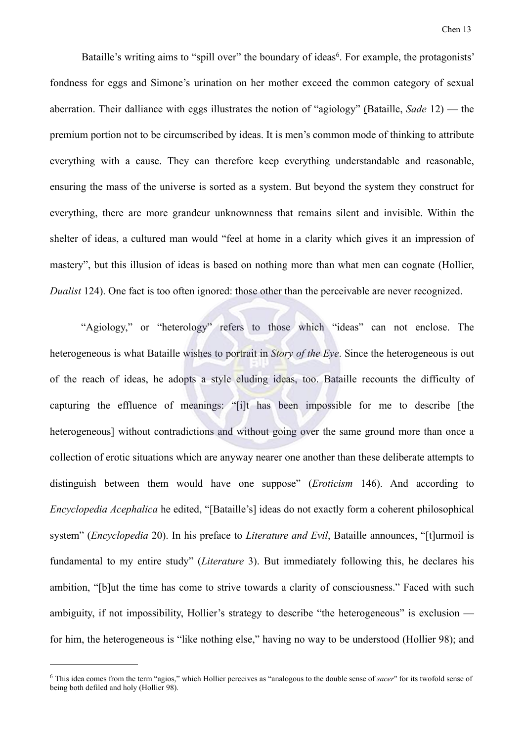Bataille's writing aims to "spill over" the boundary of ideas[6]. For example, the protagonists' fondness for eggs and Simone's urination on her mother exceed the common category of sexual aberration. Their dalliance with eggs illustrates the notion of "agiology" (Bataille, *Sade* 12) — the premium portion not to be circumscribed by ideas. It is men's common mode of thinking to attribute everything with a cause. They can therefore keep everything understandable and reasonable, ensuring the mass of the universe is sorted as a system. But beyond the system they construct for everything, there are more grandeur unknownness that remains silent and invisible. Within the shelter of ideas, a cultured man would "feel at home in a clarity which gives it an impression of mastery", but this illusion of ideas is based on nothing more than what men can cognate (Hollier, *Dualist* 124). One fact is too often ignored: those other than the perceivable are never recognized.

"Agiology," or "heterology" refers to those which "ideas" can not enclose. The heterogeneous is what Bataille wishes to portrait in *Story of the Eye*. Since the heterogeneous is out of the reach of ideas, he adopts a style eluding ideas, too. Bataille recounts the difficulty of capturing the effluence of meanings: "[i]t has been impossible for me to describe [the heterogeneous] without contradictions and without going over the same ground more than once a collection of erotic situations which are anyway nearer one another than these deliberate attempts to distinguish between them would have one suppose" (*Eroticism* 146). And according to *Encyclopedia Acephalica* he edited, "[Bataille's] ideas do not exactly form a coherent philosophical system" (*Encyclopedia* 20). In his preface to *Literature and Evil*, Bataille announces, "[t]urmoil is fundamental to my entire study" (*Literature* 3). But immediately following this, he declares his ambition, "[b]ut the time has come to strive towards a clarity of consciousness." Faced with such ambiguity, if not impossibility, Hollier's strategy to describe "the heterogeneous" is exclusion — for him, the heterogeneous is "like nothing else," having no way to be understood (Hollier 98); and

---

[6] This idea comes from the term "agios," which Hollier perceives as "analogous to the double sense of *sacer*" for its twofold sense of being both defiled and holy (Hollier 98).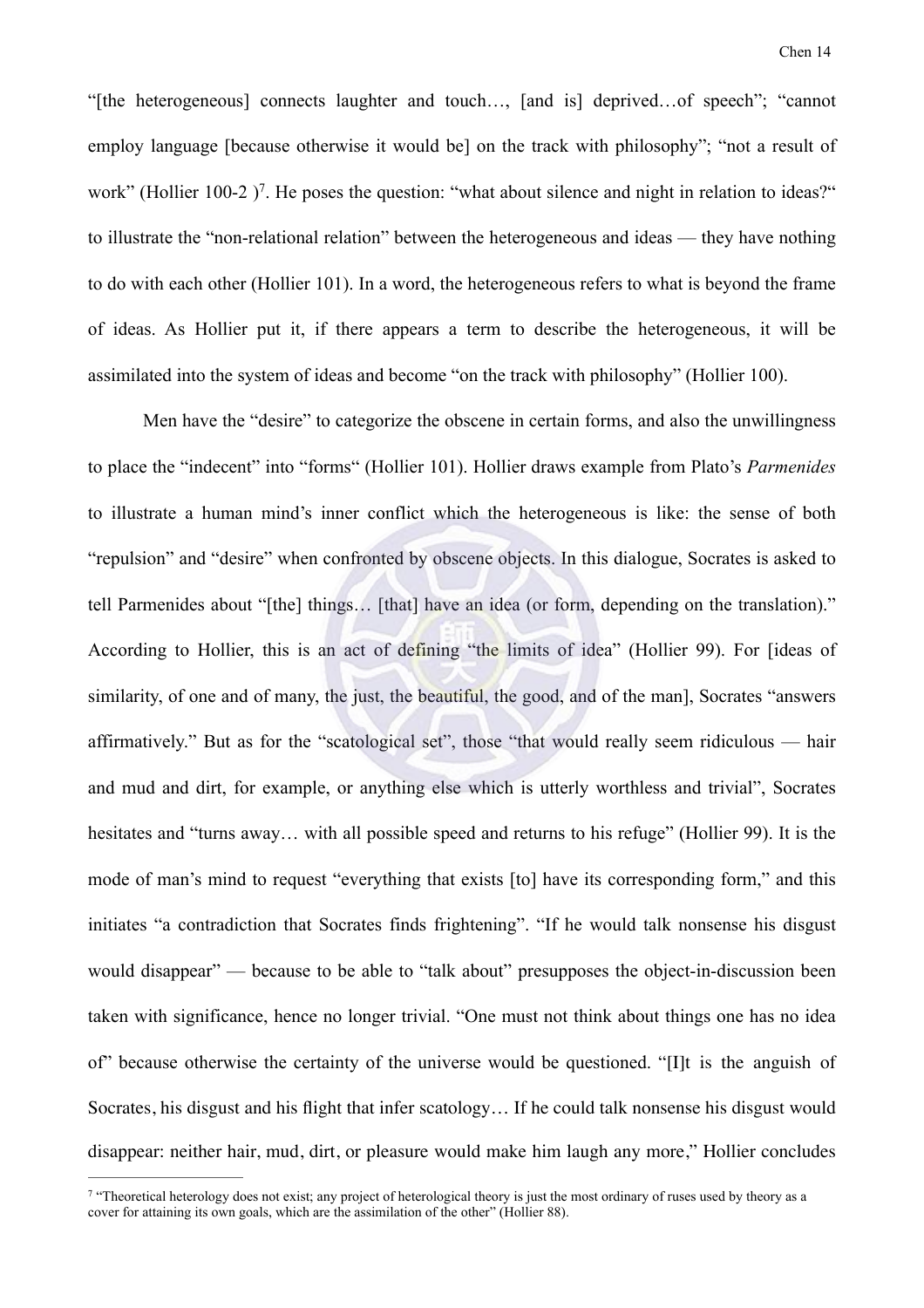"[the heterogeneous] connects laughter and touch…, [and is] deprived…of speech"; "cannot employ language [because otherwise it would be] on the track with philosophy"; "not a result of work" (Hollier 100-2 )[7]. He poses the question: "what about silence and night in relation to ideas?" to illustrate the "non-relational relation" between the heterogeneous and ideas — they have nothing to do with each other (Hollier 101). In a word, the heterogeneous refers to what is beyond the frame of ideas. As Hollier put it, if there appears a term to describe the heterogeneous, it will be assimilated into the system of ideas and become "on the track with philosophy" (Hollier 100).

Men have the "desire" to categorize the obscene in certain forms, and also the unwillingness to place the "indecent" into "forms" (Hollier 101). Hollier draws example from Plato's *Parmenides* to illustrate a human mind's inner conflict which the heterogeneous is like: the sense of both "repulsion" and "desire" when confronted by obscene objects. In this dialogue, Socrates is asked to tell Parmenides about "[the] things… [that] have an idea (or form, depending on the translation)." According to Hollier, this is an act of defining "the limits of idea" (Hollier 99). For [ideas of similarity, of one and of many, the just, the beautiful, the good, and of the man], Socrates "answers affirmatively." But as for the "scatological set", those "that would really seem ridiculous — hair and mud and dirt, for example, or anything else which is utterly worthless and trivial", Socrates hesitates and "turns away… with all possible speed and returns to his refuge" (Hollier 99). It is the mode of man's mind to request "everything that exists [to] have its corresponding form," and this initiates "a contradiction that Socrates finds frightening". "If he would talk nonsense his disgust would disappear" — because to be able to "talk about" presupposes the object-in-discussion been taken with significance, hence no longer trivial. "One must not think about things one has no idea of" because otherwise the certainty of the universe would be questioned. "[I]t is the anguish of Socrates, his disgust and his flight that infer scatology… If he could talk nonsense his disgust would disappear: neither hair, mud, dirt, or pleasure would make him laugh any more," Hollier concludes

---

[7] "Theoretical heterology does not exist; any project of heterological theory is just the most ordinary of ruses used by theory as a cover for attaining its own goals, which are the assimilation of the other" (Hollier 88).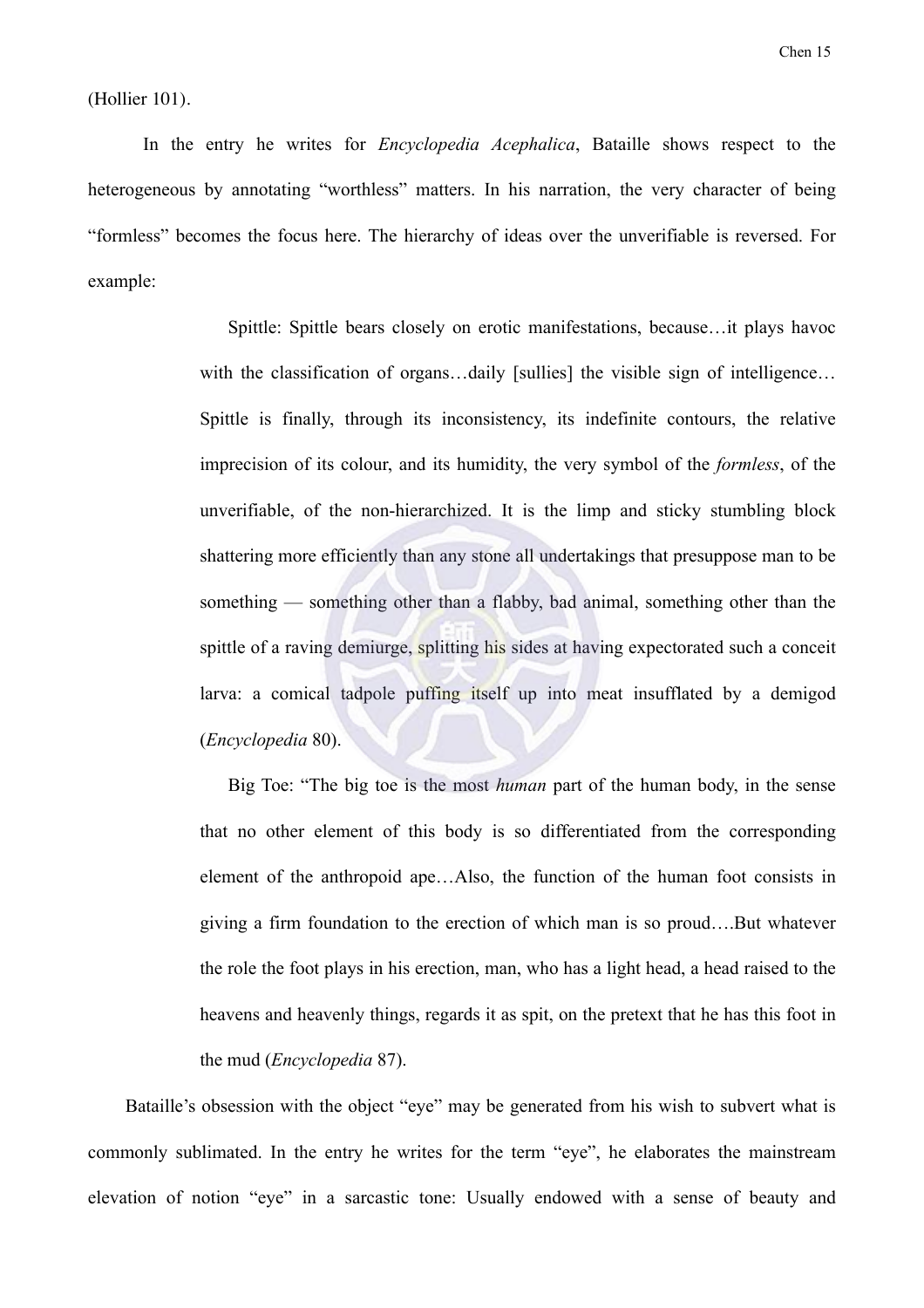(Hollier 101).

In the entry he writes for *Encyclopedia Acephalica*, Bataille shows respect to the heterogeneous by annotating "worthless" matters. In his narration, the very character of being "formless" becomes the focus here. The hierarchy of ideas over the unverifiable is reversed. For example:

> Spittle: Spittle bears closely on erotic manifestations, because…it plays havoc with the classification of organs…daily [sullies] the visible sign of intelligence… Spittle is finally, through its inconsistency, its indefinite contours, the relative imprecision of its colour, and its humidity, the very symbol of the *formless*, of the unverifiable, of the non-hierarchized. It is the limp and sticky stumbling block shattering more efficiently than any stone all undertakings that presuppose man to be something — something other than a flabby, bad animal, something other than the spittle of a raving demiurge, splitting his sides at having expectorated such a conceit larva: a comical tadpole puffing itself up into meat insufflated by a demigod (*Encyclopedia* 80).
>
> Big Toe: "The big toe is the most *human* part of the human body, in the sense that no other element of this body is so differentiated from the corresponding element of the anthropoid ape…Also, the function of the human foot consists in giving a firm foundation to the erection of which man is so proud….But whatever the role the foot plays in his erection, man, who has a light head, a head raised to the heavens and heavenly things, regards it as spit, on the pretext that he has this foot in the mud (*Encyclopedia* 87).

Bataille's obsession with the object "eye" may be generated from his wish to subvert what is commonly sublimated. In the entry he writes for the term "eye", he elaborates the mainstream elevation of notion "eye" in a sarcastic tone: Usually endowed with a sense of beauty and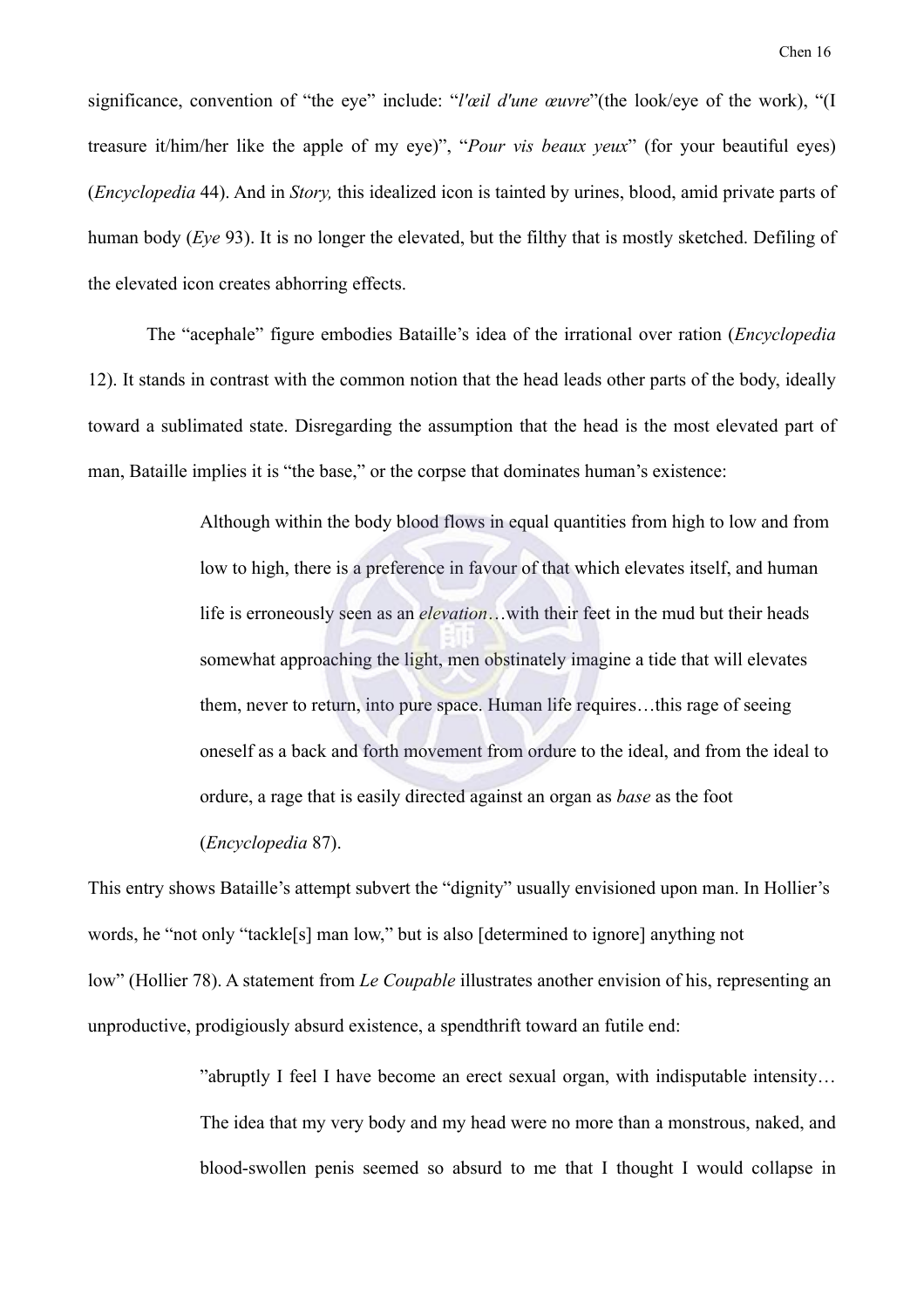significance, convention of "the eye" include: "*l'œil d'une œuvre*"(the look/eye of the work), "(I treasure it/him/her like the apple of my eye)", "*Pour vis beaux yeux*" (for your beautiful eyes) (*Encyclopedia* 44). And in *Story,* this idealized icon is tainted by urines, blood, amid private parts of human body (*Eye* 93). It is no longer the elevated, but the filthy that is mostly sketched. Defiling of the elevated icon creates abhorring effects.

The "acephale" figure embodies Bataille's idea of the irrational over ration (*Encyclopedia* 12). It stands in contrast with the common notion that the head leads other parts of the body, ideally toward a sublimated state. Disregarding the assumption that the head is the most elevated part of man, Bataille implies it is "the base," or the corpse that dominates human's existence:

> Although within the body blood flows in equal quantities from high to low and from low to high, there is a preference in favour of that which elevates itself, and human life is erroneously seen as an *elevation*…with their feet in the mud but their heads somewhat approaching the light, men obstinately imagine a tide that will elevates them, never to return, into pure space. Human life requires…this rage of seeing oneself as a back and forth movement from ordure to the ideal, and from the ideal to ordure, a rage that is easily directed against an organ as *base* as the foot (*Encyclopedia* 87).

This entry shows Bataille's attempt subvert the "dignity" usually envisioned upon man. In Hollier's words, he "not only "tackle[s] man low," but is also [determined to ignore] anything not low" (Hollier 78). A statement from *Le Coupable* illustrates another envision of his, representing an unproductive, prodigiously absurd existence, a spendthrift toward an futile end:

> "abruptly I feel I have become an erect sexual organ, with indisputable intensity… The idea that my very body and my head were no more than a monstrous, naked, and blood-swollen penis seemed so absurd to me that I thought I would collapse in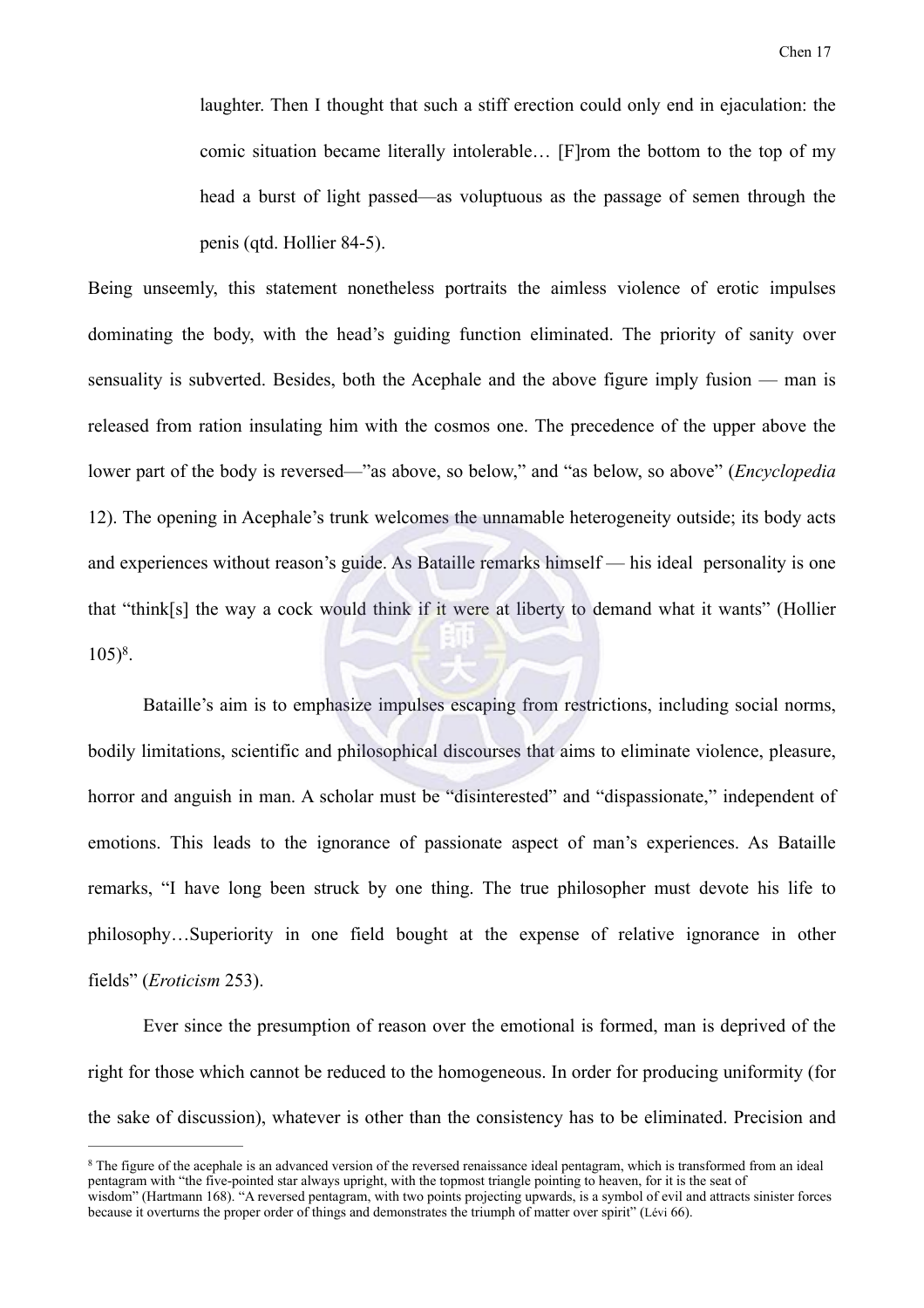> laughter. Then I thought that such a stiff erection could only end in ejaculation: the comic situation became literally intolerable… [F]rom the bottom to the top of my head a burst of light passed—as voluptuous as the passage of semen through the penis (qtd. Hollier 84-5).

Being unseemly, this statement nonetheless portraits the aimless violence of erotic impulses dominating the body, with the head's guiding function eliminated. The priority of sanity over sensuality is subverted. Besides, both the Acephale and the above figure imply fusion — man is released from ration insulating him with the cosmos one. The precedence of the upper above the lower part of the body is reversed—"as above, so below," and "as below, so above" (*Encyclopedia* 12). The opening in Acephale's trunk welcomes the unnamable heterogeneity outside; its body acts and experiences without reason's guide. As Bataille remarks himself — his ideal personality is one that "think[s] the way a cock would think if it were at liberty to demand what it wants" (Hollier 105)[8].

Bataille's aim is to emphasize impulses escaping from restrictions, including social norms, bodily limitations, scientific and philosophical discourses that aims to eliminate violence, pleasure, horror and anguish in man. A scholar must be "disinterested" and "dispassionate," independent of emotions. This leads to the ignorance of passionate aspect of man's experiences. As Bataille remarks, "I have long been struck by one thing. The true philosopher must devote his life to philosophy…Superiority in one field bought at the expense of relative ignorance in other fields" (*Eroticism* 253).

Ever since the presumption of reason over the emotional is formed, man is deprived of the right for those which cannot be reduced to the homogeneous. In order for producing uniformity (for the sake of discussion), whatever is other than the consistency has to be eliminated. Precision and

---

[8] The figure of the acephale is an advanced version of the reversed renaissance ideal pentagram, which is transformed from an ideal pentagram with "the five-pointed star always upright, with the topmost triangle pointing to heaven, for it is the seat of wisdom" (Hartmann 168). "A reversed pentagram, with two points projecting upwards, is a symbol of evil and attracts sinister forces because it overturns the proper order of things and demonstrates the triumph of matter over spirit" (Lévi 66).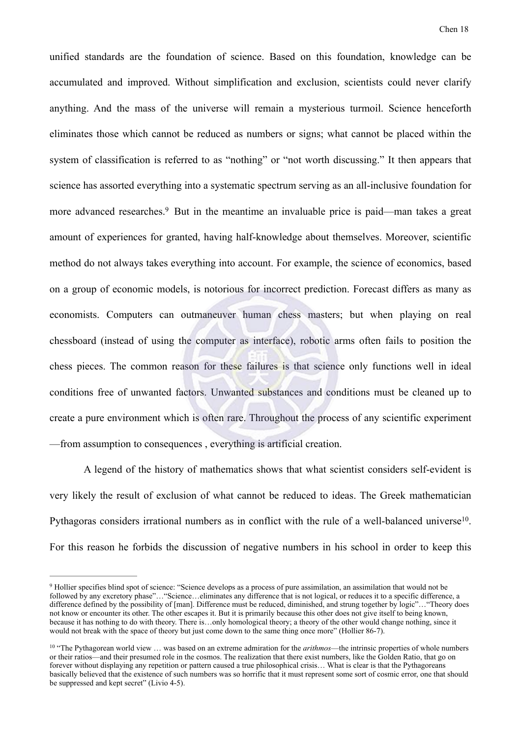unified standards are the foundation of science. Based on this foundation, knowledge can be accumulated and improved. Without simplification and exclusion, scientists could never clarify anything. And the mass of the universe will remain a mysterious turmoil. Science henceforth eliminates those which cannot be reduced as numbers or signs; what cannot be placed within the system of classification is referred to as "nothing" or "not worth discussing." It then appears that science has assorted everything into a systematic spectrum serving as an all-inclusive foundation for more advanced researches.[9] But in the meantime an invaluable price is paid—man takes a great amount of experiences for granted, having half-knowledge about themselves. Moreover, scientific method do not always takes everything into account. For example, the science of economics, based on a group of economic models, is notorious for incorrect prediction. Forecast differs as many as economists. Computers can outmaneuver human chess masters; but when playing on real chessboard (instead of using the computer as interface), robotic arms often fails to position the chess pieces. The common reason for these failures is that science only functions well in ideal conditions free of unwanted factors. Unwanted substances and conditions must be cleaned up to create a pure environment which is often rare. Throughout the process of any scientific experiment —from assumption to consequences , everything is artificial creation.

A legend of the history of mathematics shows that what scientist considers self-evident is very likely the result of exclusion of what cannot be reduced to ideas. The Greek mathematician Pythagoras considers irrational numbers as in conflict with the rule of a well-balanced universe[10]. For this reason he forbids the discussion of negative numbers in his school in order to keep this

---

[9] Hollier specifies blind spot of science: "Science develops as a process of pure assimilation, an assimilation that would not be followed by any excretory phase"…"Science…eliminates any difference that is not logical, or reduces it to a specific difference, a difference defined by the possibility of [man]. Difference must be reduced, diminished, and strung together by logic"…"Theory does not know or encounter its other. The other escapes it. But it is primarily because this other does not give itself to being known, because it has nothing to do with theory. There is…only homological theory; a theory of the other would change nothing, since it would not break with the space of theory but just come down to the same thing once more" (Hollier 86-7).

[10] "The Pythagorean world view … was based on an extreme admiration for the *arithmos*—the intrinsic properties of whole numbers or their ratios—and their presumed role in the cosmos. The realization that there exist numbers, like the Golden Ratio, that go on forever without displaying any repetition or pattern caused a true philosophical crisis… What is clear is that the Pythagoreans basically believed that the existence of such numbers was so horrific that it must represent some sort of cosmic error, one that should be suppressed and kept secret" (Livio 4-5).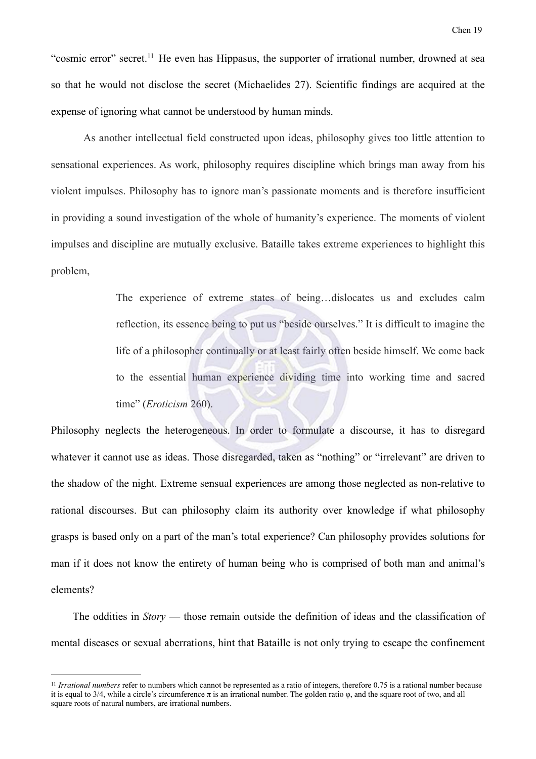"cosmic error" secret.[11] He even has Hippasus, the supporter of irrational number, drowned at sea so that he would not disclose the secret (Michaelides 27). Scientific findings are acquired at the expense of ignoring what cannot be understood by human minds.

As another intellectual field constructed upon ideas, philosophy gives too little attention to sensational experiences. As work, philosophy requires discipline which brings man away from his violent impulses. Philosophy has to ignore man's passionate moments and is therefore insufficient in providing a sound investigation of the whole of humanity's experience. The moments of violent impulses and discipline are mutually exclusive. Bataille takes extreme experiences to highlight this problem,

> The experience of extreme states of being…dislocates us and excludes calm reflection, its essence being to put us "beside ourselves." It is difficult to imagine the life of a philosopher continually or at least fairly often beside himself. We come back to the essential human experience dividing time into working time and sacred time" (*Eroticism* 260).

Philosophy neglects the heterogeneous. In order to formulate a discourse, it has to disregard whatever it cannot use as ideas. Those disregarded, taken as "nothing" or "irrelevant" are driven to the shadow of the night. Extreme sensual experiences are among those neglected as non-relative to rational discourses. But can philosophy claim its authority over knowledge if what philosophy grasps is based only on a part of the man's total experience? Can philosophy provides solutions for man if it does not know the entirety of human being who is comprised of both man and animal's elements?

The oddities in *Story* — those remain outside the definition of ideas and the classification of mental diseases or sexual aberrations, hint that Bataille is not only trying to escape the confinement

---

[11] *Irrational numbers* refer to numbers which cannot be represented as a ratio of integers, therefore 0.75 is a rational number because it is equal to 3/4, while a circle's circumference $\pi$ is an irrational number. The golden ratio $\varphi$, and the square root of two, and all square roots of natural numbers, are irrational numbers.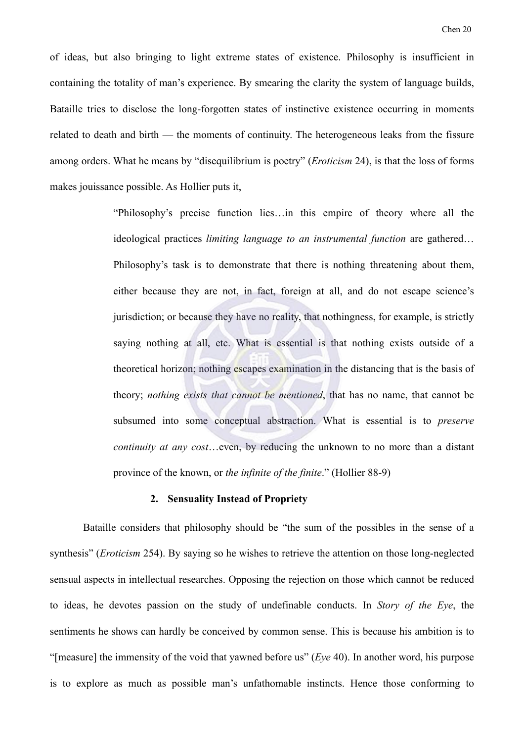of ideas, but also bringing to light extreme states of existence. Philosophy is insufficient in containing the totality of man's experience. By smearing the clarity the system of language builds, Bataille tries to disclose the long-forgotten states of instinctive existence occurring in moments related to death and birth — the moments of continuity. The heterogeneous leaks from the fissure among orders. What he means by "disequilibrium is poetry" (*Eroticism* 24), is that the loss of forms makes jouissance possible. As Hollier puts it,

> "Philosophy's precise function lies…in this empire of theory where all the ideological practices *limiting language to an instrumental function* are gathered… Philosophy's task is to demonstrate that there is nothing threatening about them, either because they are not, in fact, foreign at all, and do not escape science's jurisdiction; or because they have no reality, that nothingness, for example, is strictly saying nothing at all, etc. What is essential is that nothing exists outside of a theoretical horizon; nothing escapes examination in the distancing that is the basis of theory; *nothing exists that cannot be mentioned*, that has no name, that cannot be subsumed into some conceptual abstraction. What is essential is to *preserve continuity at any cost*…even, by reducing the unknown to no more than a distant province of the known, or *the infinite of the finite*." (Hollier 88-9)

### 2. Sensuality Instead of Propriety

Bataille considers that philosophy should be "the sum of the possibles in the sense of a synthesis" (*Eroticism* 254). By saying so he wishes to retrieve the attention on those long-neglected sensual aspects in intellectual researches. Opposing the rejection on those which cannot be reduced to ideas, he devotes passion on the study of undefinable conducts. In *Story of the Eye*, the sentiments he shows can hardly be conceived by common sense. This is because his ambition is to "[measure] the immensity of the void that yawned before us" (*Eye* 40). In another word, his purpose is to explore as much as possible man's unfathomable instincts. Hence those conforming to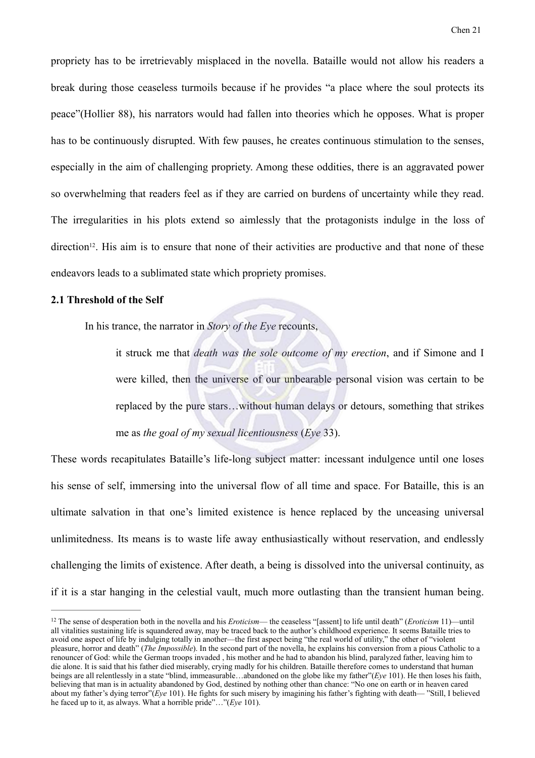propriety has to be irretrievably misplaced in the novella. Bataille would not allow his readers a break during those ceaseless turmoils because if he provides "a place where the soul protects its peace"(Hollier 88), his narrators would had fallen into theories which he opposes. What is proper has to be continuously disrupted. With few pauses, he creates continuous stimulation to the senses, especially in the aim of challenging propriety. Among these oddities, there is an aggravated power so overwhelming that readers feel as if they are carried on burdens of uncertainty while they read. The irregularities in his plots extend so aimlessly that the protagonists indulge in the loss of direction[12]. His aim is to ensure that none of their activities are productive and that none of these endeavors leads to a sublimated state which propriety promises.

**2.1 Threshold of the Self**

In his trance, the narrator in *Story of the Eye* recounts,

> it struck me that *death was the sole outcome of my erection*, and if Simone and I were killed, then the universe of our unbearable personal vision was certain to be replaced by the pure stars…without human delays or detours, something that strikes me as *the goal of my sexual licentiousness* (*Eye* 33).

These words recapitulates Bataille's life-long subject matter: incessant indulgence until one loses his sense of self, immersing into the universal flow of all time and space. For Bataille, this is an ultimate salvation in that one's limited existence is hence replaced by the unceasing universal unlimitedness. Its means is to waste life away enthusiastically without reservation, and endlessly challenging the limits of existence. After death, a being is dissolved into the universal continuity, as if it is a star hanging in the celestial vault, much more outlasting than the transient human being.

---

[12] The sense of desperation both in the novella and his *Eroticism*— the ceaseless "[assent] to life until death" (*Eroticism* 11)—until all vitalities sustaining life is squandered away, may be traced back to the author's childhood experience. It seems Bataille tries to avoid one aspect of life by indulging totally in another—the first aspect being "the real world of utility," the other of "violent pleasure, horror and death" (*The Impossible*). In the second part of the novella, he explains his conversion from a pious Catholic to a renouncer of God: while the German troops invaded , his mother and he had to abandon his blind, paralyzed father, leaving him to die alone. It is said that his father died miserably, crying madly for his children. Bataille therefore comes to understand that human beings are all relentlessly in a state "blind, immeasurable…abandoned on the globe like my father"(*Eye* 101). He then loses his faith, believing that man is in actuality abandoned by God, destined by nothing other than chance: "No one on earth or in heaven cared about my father's dying terror"(*Eye* 101). He fights for such misery by imagining his father's fighting with death— "Still, I believed he faced up to it, as always. What a horrible pride"…"(*Eye* 101).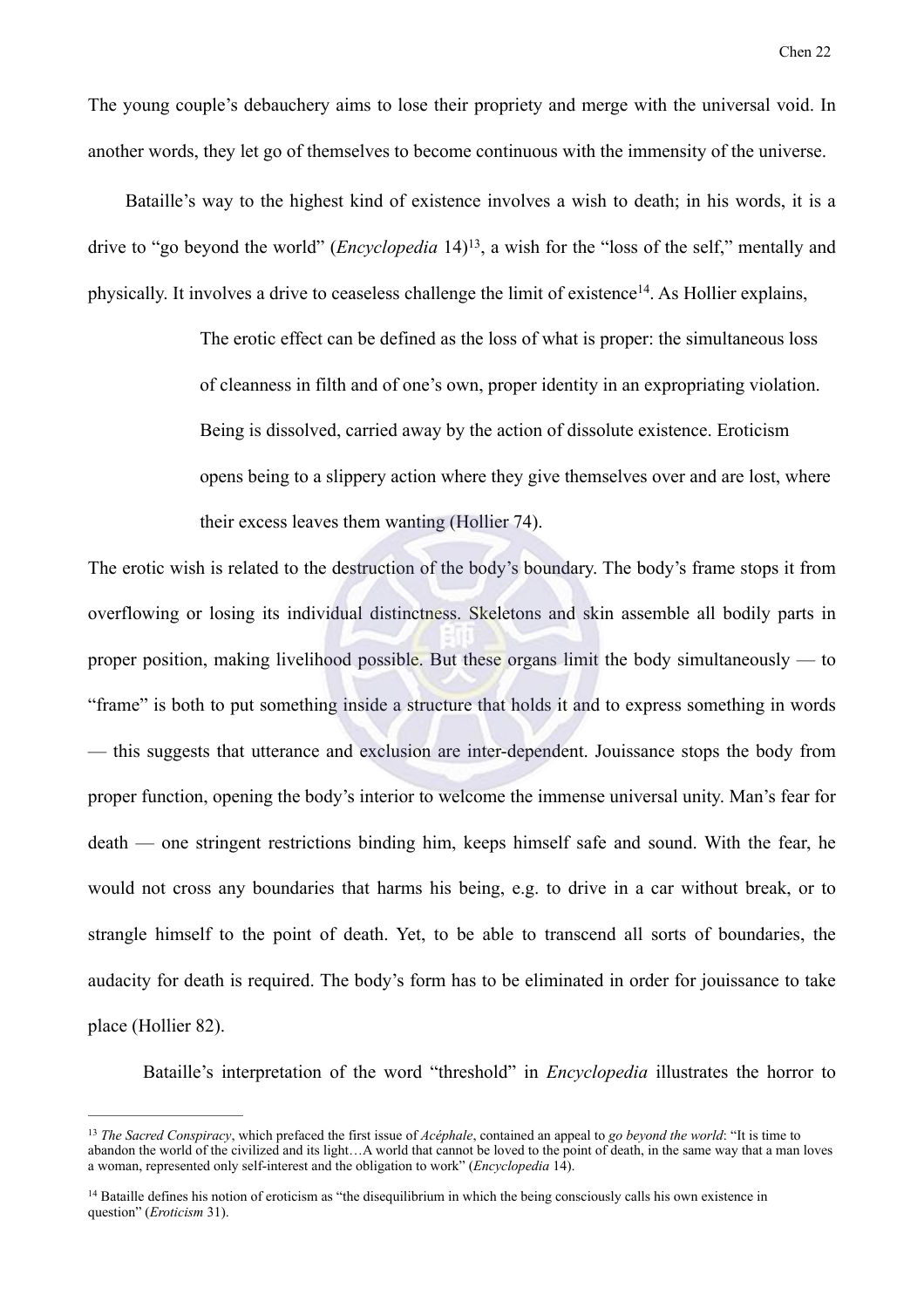The young couple's debauchery aims to lose their propriety and merge with the universal void. In another words, they let go of themselves to become continuous with the immensity of the universe.

Bataille's way to the highest kind of existence involves a wish to death; in his words, it is a drive to "go beyond the world" (*Encyclopedia* 14)[13], a wish for the "loss of the self," mentally and physically. It involves a drive to ceaseless challenge the limit of existence[14]. As Hollier explains,

> The erotic effect can be defined as the loss of what is proper: the simultaneous loss of cleanness in filth and of one's own, proper identity in an expropriating violation. Being is dissolved, carried away by the action of dissolute existence. Eroticism opens being to a slippery action where they give themselves over and are lost, where their excess leaves them wanting (Hollier 74).

The erotic wish is related to the destruction of the body's boundary. The body's frame stops it from overflowing or losing its individual distinctness. Skeletons and skin assemble all bodily parts in proper position, making livelihood possible. But these organs limit the body simultaneously — to "frame" is both to put something inside a structure that holds it and to express something in words — this suggests that utterance and exclusion are inter-dependent. Jouissance stops the body from proper function, opening the body's interior to welcome the immense universal unity. Man's fear for death — one stringent restrictions binding him, keeps himself safe and sound. With the fear, he would not cross any boundaries that harms his being, e.g. to drive in a car without break, or to strangle himself to the point of death. Yet, to be able to transcend all sorts of boundaries, the audacity for death is required. The body's form has to be eliminated in order for jouissance to take place (Hollier 82).

Bataille's interpretation of the word "threshold" in *Encyclopedia* illustrates the horror to

---

[13] *The Sacred Conspiracy*, which prefaced the first issue of *Acéphale*, contained an appeal to *go beyond the world*: "It is time to abandon the world of the civilized and its light…A world that cannot be loved to the point of death, in the same way that a man loves a woman, represented only self-interest and the obligation to work" (*Encyclopedia* 14).

[14] Bataille defines his notion of eroticism as "the disequilibrium in which the being consciously calls his own existence in question" (*Eroticism* 31).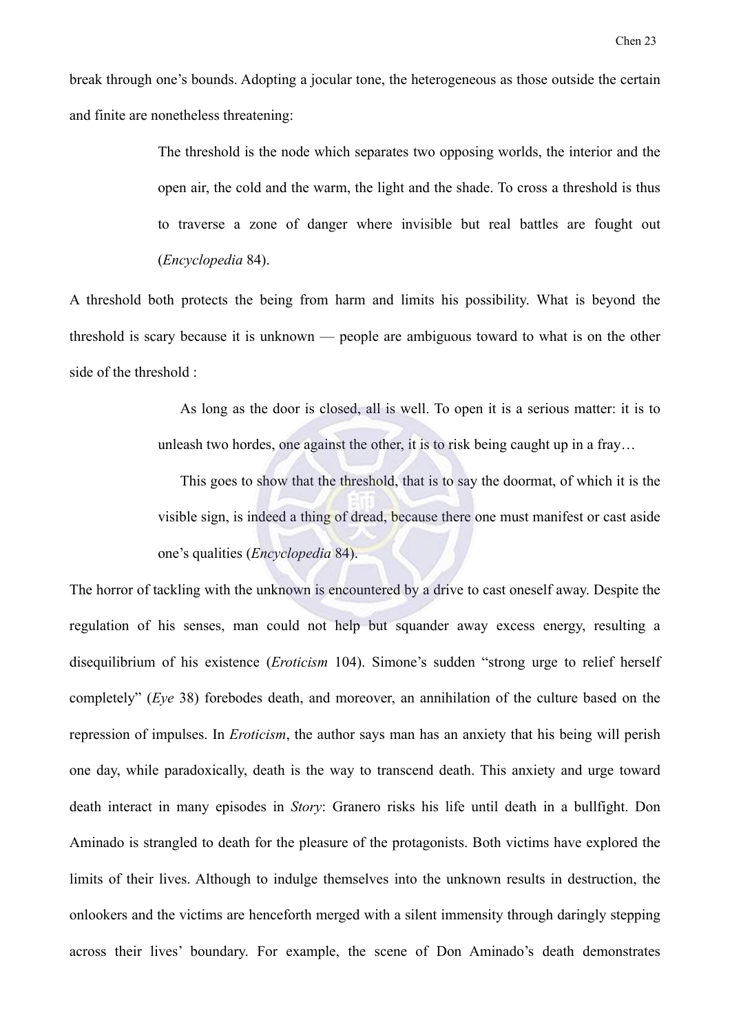break through one's bounds. Adopting a jocular tone, the heterogeneous as those outside the certain and finite are nonetheless threatening:

> The threshold is the node which separates two opposing worlds, the interior and the open air, the cold and the warm, the light and the shade. To cross a threshold is thus to traverse a zone of danger where invisible but real battles are fought out (*Encyclopedia* 84).

A threshold both protects the being from harm and limits his possibility. What is beyond the threshold is scary because it is unknown — people are ambiguous toward to what is on the other side of the threshold :

> As long as the door is closed, all is well. To open it is a serious matter: it is to unleash two hordes, one against the other, it is to risk being caught up in a fray…
>
> This goes to show that the threshold, that is to say the doormat, of which it is the visible sign, is indeed a thing of dread, because there one must manifest or cast aside one's qualities (*Encyclopedia* 84).

The horror of tackling with the unknown is encountered by a drive to cast oneself away. Despite the regulation of his senses, man could not help but squander away excess energy, resulting a disequilibrium of his existence (*Eroticism* 104). Simone's sudden "strong urge to relief herself completely" (*Eye* 38) forebodes death, and moreover, an annihilation of the culture based on the repression of impulses. In *Eroticism*, the author says man has an anxiety that his being will perish one day, while paradoxically, death is the way to transcend death. This anxiety and urge toward death interact in many episodes in *Story*: Granero risks his life until death in a bullfight. Don Aminado is strangled to death for the pleasure of the protagonists. Both victims have explored the limits of their lives. Although to indulge themselves into the unknown results in destruction, the onlookers and the victims are henceforth merged with a silent immensity through daringly stepping across their lives' boundary. For example, the scene of Don Aminado's death demonstrates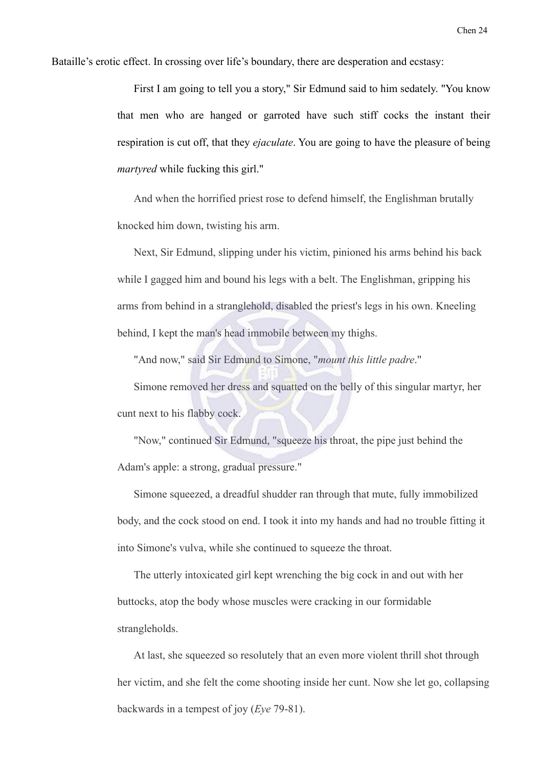Bataille's erotic effect. In crossing over life's boundary, there are desperation and ecstasy:

> First I am going to tell you a story," Sir Edmund said to him sedately. "You know that men who are hanged or garroted have such stiff cocks the instant their respiration is cut off, that they *ejaculate*. You are going to have the pleasure of being *martyred* while fucking this girl."
>
> And when the horrified priest rose to defend himself, the Englishman brutally knocked him down, twisting his arm.
>
> Next, Sir Edmund, slipping under his victim, pinioned his arms behind his back while I gagged him and bound his legs with a belt. The Englishman, gripping his arms from behind in a stranglehold, disabled the priest's legs in his own. Kneeling behind, I kept the man's head immobile between my thighs.
>
> "And now," said Sir Edmund to Simone, "*mount this little padre*."
>
> Simone removed her dress and squatted on the belly of this singular martyr, her cunt next to his flabby cock.
>
> "Now," continued Sir Edmund, "squeeze his throat, the pipe just behind the Adam's apple: a strong, gradual pressure."
>
> Simone squeezed, a dreadful shudder ran through that mute, fully immobilized body, and the cock stood on end. I took it into my hands and had no trouble fitting it into Simone's vulva, while she continued to squeeze the throat.
>
> The utterly intoxicated girl kept wrenching the big cock in and out with her buttocks, atop the body whose muscles were cracking in our formidable strangleholds.
>
> At last, she squeezed so resolutely that an even more violent thrill shot through her victim, and she felt the come shooting inside her cunt. Now she let go, collapsing backwards in a tempest of joy (*Eye* 79-81).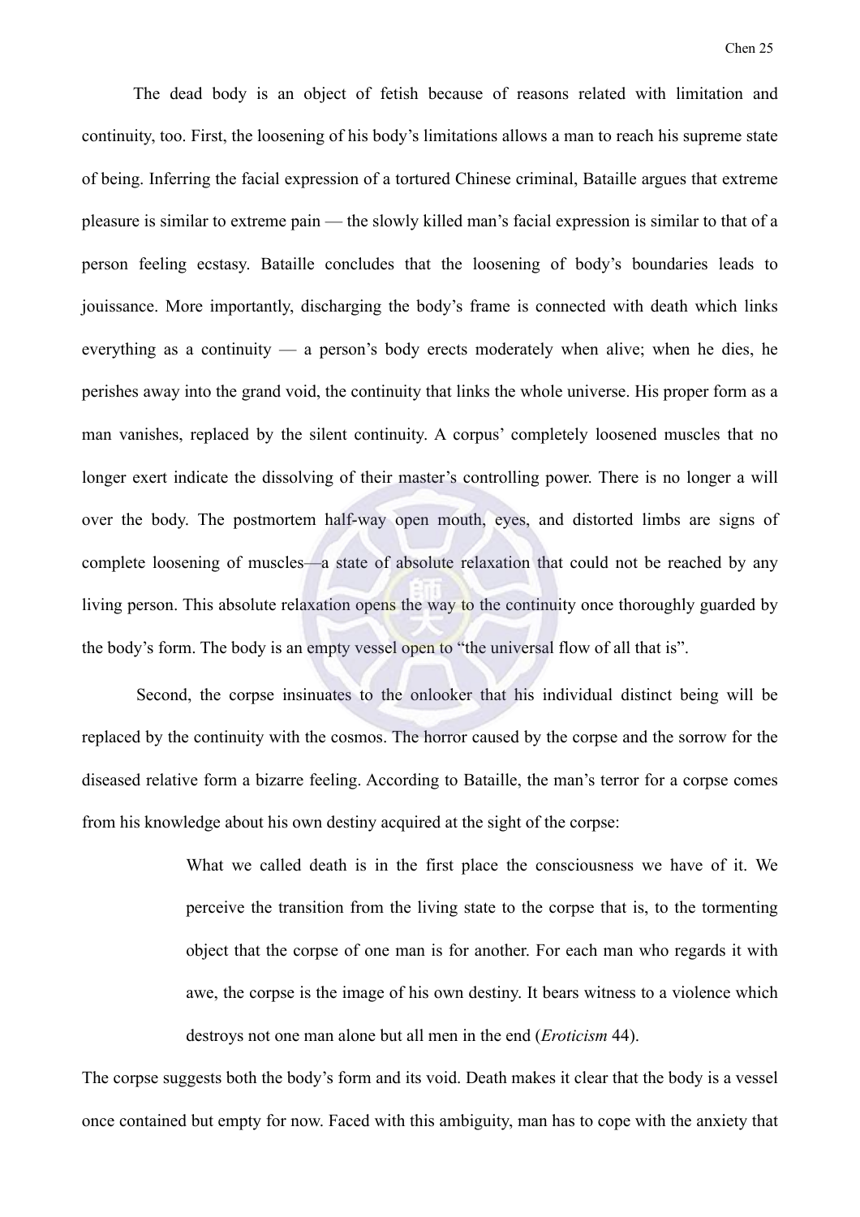The dead body is an object of fetish because of reasons related with limitation and continuity, too. First, the loosening of his body's limitations allows a man to reach his supreme state of being. Inferring the facial expression of a tortured Chinese criminal, Bataille argues that extreme pleasure is similar to extreme pain — the slowly killed man's facial expression is similar to that of a person feeling ecstasy. Bataille concludes that the loosening of body's boundaries leads to jouissance. More importantly, discharging the body's frame is connected with death which links everything as a continuity — a person's body erects moderately when alive; when he dies, he perishes away into the grand void, the continuity that links the whole universe. His proper form as a man vanishes, replaced by the silent continuity. A corpus' completely loosened muscles that no longer exert indicate the dissolving of their master's controlling power. There is no longer a will over the body. The postmortem half-way open mouth, eyes, and distorted limbs are signs of complete loosening of muscles—a state of absolute relaxation that could not be reached by any living person. This absolute relaxation opens the way to the continuity once thoroughly guarded by the body's form. The body is an empty vessel open to "the universal flow of all that is".

Second, the corpse insinuates to the onlooker that his individual distinct being will be replaced by the continuity with the cosmos. The horror caused by the corpse and the sorrow for the diseased relative form a bizarre feeling. According to Bataille, the man's terror for a corpse comes from his knowledge about his own destiny acquired at the sight of the corpse:

> What we called death is in the first place the consciousness we have of it. We perceive the transition from the living state to the corpse that is, to the tormenting object that the corpse of one man is for another. For each man who regards it with awe, the corpse is the image of his own destiny. It bears witness to a violence which destroys not one man alone but all men in the end (*Eroticism* 44).

The corpse suggests both the body's form and its void. Death makes it clear that the body is a vessel once contained but empty for now. Faced with this ambiguity, man has to cope with the anxiety that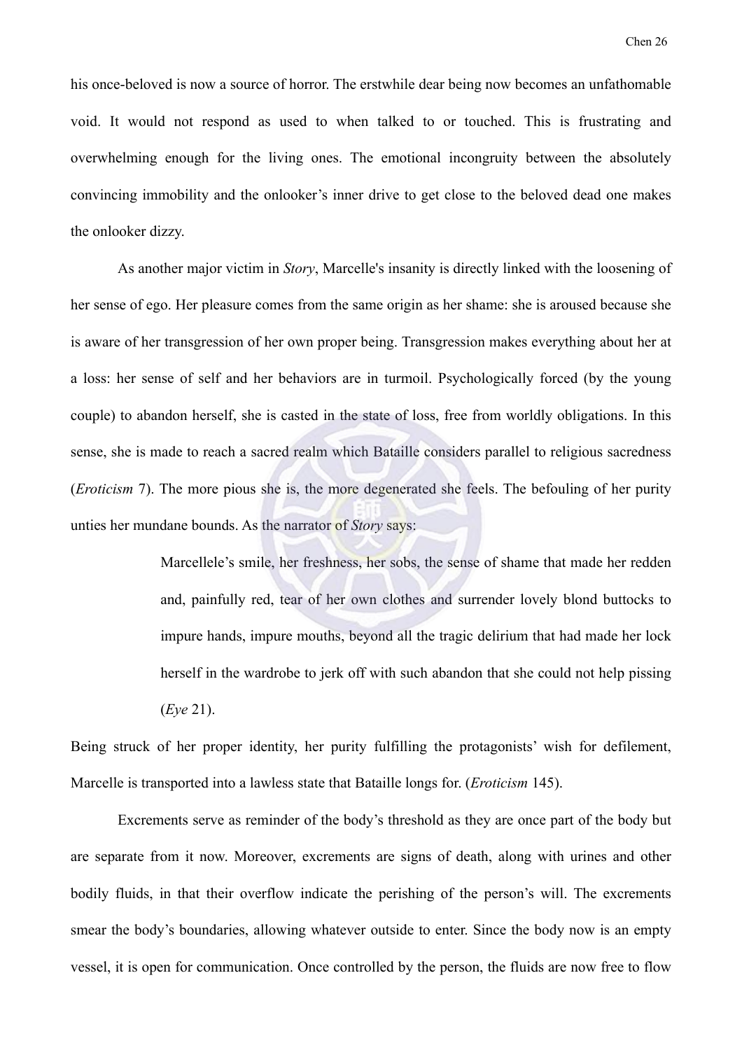his once-beloved is now a source of horror. The erstwhile dear being now becomes an unfathomable void. It would not respond as used to when talked to or touched. This is frustrating and overwhelming enough for the living ones. The emotional incongruity between the absolutely convincing immobility and the onlooker's inner drive to get close to the beloved dead one makes the onlooker dizzy.

As another major victim in *Story*, Marcelle's insanity is directly linked with the loosening of her sense of ego. Her pleasure comes from the same origin as her shame: she is aroused because she is aware of her transgression of her own proper being. Transgression makes everything about her at a loss: her sense of self and her behaviors are in turmoil. Psychologically forced (by the young couple) to abandon herself, she is casted in the state of loss, free from worldly obligations. In this sense, she is made to reach a sacred realm which Bataille considers parallel to religious sacredness (*Eroticism* 7). The more pious she is, the more degenerated she feels. The befouling of her purity unties her mundane bounds. As the narrator of *Story* says:

> Marcellele's smile, her freshness, her sobs, the sense of shame that made her redden and, painfully red, tear of her own clothes and surrender lovely blond buttocks to impure hands, impure mouths, beyond all the tragic delirium that had made her lock herself in the wardrobe to jerk off with such abandon that she could not help pissing (*Eye* 21).

Being struck of her proper identity, her purity fulfilling the protagonists' wish for defilement, Marcelle is transported into a lawless state that Bataille longs for. (*Eroticism* 145).

Excrements serve as reminder of the body's threshold as they are once part of the body but are separate from it now. Moreover, excrements are signs of death, along with urines and other bodily fluids, in that their overflow indicate the perishing of the person's will. The excrements smear the body's boundaries, allowing whatever outside to enter. Since the body now is an empty vessel, it is open for communication. Once controlled by the person, the fluids are now free to flow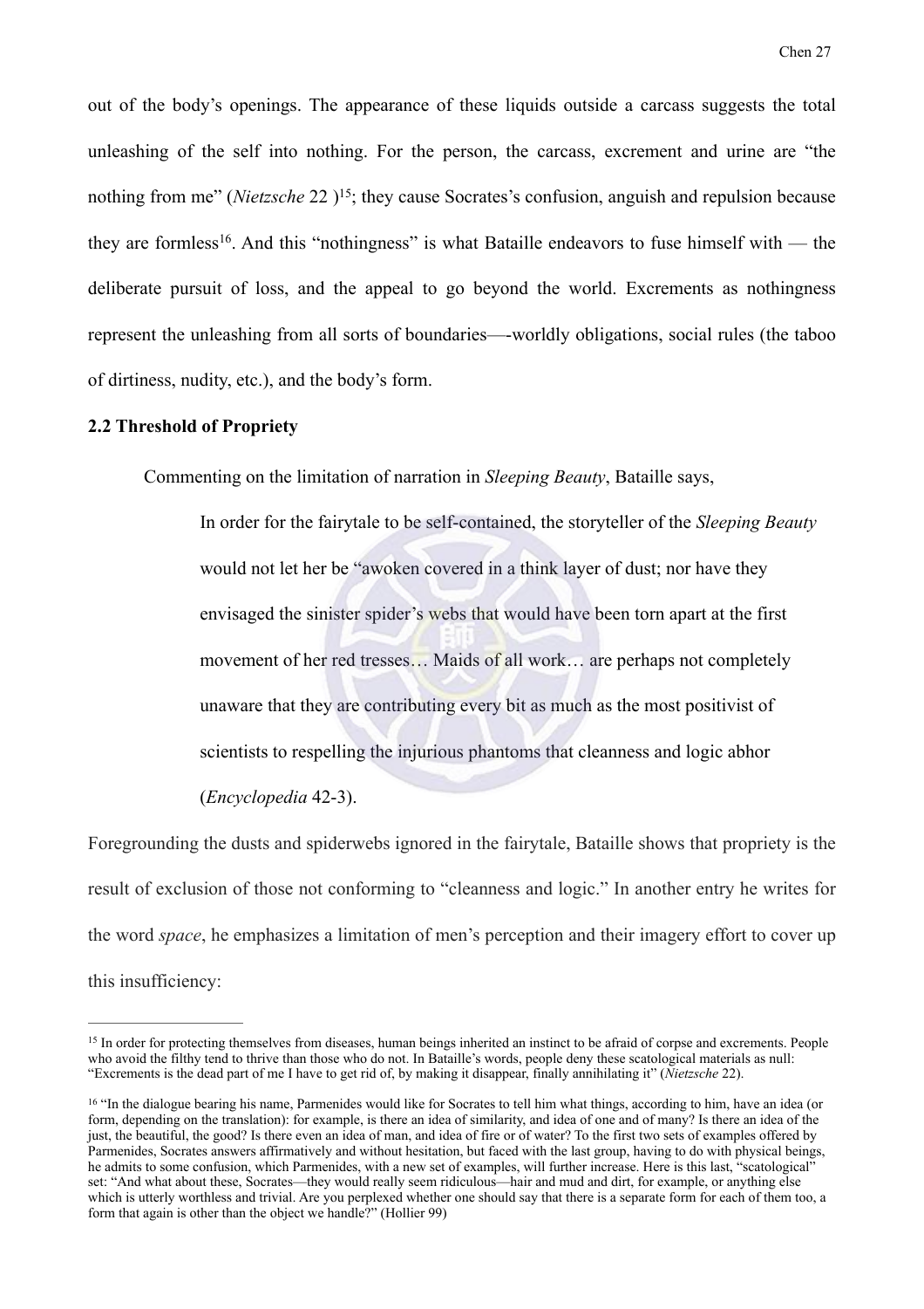out of the body's openings. The appearance of these liquids outside a carcass suggests the total unleashing of the self into nothing. For the person, the carcass, excrement and urine are "the nothing from me" (*Nietzsche* 22 )[15]; they cause Socrates's confusion, anguish and repulsion because they are formless[16]. And this "nothingness" is what Bataille endeavors to fuse himself with — the deliberate pursuit of loss, and the appeal to go beyond the world. Excrements as nothingness represent the unleashing from all sorts of boundaries—-worldly obligations, social rules (the taboo of dirtiness, nudity, etc.), and the body's form.

**2.2 Threshold of Propriety**

Commenting on the limitation of narration in *Sleeping Beauty*, Bataille says,

> In order for the fairytale to be self-contained, the storyteller of the *Sleeping Beauty* would not let her be "awoken covered in a think layer of dust; nor have they envisaged the sinister spider's webs that would have been torn apart at the first movement of her red tresses… Maids of all work… are perhaps not completely unaware that they are contributing every bit as much as the most positivist of scientists to respelling the injurious phantoms that cleanness and logic abhor (*Encyclopedia* 42-3).

Foregrounding the dusts and spiderwebs ignored in the fairytale, Bataille shows that propriety is the result of exclusion of those not conforming to "cleanness and logic." In another entry he writes for the word *space*, he emphasizes a limitation of men's perception and their imagery effort to cover up this insufficiency:

---

[15] In order for protecting themselves from diseases, human beings inherited an instinct to be afraid of corpse and excrements. People who avoid the filthy tend to thrive than those who do not. In Bataille's words, people deny these scatological materials as null: "Excrements is the dead part of me I have to get rid of, by making it disappear, finally annihilating it" (*Nietzsche* 22).

[16] "In the dialogue bearing his name, Parmenides would like for Socrates to tell him what things, according to him, have an idea (or form, depending on the translation): for example, is there an idea of similarity, and idea of one and of many? Is there an idea of the just, the beautiful, the good? Is there even an idea of man, and idea of fire or of water? To the first two sets of examples offered by Parmenides, Socrates answers affirmatively and without hesitation, but faced with the last group, having to do with physical beings, he admits to some confusion, which Parmenides, with a new set of examples, will further increase. Here is this last, "scatological" set: "And what about these, Socrates—they would really seem ridiculous—hair and mud and dirt, for example, or anything else which is utterly worthless and trivial. Are you perplexed whether one should say that there is a separate form for each of them too, a form that again is other than the object we handle?" (Hollier 99)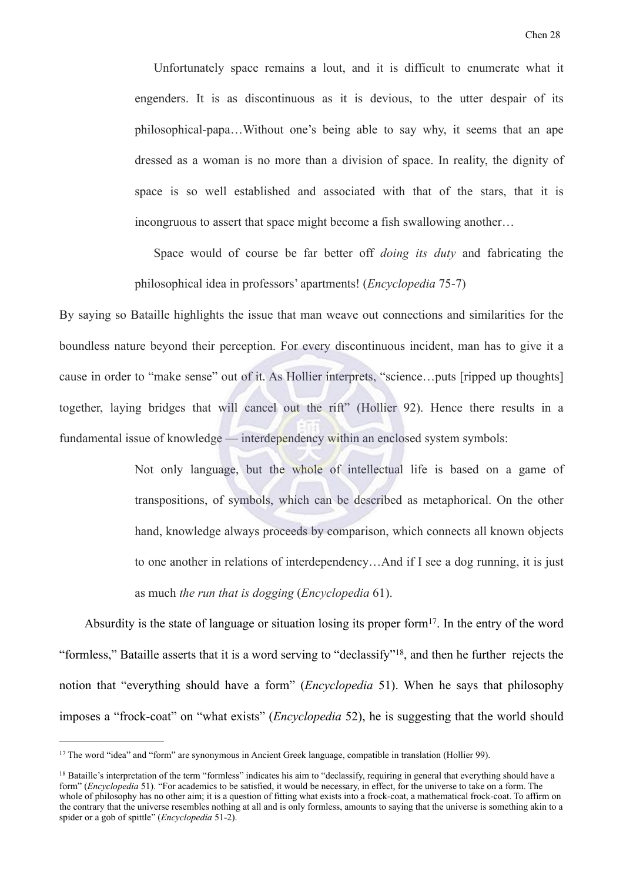> Unfortunately space remains a lout, and it is difficult to enumerate what it engenders. It is as discontinuous as it is devious, to the utter despair of its philosophical-papa…Without one's being able to say why, it seems that an ape dressed as a woman is no more than a division of space. In reality, the dignity of space is so well established and associated with that of the stars, that it is incongruous to assert that space might become a fish swallowing another…
>
> Space would of course be far better off *doing its duty* and fabricating the philosophical idea in professors' apartments! (*Encyclopedia* 75-7)

By saying so Bataille highlights the issue that man weave out connections and similarities for the boundless nature beyond their perception. For every discontinuous incident, man has to give it a cause in order to "make sense" out of it. As Hollier interprets, "science…puts [ripped up thoughts] together, laying bridges that will cancel out the rift" (Hollier 92). Hence there results in a fundamental issue of knowledge — interdependency within an enclosed system symbols:

> Not only language, but the whole of intellectual life is based on a game of transpositions, of symbols, which can be described as metaphorical. On the other hand, knowledge always proceeds by comparison, which connects all known objects to one another in relations of interdependency…And if I see a dog running, it is just as much *the run that is dogging* (*Encyclopedia* 61).

Absurdity is the state of language or situation losing its proper form[17]. In the entry of the word "formless," Bataille asserts that it is a word serving to "declassify"[18], and then he further rejects the notion that "everything should have a form" (*Encyclopedia* 51). When he says that philosophy imposes a "frock-coat" on "what exists" (*Encyclopedia* 52), he is suggesting that the world should

---

[17] The word "idea" and "form" are synonymous in Ancient Greek language, compatible in translation (Hollier 99).

[18] Bataille's interpretation of the term "formless" indicates his aim to "declassify, requiring in general that everything should have a form" (*Encyclopedia* 51). "For academics to be satisfied, it would be necessary, in effect, for the universe to take on a form. The whole of philosophy has no other aim; it is a question of fitting what exists into a frock-coat, a mathematical frock-coat. To affirm on the contrary that the universe resembles nothing at all and is only formless, amounts to saying that the universe is something akin to a spider or a gob of spittle" (*Encyclopedia* 51-2).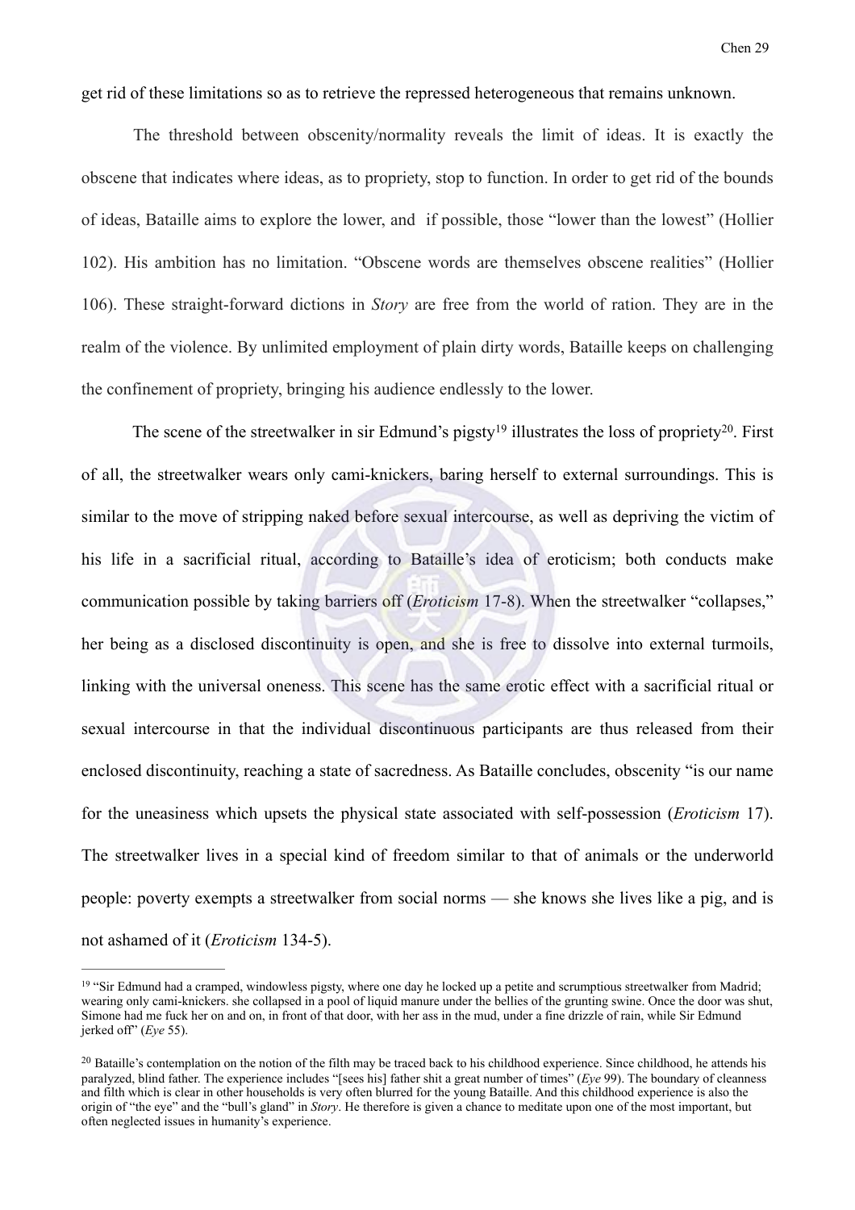get rid of these limitations so as to retrieve the repressed heterogeneous that remains unknown.

The threshold between obscenity/normality reveals the limit of ideas. It is exactly the obscene that indicates where ideas, as to propriety, stop to function. In order to get rid of the bounds of ideas, Bataille aims to explore the lower, and if possible, those "lower than the lowest" (Hollier 102). His ambition has no limitation. "Obscene words are themselves obscene realities" (Hollier 106). These straight-forward dictions in *Story* are free from the world of ration. They are in the realm of the violence. By unlimited employment of plain dirty words, Bataille keeps on challenging the confinement of propriety, bringing his audience endlessly to the lower.

The scene of the streetwalker in sir Edmund's pigsty[19] illustrates the loss of propriety[20]. First of all, the streetwalker wears only cami-knickers, baring herself to external surroundings. This is similar to the move of stripping naked before sexual intercourse, as well as depriving the victim of his life in a sacrificial ritual, according to Bataille's idea of eroticism; both conducts make communication possible by taking barriers off (*Eroticism* 17-8). When the streetwalker "collapses," her being as a disclosed discontinuity is open, and she is free to dissolve into external turmoils, linking with the universal oneness. This scene has the same erotic effect with a sacrificial ritual or sexual intercourse in that the individual discontinuous participants are thus released from their enclosed discontinuity, reaching a state of sacredness. As Bataille concludes, obscenity "is our name for the uneasiness which upsets the physical state associated with self-possession (*Eroticism* 17). The streetwalker lives in a special kind of freedom similar to that of animals or the underworld people: poverty exempts a streetwalker from social norms — she knows she lives like a pig, and is not ashamed of it (*Eroticism* 134-5).

---

[19] "Sir Edmund had a cramped, windowless pigsty, where one day he locked up a petite and scrumptious streetwalker from Madrid; wearing only cami-knickers. she collapsed in a pool of liquid manure under the bellies of the grunting swine. Once the door was shut, Simone had me fuck her on and on, in front of that door, with her ass in the mud, under a fine drizzle of rain, while Sir Edmund jerked off" (*Eye* 55).

[20] Bataille's contemplation on the notion of the filth may be traced back to his childhood experience. Since childhood, he attends his paralyzed, blind father. The experience includes "[sees his] father shit a great number of times" (*Eye* 99). The boundary of cleanness and filth which is clear in other households is very often blurred for the young Bataille. And this childhood experience is also the origin of "the eye" and the "bull's gland" in *Story*. He therefore is given a chance to meditate upon one of the most important, but often neglected issues in humanity's experience.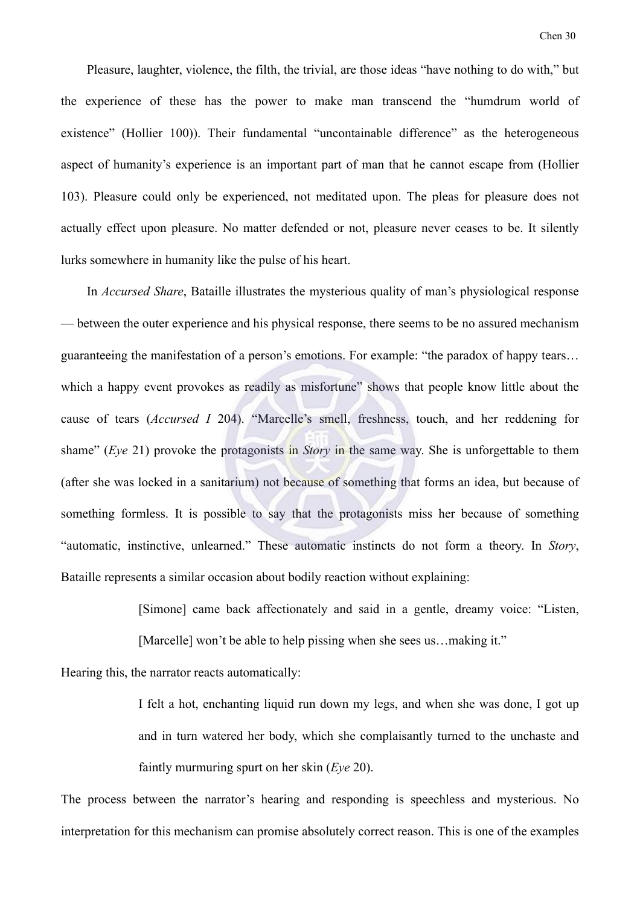Pleasure, laughter, violence, the filth, the trivial, are those ideas "have nothing to do with," but the experience of these has the power to make man transcend the "humdrum world of existence" (Hollier 100)). Their fundamental "uncontainable difference" as the heterogeneous aspect of humanity's experience is an important part of man that he cannot escape from (Hollier 103). Pleasure could only be experienced, not meditated upon. The pleas for pleasure does not actually effect upon pleasure. No matter defended or not, pleasure never ceases to be. It silently lurks somewhere in humanity like the pulse of his heart.

In *Accursed Share*, Bataille illustrates the mysterious quality of man's physiological response — between the outer experience and his physical response, there seems to be no assured mechanism guaranteeing the manifestation of a person's emotions. For example: "the paradox of happy tears… which a happy event provokes as readily as misfortune" shows that people know little about the cause of tears (*Accursed I* 204). "Marcelle's smell, freshness, touch, and her reddening for shame" (*Eye* 21) provoke the protagonists in *Story* in the same way. She is unforgettable to them (after she was locked in a sanitarium) not because of something that forms an idea, but because of something formless. It is possible to say that the protagonists miss her because of something "automatic, instinctive, unlearned." These automatic instincts do not form a theory. In *Story*, Bataille represents a similar occasion about bodily reaction without explaining:

> [Simone] came back affectionately and said in a gentle, dreamy voice: "Listen, [Marcelle] won't be able to help pissing when she sees us…making it."

Hearing this, the narrator reacts automatically:

> I felt a hot, enchanting liquid run down my legs, and when she was done, I got up and in turn watered her body, which she complaisantly turned to the unchaste and faintly murmuring spurt on her skin (*Eye* 20).

The process between the narrator's hearing and responding is speechless and mysterious. No interpretation for this mechanism can promise absolutely correct reason. This is one of the examples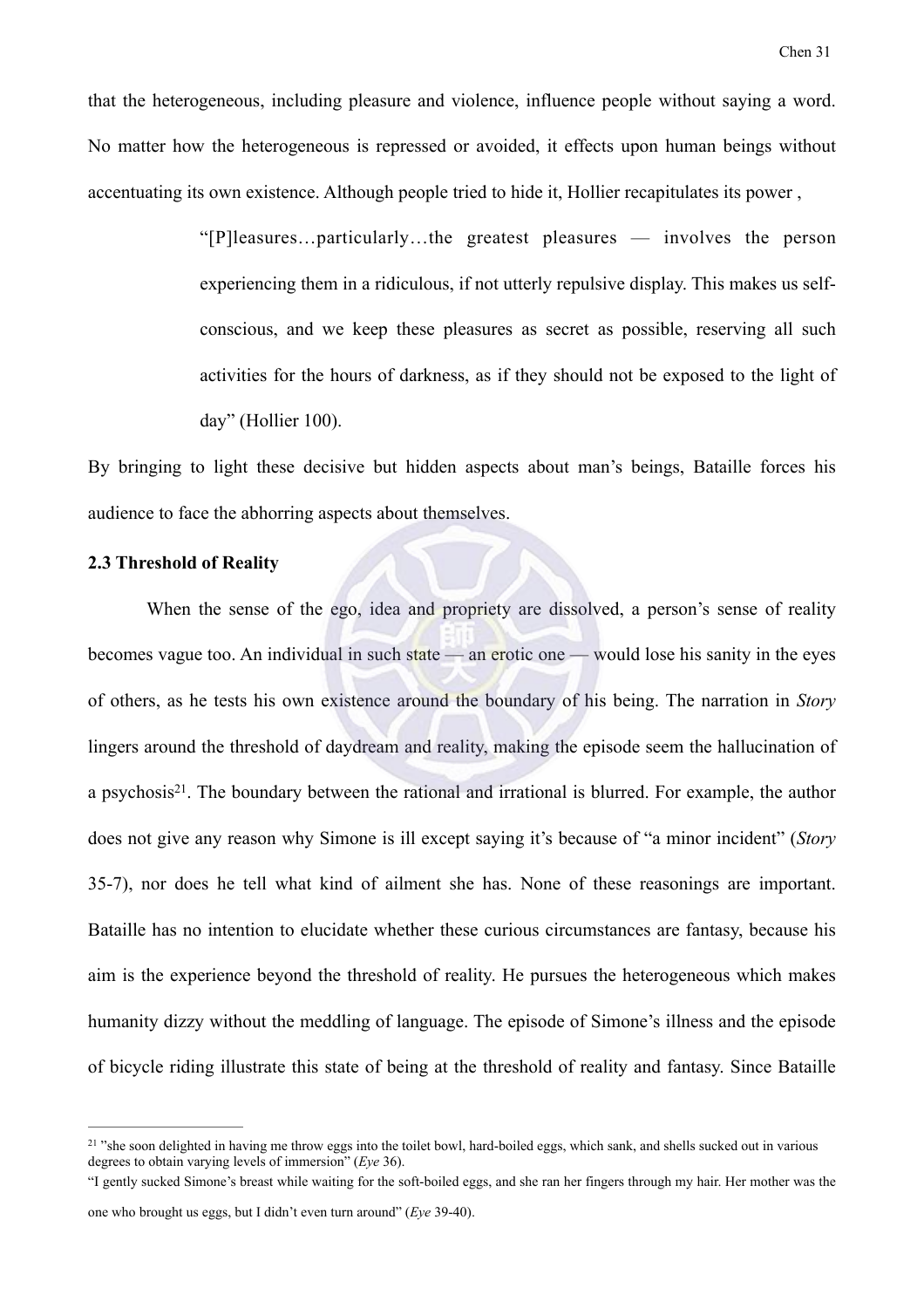that the heterogeneous, including pleasure and violence, influence people without saying a word. No matter how the heterogeneous is repressed or avoided, it effects upon human beings without accentuating its own existence. Although people tried to hide it, Hollier recapitulates its power ,

> "[P]leasures…particularly…the greatest pleasures — involves the person experiencing them in a ridiculous, if not utterly repulsive display. This makes us self-conscious, and we keep these pleasures as secret as possible, reserving all such activities for the hours of darkness, as if they should not be exposed to the light of day" (Hollier 100).

By bringing to light these decisive but hidden aspects about man's beings, Bataille forces his audience to face the abhorring aspects about themselves.

### 2.3 Threshold of Reality

When the sense of the ego, idea and propriety are dissolved, a person's sense of reality becomes vague too. An individual in such state — an erotic one — would lose his sanity in the eyes of others, as he tests his own existence around the boundary of his being. The narration in *Story* lingers around the threshold of daydream and reality, making the episode seem the hallucination of a psychosis[21]. The boundary between the rational and irrational is blurred. For example, the author does not give any reason why Simone is ill except saying it's because of "a minor incident" (*Story* 35-7), nor does he tell what kind of ailment she has. None of these reasonings are important. Bataille has no intention to elucidate whether these curious circumstances are fantasy, because his aim is the experience beyond the threshold of reality. He pursues the heterogeneous which makes humanity dizzy without the meddling of language. The episode of Simone's illness and the episode of bicycle riding illustrate this state of being at the threshold of reality and fantasy. Since Bataille

---

[21] "she soon delighted in having me throw eggs into the toilet bowl, hard-boiled eggs, which sank, and shells sucked out in various degrees to obtain varying levels of immersion" (*Eye* 36).

"I gently sucked Simone's breast while waiting for the soft-boiled eggs, and she ran her fingers through my hair. Her mother was the one who brought us eggs, but I didn't even turn around" (*Eye* 39-40).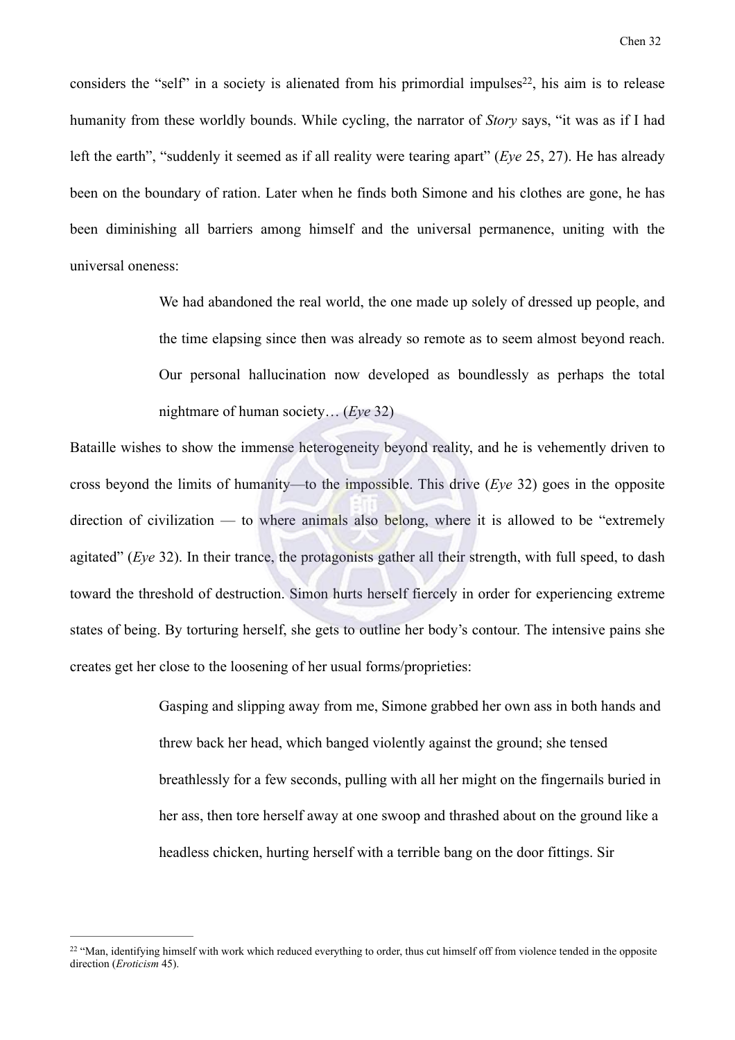considers the "self" in a society is alienated from his primordial impulses[22], his aim is to release humanity from these worldly bounds. While cycling, the narrator of *Story* says, "it was as if I had left the earth", "suddenly it seemed as if all reality were tearing apart" (*Eye* 25, 27). He has already been on the boundary of ration. Later when he finds both Simone and his clothes are gone, he has been diminishing all barriers among himself and the universal permanence, uniting with the universal oneness:

> We had abandoned the real world, the one made up solely of dressed up people, and the time elapsing since then was already so remote as to seem almost beyond reach. Our personal hallucination now developed as boundlessly as perhaps the total nightmare of human society… (*Eye* 32)

Bataille wishes to show the immense heterogeneity beyond reality, and he is vehemently driven to cross beyond the limits of humanity—to the impossible. This drive (*Eye* 32) goes in the opposite direction of civilization — to where animals also belong, where it is allowed to be "extremely agitated" (*Eye* 32). In their trance, the protagonists gather all their strength, with full speed, to dash toward the threshold of destruction. Simon hurts herself fiercely in order for experiencing extreme states of being. By torturing herself, she gets to outline her body's contour. The intensive pains she creates get her close to the loosening of her usual forms/proprieties:

> Gasping and slipping away from me, Simone grabbed her own ass in both hands and threw back her head, which banged violently against the ground; she tensed breathlessly for a few seconds, pulling with all her might on the fingernails buried in her ass, then tore herself away at one swoop and thrashed about on the ground like a headless chicken, hurting herself with a terrible bang on the door fittings. Sir

[22] "Man, identifying himself with work which reduced everything to order, thus cut himself off from violence tended in the opposite direction (*Eroticism* 45).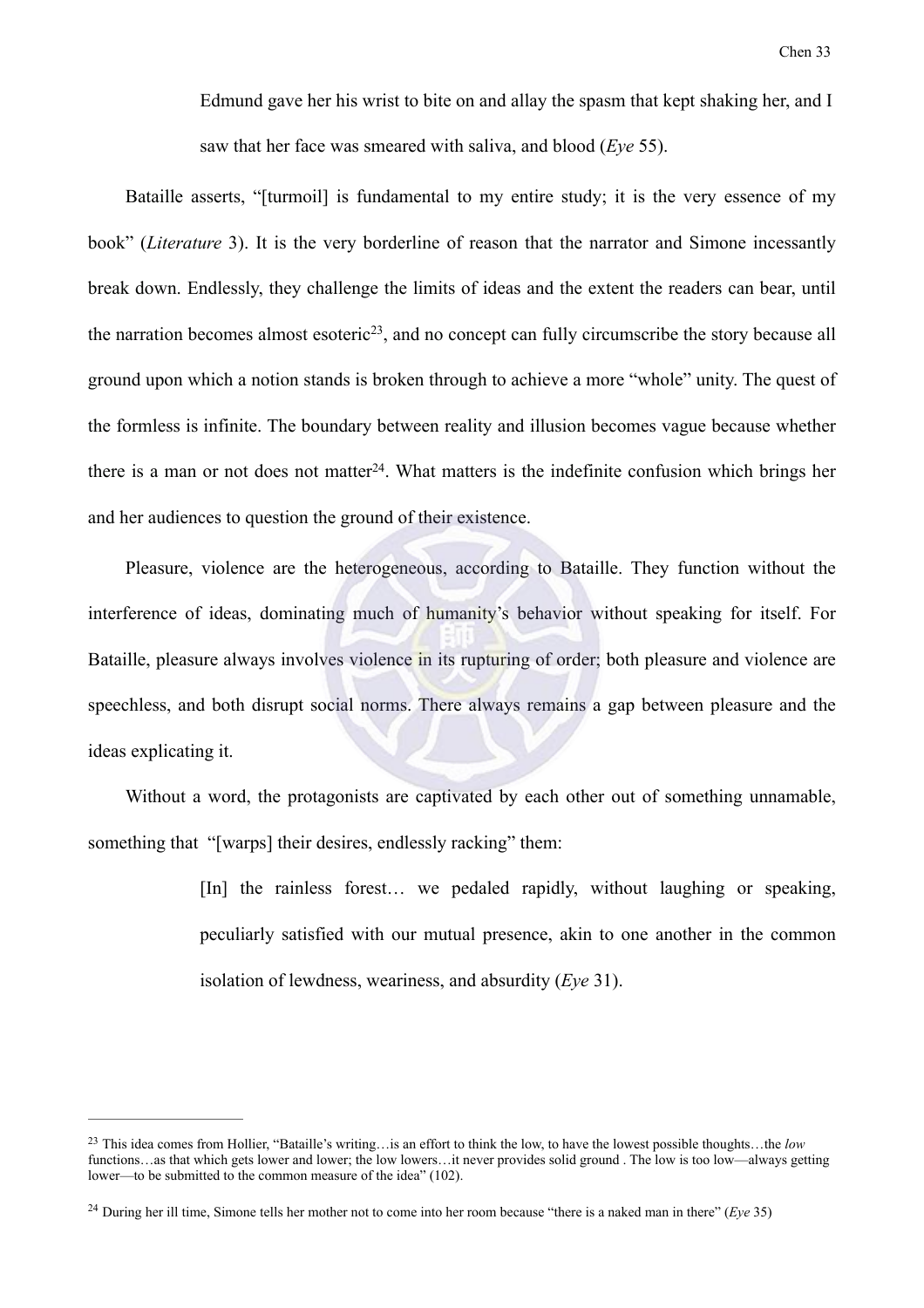> Edmund gave her his wrist to bite on and allay the spasm that kept shaking her, and I saw that her face was smeared with saliva, and blood (*Eye* 55).

Bataille asserts, "[turmoil] is fundamental to my entire study; it is the very essence of my book" (*Literature* 3). It is the very borderline of reason that the narrator and Simone incessantly break down. Endlessly, they challenge the limits of ideas and the extent the readers can bear, until the narration becomes almost esoteric[23], and no concept can fully circumscribe the story because all ground upon which a notion stands is broken through to achieve a more "whole" unity. The quest of the formless is infinite. The boundary between reality and illusion becomes vague because whether there is a man or not does not matter[24]. What matters is the indefinite confusion which brings her and her audiences to question the ground of their existence.

Pleasure, violence are the heterogeneous, according to Bataille. They function without the interference of ideas, dominating much of humanity's behavior without speaking for itself. For Bataille, pleasure always involves violence in its rupturing of order; both pleasure and violence are speechless, and both disrupt social norms. There always remains a gap between pleasure and the ideas explicating it.

Without a word, the protagonists are captivated by each other out of something unnamable, something that "[warps] their desires, endlessly racking" them:

> [In] the rainless forest… we pedaled rapidly, without laughing or speaking, peculiarly satisfied with our mutual presence, akin to one another in the common isolation of lewdness, weariness, and absurdity (*Eye* 31).

---

[23] This idea comes from Hollier, "Bataille's writing…is an effort to think the low, to have the lowest possible thoughts…the *low* functions…as that which gets lower and lower; the low lowers…it never provides solid ground . The low is too low—always getting lower—to be submitted to the common measure of the idea" (102).

[24] During her ill time, Simone tells her mother not to come into her room because "there is a naked man in there" (*Eye* 35)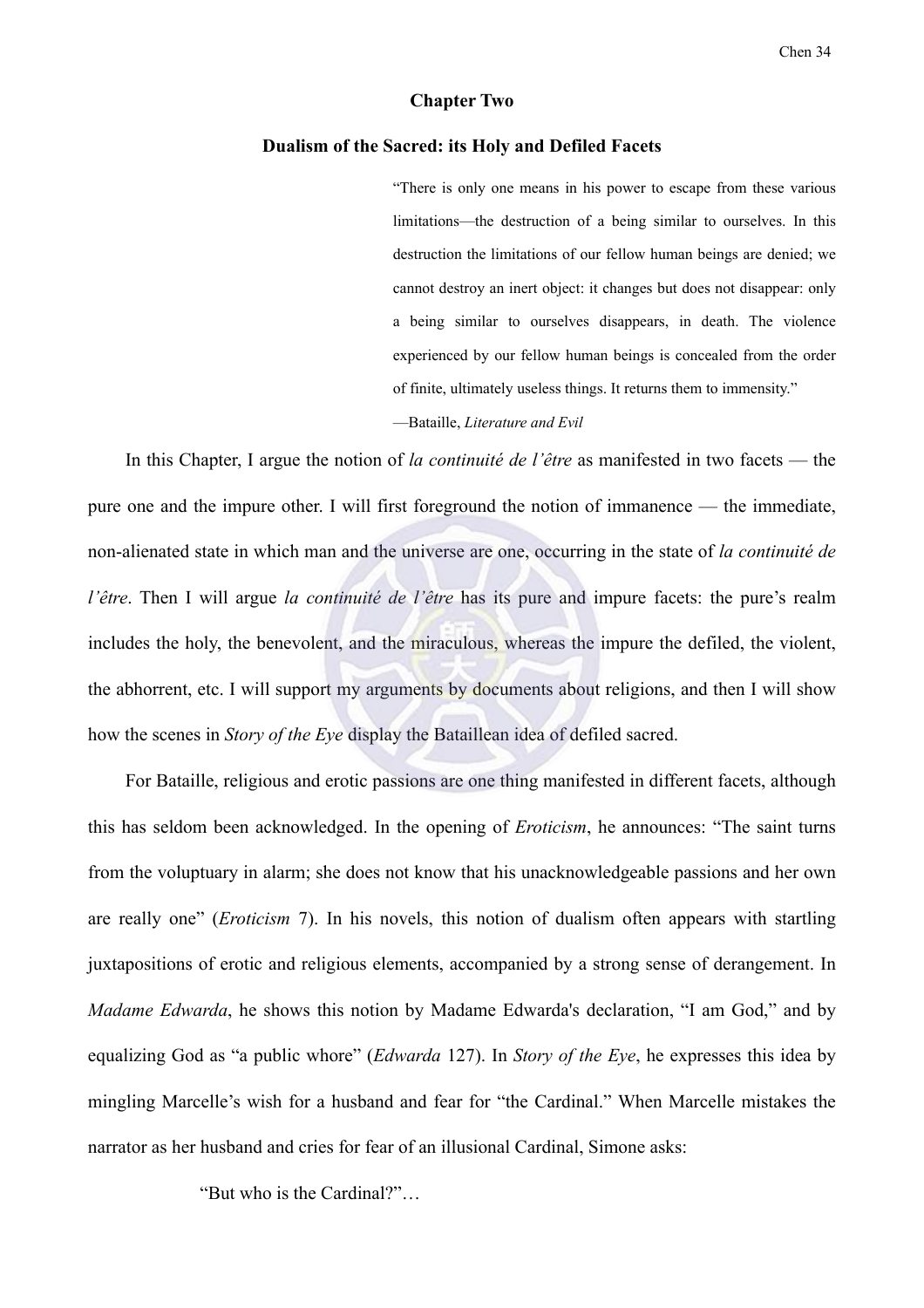## Chapter Two

### Dualism of the Sacred: its Holy and Defiled Facets

> "There is only one means in his power to escape from these various limitations—the destruction of a being similar to ourselves. In this destruction the limitations of our fellow human beings are denied; we cannot destroy an inert object: it changes but does not disappear: only a being similar to ourselves disappears, in death. The violence experienced by our fellow human beings is concealed from the order of finite, ultimately useless things. It returns them to immensity."
>
> —Bataille, *Literature and Evil*

In this Chapter, I argue the notion of *la continuité de l'être* as manifested in two facets — the pure one and the impure other. I will first foreground the notion of immanence — the immediate, non-alienated state in which man and the universe are one, occurring in the state of *la continuité de l'être*. Then I will argue *la continuité de l'être* has its pure and impure facets: the pure's realm includes the holy, the benevolent, and the miraculous, whereas the impure the defiled, the violent, the abhorrent, etc. I will support my arguments by documents about religions, and then I will show how the scenes in *Story of the Eye* display the Bataillean idea of defiled sacred.

For Bataille, religious and erotic passions are one thing manifested in different facets, although this has seldom been acknowledged. In the opening of *Eroticism*, he announces: "The saint turns from the voluptuary in alarm; she does not know that his unacknowledgeable passions and her own are really one" (*Eroticism* 7). In his novels, this notion of dualism often appears with startling juxtapositions of erotic and religious elements, accompanied by a strong sense of derangement. In *Madame Edwarda*, he shows this notion by Madame Edwarda's declaration, "I am God," and by equalizing God as "a public whore" (*Edwarda* 127). In *Story of the Eye*, he expresses this idea by mingling Marcelle's wish for a husband and fear for "the Cardinal." When Marcelle mistakes the narrator as her husband and cries for fear of an illusional Cardinal, Simone asks:

"But who is the Cardinal?"…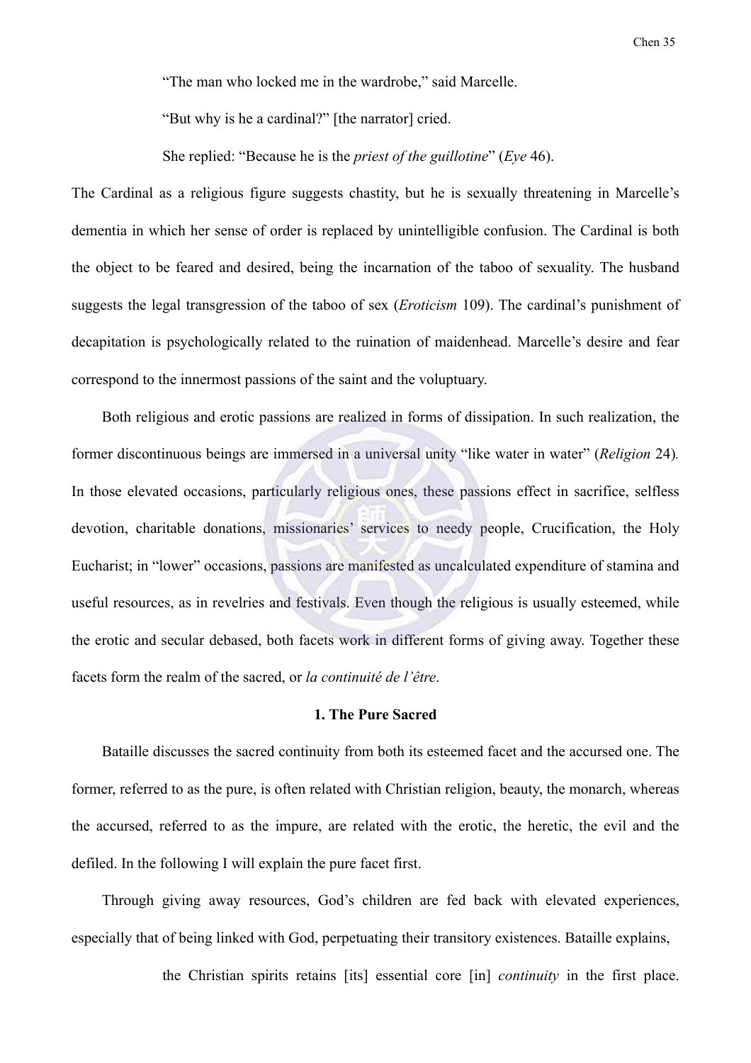> "The man who locked me in the wardrobe," said Marcelle.
>
> "But why is he a cardinal?" [the narrator] cried.
>
> She replied: "Because he is the *priest of the guillotine*" (*Eye* 46).

The Cardinal as a religious figure suggests chastity, but he is sexually threatening in Marcelle's dementia in which her sense of order is replaced by unintelligible confusion. The Cardinal is both the object to be feared and desired, being the incarnation of the taboo of sexuality. The husband suggests the legal transgression of the taboo of sex (*Eroticism* 109). The cardinal's punishment of decapitation is psychologically related to the ruination of maidenhead. Marcelle's desire and fear correspond to the innermost passions of the saint and the voluptuary.

Both religious and erotic passions are realized in forms of dissipation. In such realization, the former discontinuous beings are immersed in a universal unity "like water in water" (*Religion* 24). In those elevated occasions, particularly religious ones, these passions effect in sacrifice, selfless devotion, charitable donations, missionaries' services to needy people, Crucification, the Holy Eucharist; in "lower" occasions, passions are manifested as uncalculated expenditure of stamina and useful resources, as in revelries and festivals. Even though the religious is usually esteemed, while the erotic and secular debased, both facets work in different forms of giving away. Together these facets form the realm of the sacred, or *la continuité de l'être*.

### 1. The Pure Sacred

Bataille discusses the sacred continuity from both its esteemed facet and the accursed one. The former, referred to as the pure, is often related with Christian religion, beauty, the monarch, whereas the accursed, referred to as the impure, are related with the erotic, the heretic, the evil and the defiled. In the following I will explain the pure facet first.

Through giving away resources, God's children are fed back with elevated experiences, especially that of being linked with God, perpetuating their transitory existences. Bataille explains,

> the Christian spirits retains [its] essential core [in] *continuity* in the first place.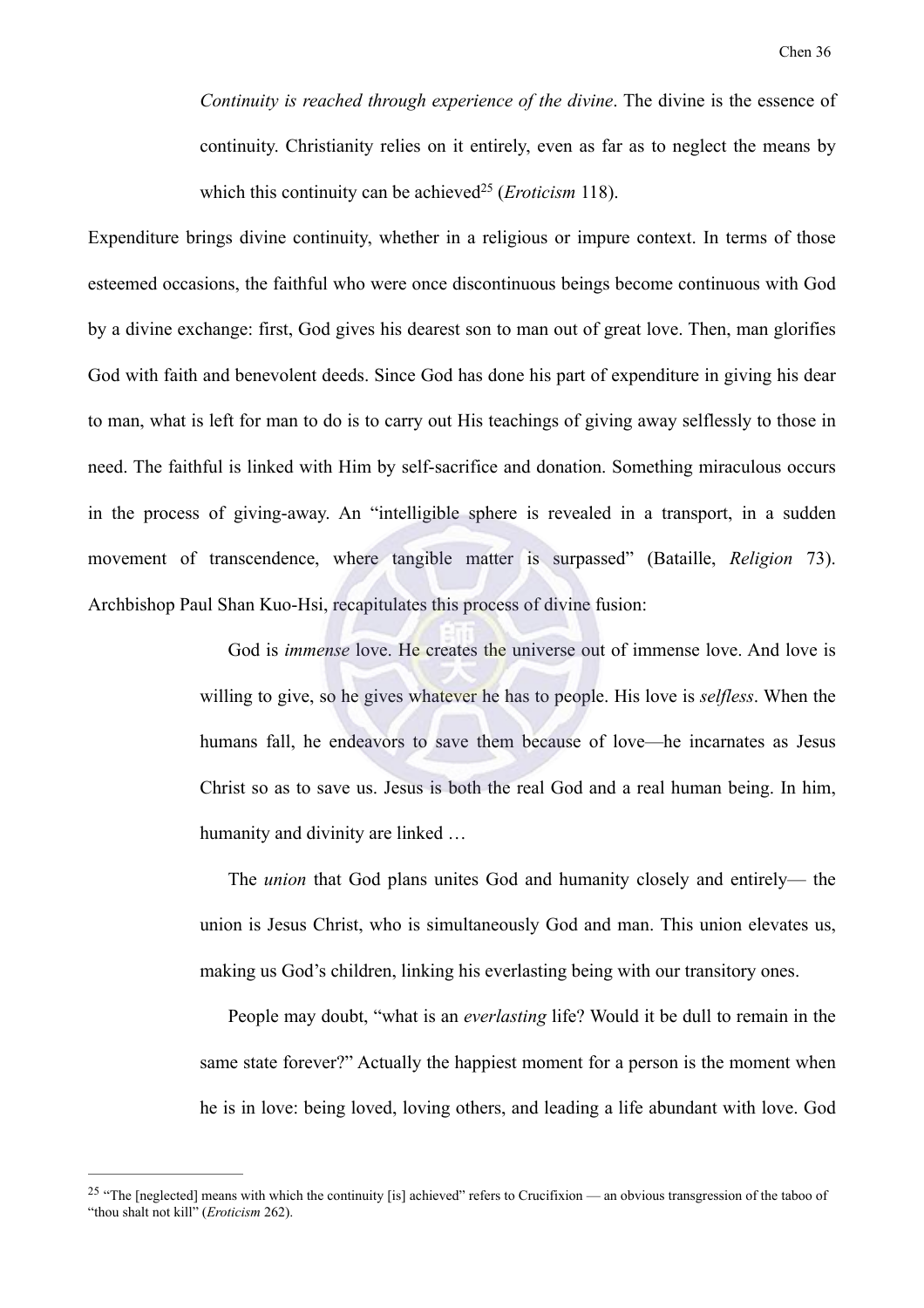> *Continuity is reached through experience of the divine*. The divine is the essence of continuity. Christianity relies on it entirely, even as far as to neglect the means by which this continuity can be achieved[25] (*Eroticism* 118).

Expenditure brings divine continuity, whether in a religious or impure context. In terms of those esteemed occasions, the faithful who were once discontinuous beings become continuous with God by a divine exchange: first, God gives his dearest son to man out of great love. Then, man glorifies God with faith and benevolent deeds. Since God has done his part of expenditure in giving his dear to man, what is left for man to do is to carry out His teachings of giving away selflessly to those in need. The faithful is linked with Him by self-sacrifice and donation. Something miraculous occurs in the process of giving-away. An "intelligible sphere is revealed in a transport, in a sudden movement of transcendence, where tangible matter is surpassed" (Bataille, *Religion* 73). Archbishop Paul Shan Kuo-Hsi, recapitulates this process of divine fusion:

> God is *immense* love. He creates the universe out of immense love. And love is willing to give, so he gives whatever he has to people. His love is *selfless*. When the humans fall, he endeavors to save them because of love—he incarnates as Jesus Christ so as to save us. Jesus is both the real God and a real human being. In him, humanity and divinity are linked …
>
> The *union* that God plans unites God and humanity closely and entirely— the union is Jesus Christ, who is simultaneously God and man. This union elevates us, making us God's children, linking his everlasting being with our transitory ones.
>
> People may doubt, "what is an *everlasting* life? Would it be dull to remain in the same state forever?" Actually the happiest moment for a person is the moment when he is in love: being loved, loving others, and leading a life abundant with love. God

---

[25] "The [neglected] means with which the continuity [is] achieved" refers to Crucifixion — an obvious transgression of the taboo of "thou shalt not kill" (*Eroticism* 262).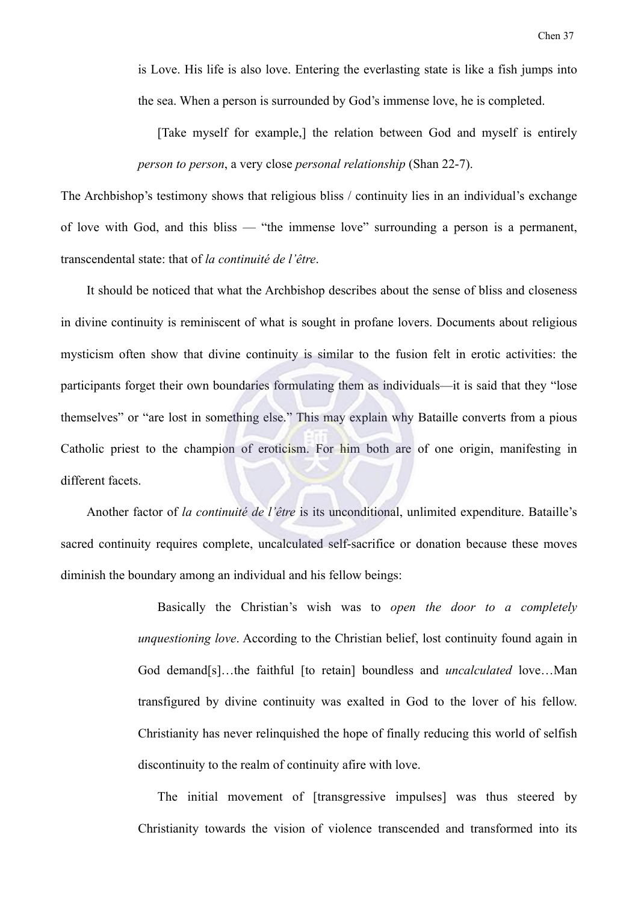> is Love. His life is also love. Entering the everlasting state is like a fish jumps into the sea. When a person is surrounded by God's immense love, he is completed.
>
> [Take myself for example,] the relation between God and myself is entirely *person to person*, a very close *personal relationship* (Shan 22-7).

The Archbishop's testimony shows that religious bliss / continuity lies in an individual's exchange of love with God, and this bliss — "the immense love" surrounding a person is a permanent, transcendental state: that of *la continuité de l'être*.

It should be noticed that what the Archbishop describes about the sense of bliss and closeness in divine continuity is reminiscent of what is sought in profane lovers. Documents about religious mysticism often show that divine continuity is similar to the fusion felt in erotic activities: the participants forget their own boundaries formulating them as individuals—it is said that they "lose themselves" or "are lost in something else." This may explain why Bataille converts from a pious Catholic priest to the champion of eroticism. For him both are of one origin, manifesting in different facets.

Another factor of *la continuité de l'être* is its unconditional, unlimited expenditure. Bataille's sacred continuity requires complete, uncalculated self-sacrifice or donation because these moves diminish the boundary among an individual and his fellow beings:

> Basically the Christian's wish was to *open the door to a completely unquestioning love*. According to the Christian belief, lost continuity found again in God demand[s]…the faithful [to retain] boundless and *uncalculated* love…Man transfigured by divine continuity was exalted in God to the lover of his fellow. Christianity has never relinquished the hope of finally reducing this world of selfish discontinuity to the realm of continuity afire with love.
>
> The initial movement of [transgressive impulses] was thus steered by Christianity towards the vision of violence transcended and transformed into its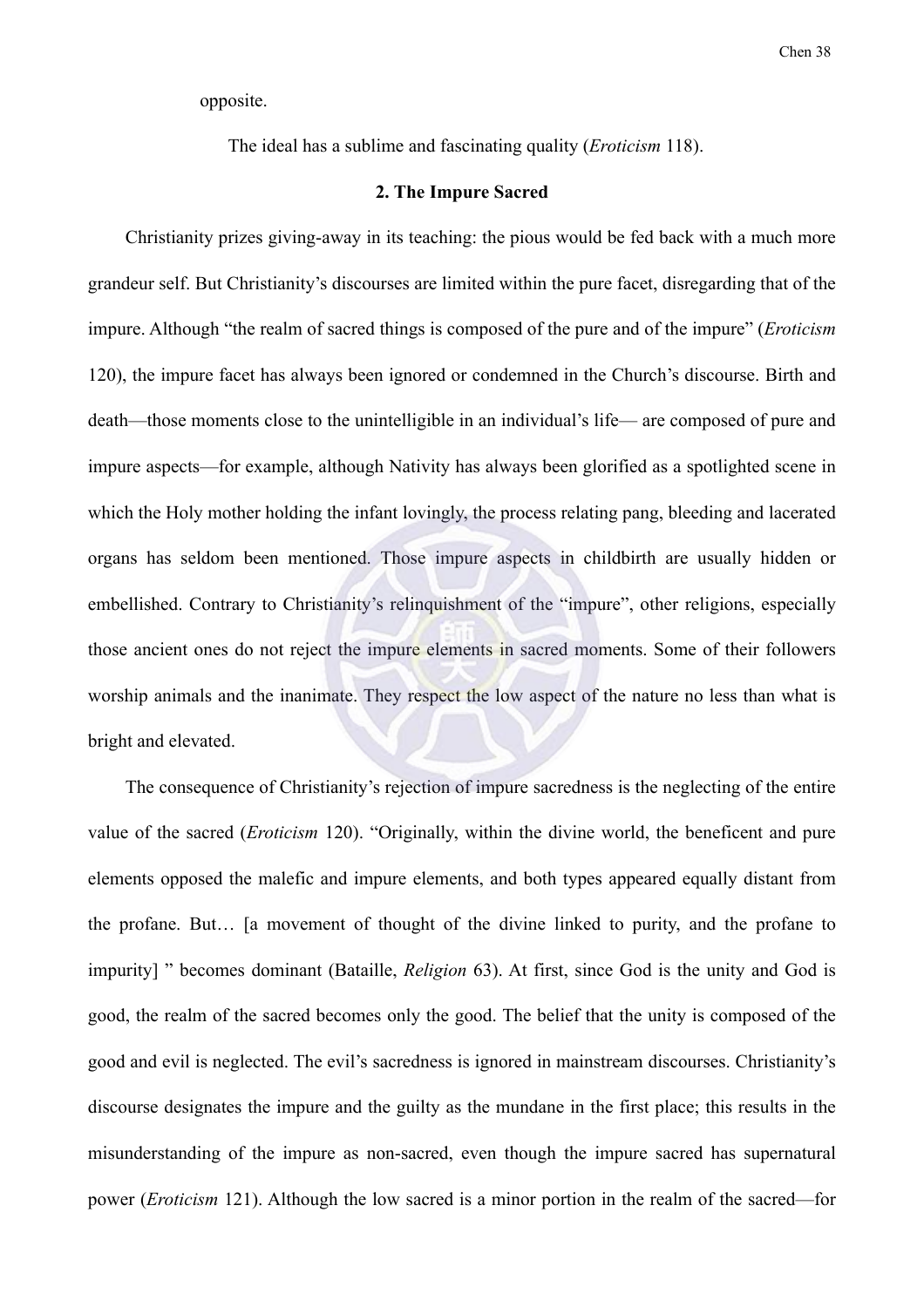opposite.

The ideal has a sublime and fascinating quality (*Eroticism* 118).

### 2. The Impure Sacred

Christianity prizes giving-away in its teaching: the pious would be fed back with a much more grandeur self. But Christianity's discourses are limited within the pure facet, disregarding that of the impure. Although "the realm of sacred things is composed of the pure and of the impure" (*Eroticism* 120), the impure facet has always been ignored or condemned in the Church's discourse. Birth and death—those moments close to the unintelligible in an individual's life— are composed of pure and impure aspects—for example, although Nativity has always been glorified as a spotlighted scene in which the Holy mother holding the infant lovingly, the process relating pang, bleeding and lacerated organs has seldom been mentioned. Those impure aspects in childbirth are usually hidden or embellished. Contrary to Christianity's relinquishment of the "impure", other religions, especially those ancient ones do not reject the impure elements in sacred moments. Some of their followers worship animals and the inanimate. They respect the low aspect of the nature no less than what is bright and elevated.

The consequence of Christianity's rejection of impure sacredness is the neglecting of the entire value of the sacred (*Eroticism* 120). "Originally, within the divine world, the beneficent and pure elements opposed the malefic and impure elements, and both types appeared equally distant from the profane. But… [a movement of thought of the divine linked to purity, and the profane to impurity] " becomes dominant (Bataille, *Religion* 63). At first, since God is the unity and God is good, the realm of the sacred becomes only the good. The belief that the unity is composed of the good and evil is neglected. The evil's sacredness is ignored in mainstream discourses. Christianity's discourse designates the impure and the guilty as the mundane in the first place; this results in the misunderstanding of the impure as non-sacred, even though the impure sacred has supernatural power (*Eroticism* 121). Although the low sacred is a minor portion in the realm of the sacred—for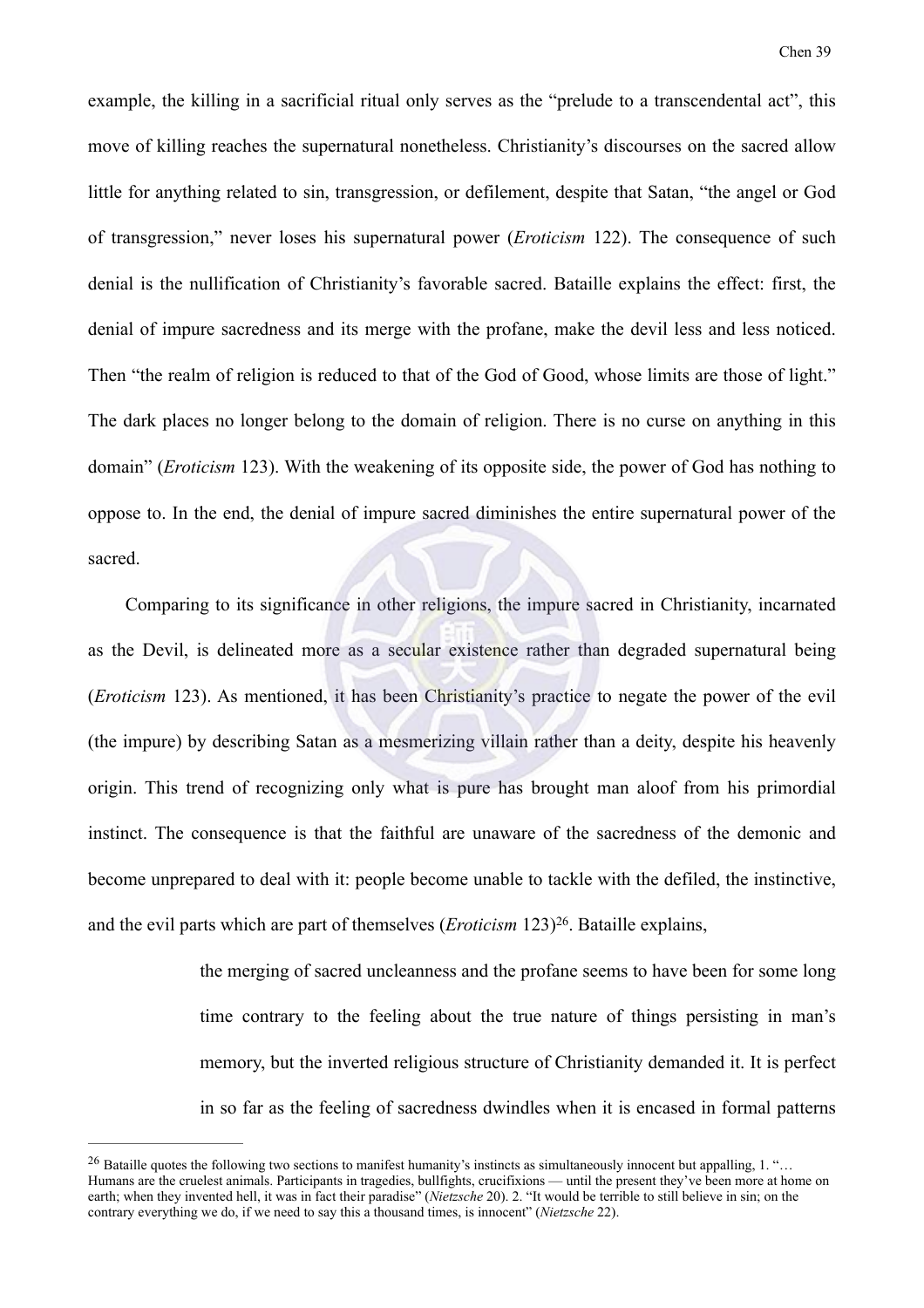example, the killing in a sacrificial ritual only serves as the "prelude to a transcendental act", this move of killing reaches the supernatural nonetheless. Christianity's discourses on the sacred allow little for anything related to sin, transgression, or defilement, despite that Satan, "the angel or God of transgression," never loses his supernatural power (*Eroticism* 122). The consequence of such denial is the nullification of Christianity's favorable sacred. Bataille explains the effect: first, the denial of impure sacredness and its merge with the profane, make the devil less and less noticed. Then "the realm of religion is reduced to that of the God of Good, whose limits are those of light." The dark places no longer belong to the domain of religion. There is no curse on anything in this domain" (*Eroticism* 123). With the weakening of its opposite side, the power of God has nothing to oppose to. In the end, the denial of impure sacred diminishes the entire supernatural power of the sacred.

Comparing to its significance in other religions, the impure sacred in Christianity, incarnated as the Devil, is delineated more as a secular existence rather than degraded supernatural being (*Eroticism* 123). As mentioned, it has been Christianity's practice to negate the power of the evil (the impure) by describing Satan as a mesmerizing villain rather than a deity, despite his heavenly origin. This trend of recognizing only what is pure has brought man aloof from his primordial instinct. The consequence is that the faithful are unaware of the sacredness of the demonic and become unprepared to deal with it: people become unable to tackle with the defiled, the instinctive, and the evil parts which are part of themselves (*Eroticism* 123)[26]. Bataille explains,

> the merging of sacred uncleanness and the profane seems to have been for some long time contrary to the feeling about the true nature of things persisting in man's memory, but the inverted religious structure of Christianity demanded it. It is perfect in so far as the feeling of sacredness dwindles when it is encased in formal patterns

---

[26] Bataille quotes the following two sections to manifest humanity's instincts as simultaneously innocent but appalling, 1. "… Humans are the cruelest animals. Participants in tragedies, bullfights, crucifixions — until the present they've been more at home on earth; when they invented hell, it was in fact their paradise" (*Nietzsche* 20). 2. "It would be terrible to still believe in sin; on the contrary everything we do, if we need to say this a thousand times, is innocent" (*Nietzsche* 22).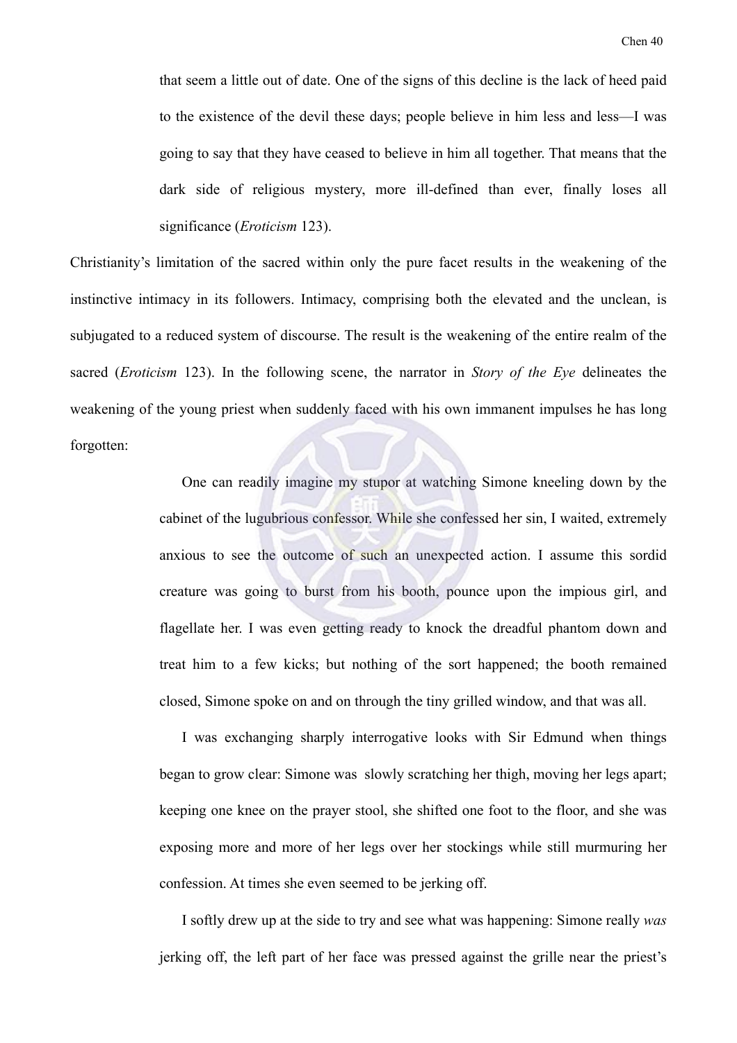that seem a little out of date. One of the signs of this decline is the lack of heed paid to the existence of the devil these days; people believe in him less and less—I was going to say that they have ceased to believe in him all together. That means that the dark side of religious mystery, more ill-defined than ever, finally loses all significance (*Eroticism* 123).

Christianity's limitation of the sacred within only the pure facet results in the weakening of the instinctive intimacy in its followers. Intimacy, comprising both the elevated and the unclean, is subjugated to a reduced system of discourse. The result is the weakening of the entire realm of the sacred (*Eroticism* 123). In the following scene, the narrator in *Story of the Eye* delineates the weakening of the young priest when suddenly faced with his own immanent impulses he has long forgotten:

> One can readily imagine my stupor at watching Simone kneeling down by the cabinet of the lugubrious confessor. While she confessed her sin, I waited, extremely anxious to see the outcome of such an unexpected action. I assume this sordid creature was going to burst from his booth, pounce upon the impious girl, and flagellate her. I was even getting ready to knock the dreadful phantom down and treat him to a few kicks; but nothing of the sort happened; the booth remained closed, Simone spoke on and on through the tiny grilled window, and that was all.
>
> I was exchanging sharply interrogative looks with Sir Edmund when things began to grow clear: Simone was slowly scratching her thigh, moving her legs apart; keeping one knee on the prayer stool, she shifted one foot to the floor, and she was exposing more and more of her legs over her stockings while still murmuring her confession. At times she even seemed to be jerking off.
>
> I softly drew up at the side to try and see what was happening: Simone really *was* jerking off, the left part of her face was pressed against the grille near the priest's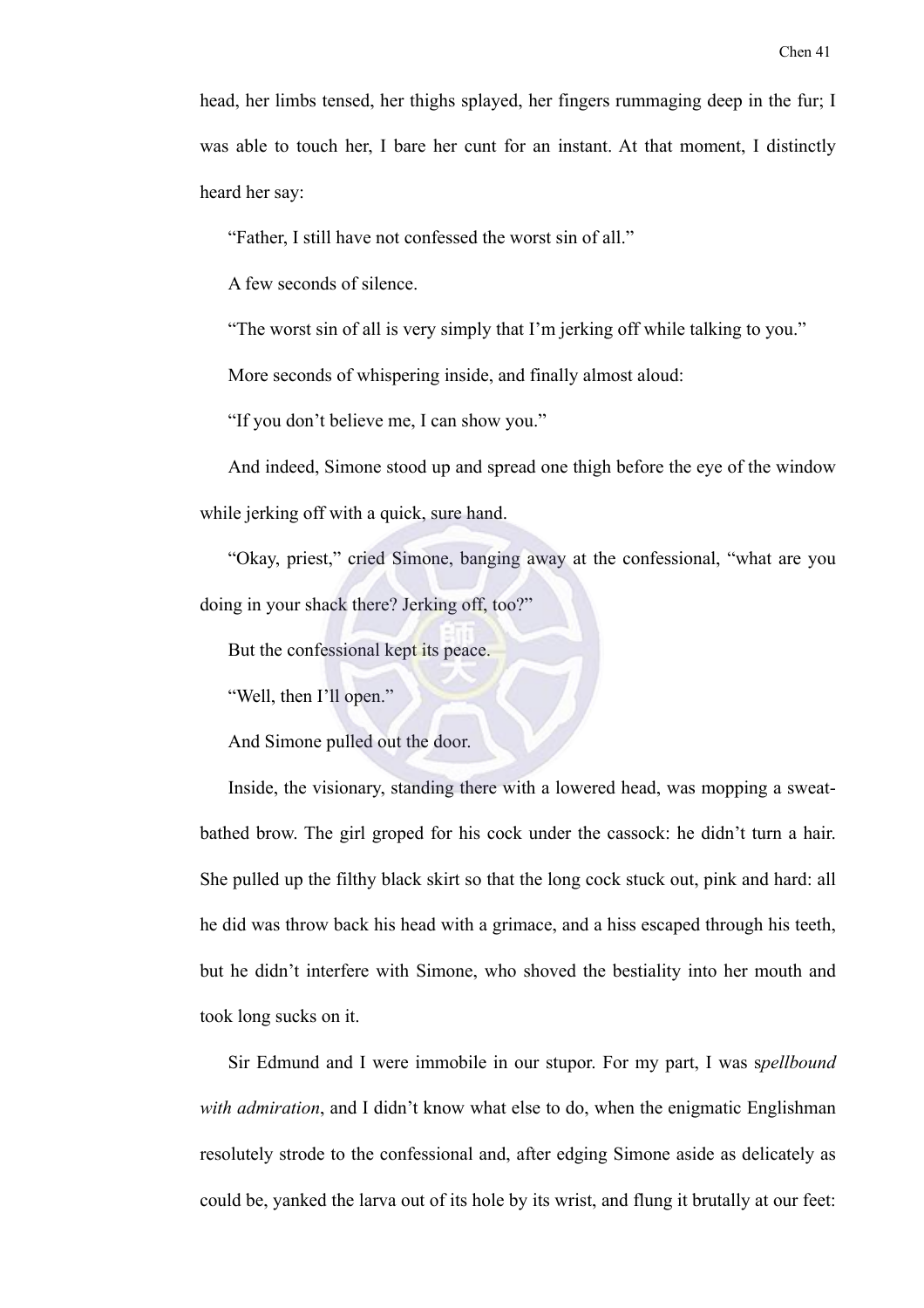head, her limbs tensed, her thighs splayed, her fingers rummaging deep in the fur; I was able to touch her, I bare her cunt for an instant. At that moment, I distinctly heard her say:

"Father, I still have not confessed the worst sin of all."

A few seconds of silence.

"The worst sin of all is very simply that I'm jerking off while talking to you."

More seconds of whispering inside, and finally almost aloud:

"If you don't believe me, I can show you."

And indeed, Simone stood up and spread one thigh before the eye of the window while jerking off with a quick, sure hand.

"Okay, priest," cried Simone, banging away at the confessional, "what are you doing in your shack there? Jerking off, too?"

But the confessional kept its peace.

"Well, then I'll open."

And Simone pulled out the door.

Inside, the visionary, standing there with a lowered head, was mopping a sweat-bathed brow. The girl groped for his cock under the cassock: he didn't turn a hair. She pulled up the filthy black skirt so that the long cock stuck out, pink and hard: all he did was throw back his head with a grimace, and a hiss escaped through his teeth, but he didn't interfere with Simone, who shoved the bestiality into her mouth and took long sucks on it.

Sir Edmund and I were immobile in our stupor. For my part, I was s*pellbound with admiration*, and I didn't know what else to do, when the enigmatic Englishman resolutely strode to the confessional and, after edging Simone aside as delicately as could be, yanked the larva out of its hole by its wrist, and flung it brutally at our feet: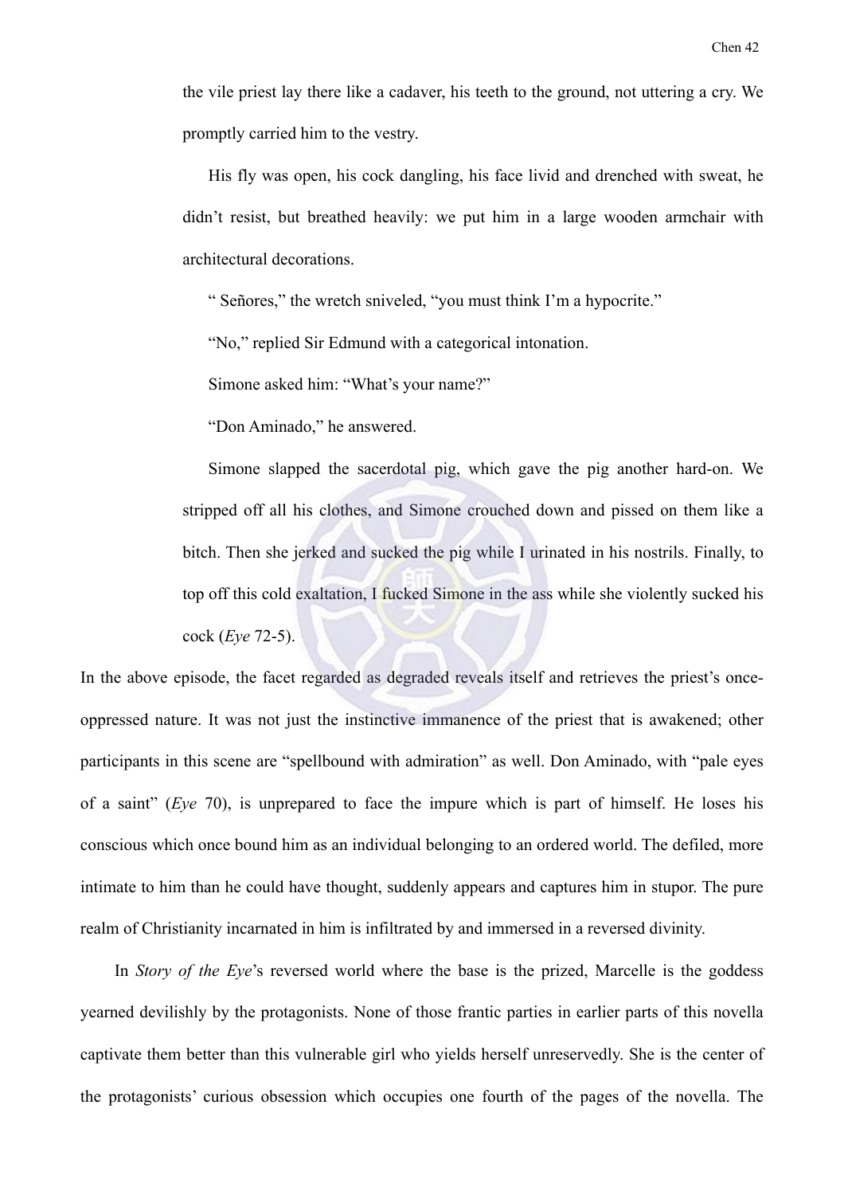> the vile priest lay there like a cadaver, his teeth to the ground, not uttering a cry. We promptly carried him to the vestry.
>
> His fly was open, his cock dangling, his face livid and drenched with sweat, he didn't resist, but breathed heavily: we put him in a large wooden armchair with architectural decorations.
>
> " Señores," the wretch sniveled, "you must think I'm a hypocrite."
>
> "No," replied Sir Edmund with a categorical intonation.
>
> Simone asked him: "What's your name?"
>
> "Don Aminado," he answered.
>
> Simone slapped the sacerdotal pig, which gave the pig another hard-on. We stripped off all his clothes, and Simone crouched down and pissed on them like a bitch. Then she jerked and sucked the pig while I urinated in his nostrils. Finally, to top off this cold exaltation, I fucked Simone in the ass while she violently sucked his cock (*Eye* 72-5).

In the above episode, the facet regarded as degraded reveals itself and retrieves the priest's once-oppressed nature. It was not just the instinctive immanence of the priest that is awakened; other participants in this scene are "spellbound with admiration" as well. Don Aminado, with "pale eyes of a saint" (*Eye* 70), is unprepared to face the impure which is part of himself. He loses his conscious which once bound him as an individual belonging to an ordered world. The defiled, more intimate to him than he could have thought, suddenly appears and captures him in stupor. The pure realm of Christianity incarnated in him is infiltrated by and immersed in a reversed divinity.

In *Story of the Eye*'s reversed world where the base is the prized, Marcelle is the goddess yearned devilishly by the protagonists. None of those frantic parties in earlier parts of this novella captivate them better than this vulnerable girl who yields herself unreservedly. She is the center of the protagonists' curious obsession which occupies one fourth of the pages of the novella. The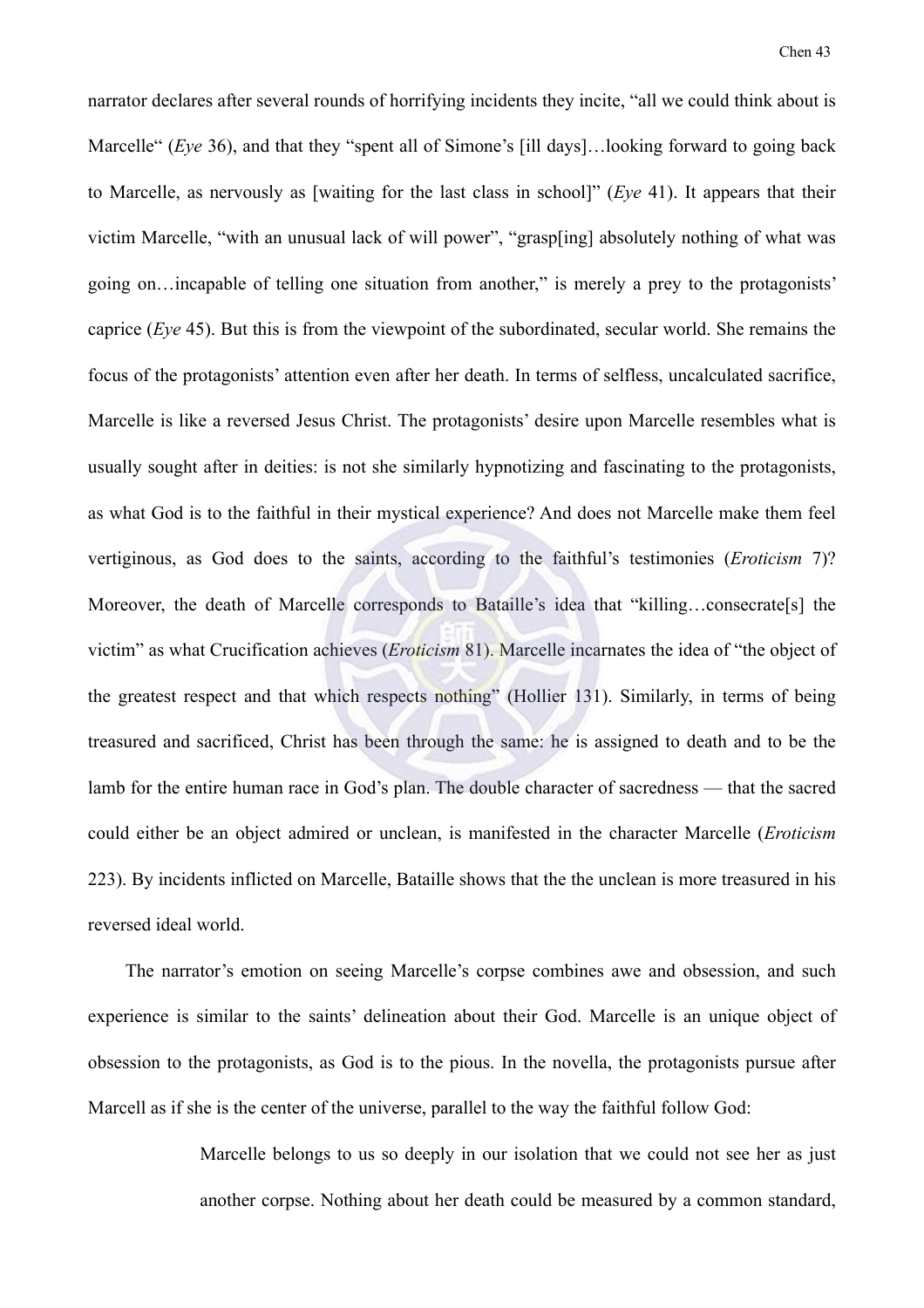narrator declares after several rounds of horrifying incidents they incite, "all we could think about is Marcelle" (*Eye* 36), and that they "spent all of Simone's [ill days]…looking forward to going back to Marcelle, as nervously as [waiting for the last class in school]" (*Eye* 41). It appears that their victim Marcelle, "with an unusual lack of will power", "grasp[ing] absolutely nothing of what was going on…incapable of telling one situation from another," is merely a prey to the protagonists' caprice (*Eye* 45). But this is from the viewpoint of the subordinated, secular world. She remains the focus of the protagonists' attention even after her death. In terms of selfless, uncalculated sacrifice, Marcelle is like a reversed Jesus Christ. The protagonists' desire upon Marcelle resembles what is usually sought after in deities: is not she similarly hypnotizing and fascinating to the protagonists, as what God is to the faithful in their mystical experience? And does not Marcelle make them feel vertiginous, as God does to the saints, according to the faithful's testimonies (*Eroticism* 7)? Moreover, the death of Marcelle corresponds to Bataille's idea that "killing…consecrate[s] the victim" as what Crucification achieves (*Eroticism* 81). Marcelle incarnates the idea of "the object of the greatest respect and that which respects nothing" (Hollier 131). Similarly, in terms of being treasured and sacrificed, Christ has been through the same: he is assigned to death and to be the lamb for the entire human race in God's plan. The double character of sacredness — that the sacred could either be an object admired or unclean, is manifested in the character Marcelle (*Eroticism* 223). By incidents inflicted on Marcelle, Bataille shows that the the unclean is more treasured in his reversed ideal world.

The narrator's emotion on seeing Marcelle's corpse combines awe and obsession, and such experience is similar to the saints' delineation about their God. Marcelle is an unique object of obsession to the protagonists, as God is to the pious. In the novella, the protagonists pursue after Marcell as if she is the center of the universe, parallel to the way the faithful follow God:

> Marcelle belongs to us so deeply in our isolation that we could not see her as just another corpse. Nothing about her death could be measured by a common standard,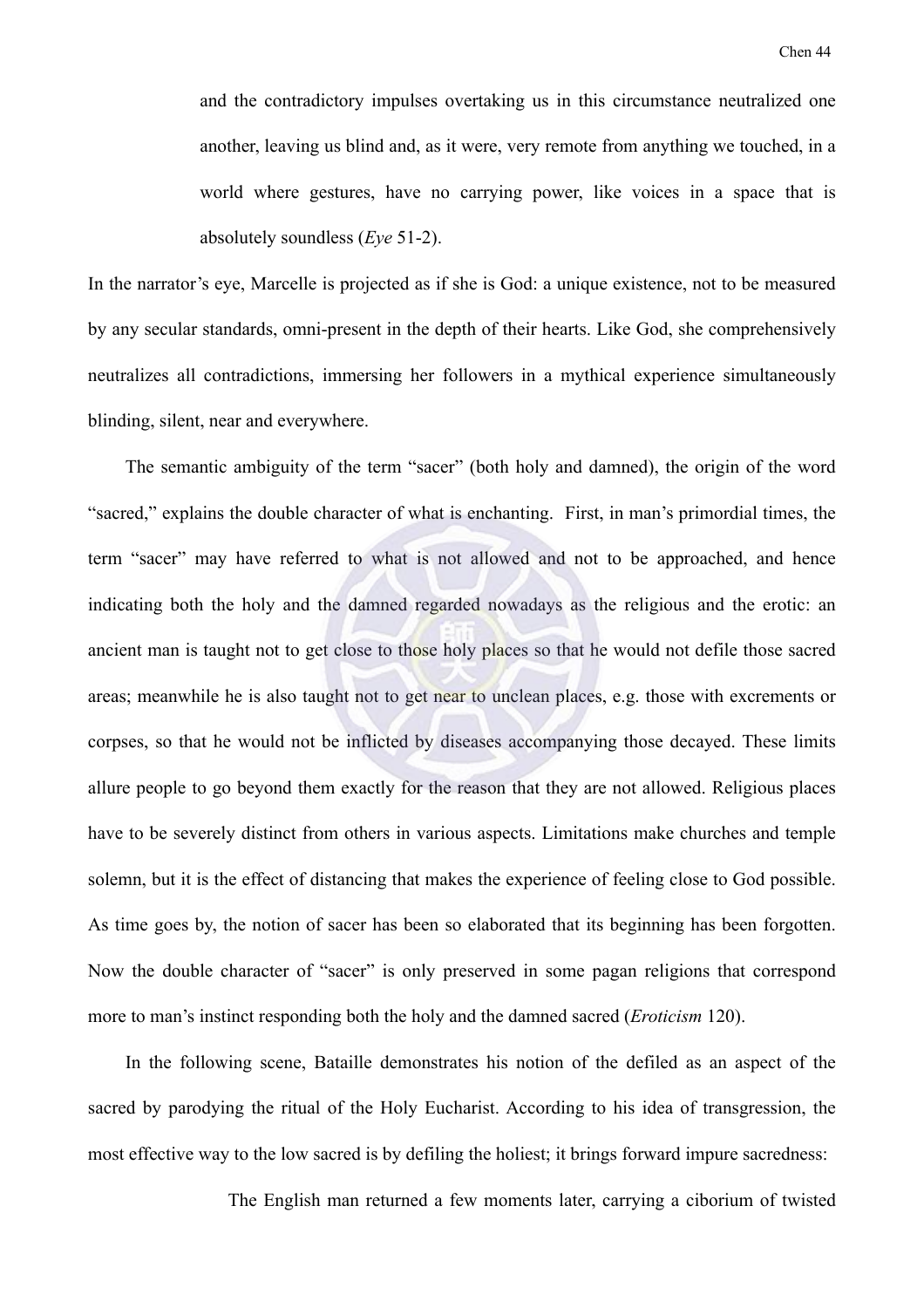> and the contradictory impulses overtaking us in this circumstance neutralized one another, leaving us blind and, as it were, very remote from anything we touched, in a world where gestures, have no carrying power, like voices in a space that is absolutely soundless (*Eye* 51-2).

In the narrator's eye, Marcelle is projected as if she is God: a unique existence, not to be measured by any secular standards, omni-present in the depth of their hearts. Like God, she comprehensively neutralizes all contradictions, immersing her followers in a mythical experience simultaneously blinding, silent, near and everywhere.

The semantic ambiguity of the term "sacer" (both holy and damned), the origin of the word "sacred," explains the double character of what is enchanting. First, in man's primordial times, the term "sacer" may have referred to what is not allowed and not to be approached, and hence indicating both the holy and the damned regarded nowadays as the religious and the erotic: an ancient man is taught not to get close to those holy places so that he would not defile those sacred areas; meanwhile he is also taught not to get near to unclean places, e.g. those with excrements or corpses, so that he would not be inflicted by diseases accompanying those decayed. These limits allure people to go beyond them exactly for the reason that they are not allowed. Religious places have to be severely distinct from others in various aspects. Limitations make churches and temple solemn, but it is the effect of distancing that makes the experience of feeling close to God possible. As time goes by, the notion of sacer has been so elaborated that its beginning has been forgotten. Now the double character of "sacer" is only preserved in some pagan religions that correspond more to man's instinct responding both the holy and the damned sacred (*Eroticism* 120).

In the following scene, Bataille demonstrates his notion of the defiled as an aspect of the sacred by parodying the ritual of the Holy Eucharist. According to his idea of transgression, the most effective way to the low sacred is by defiling the holiest; it brings forward impure sacredness:

> The English man returned a few moments later, carrying a ciborium of twisted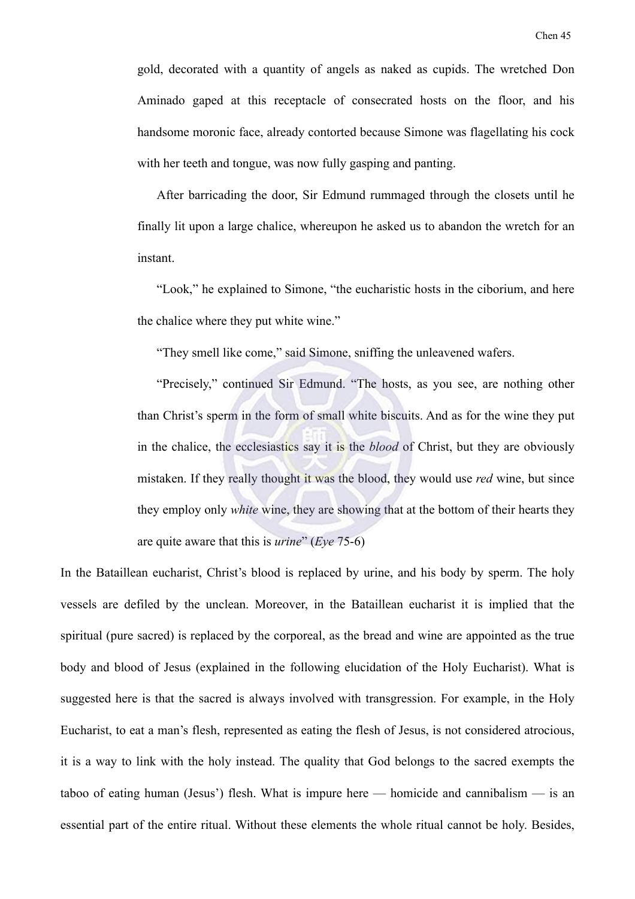gold, decorated with a quantity of angels as naked as cupids. The wretched Don Aminado gaped at this receptacle of consecrated hosts on the floor, and his handsome moronic face, already contorted because Simone was flagellating his cock with her teeth and tongue, was now fully gasping and panting.

> After barricading the door, Sir Edmund rummaged through the closets until he finally lit upon a large chalice, whereupon he asked us to abandon the wretch for an instant.
>
> "Look," he explained to Simone, "the eucharistic hosts in the ciborium, and here the chalice where they put white wine."
>
> "They smell like come," said Simone, sniffing the unleavened wafers.
>
> "Precisely," continued Sir Edmund. "The hosts, as you see, are nothing other than Christ's sperm in the form of small white biscuits. And as for the wine they put in the chalice, the ecclesiastics say it is the *blood* of Christ, but they are obviously mistaken. If they really thought it was the blood, they would use *red* wine, but since they employ only *white* wine, they are showing that at the bottom of their hearts they are quite aware that this is *urine*" (*Eye* 75-6)

In the Bataillean eucharist, Christ's blood is replaced by urine, and his body by sperm. The holy vessels are defiled by the unclean. Moreover, in the Bataillean eucharist it is implied that the spiritual (pure sacred) is replaced by the corporeal, as the bread and wine are appointed as the true body and blood of Jesus (explained in the following elucidation of the Holy Eucharist). What is suggested here is that the sacred is always involved with transgression. For example, in the Holy Eucharist, to eat a man's flesh, represented as eating the flesh of Jesus, is not considered atrocious, it is a way to link with the holy instead. The quality that God belongs to the sacred exempts the taboo of eating human (Jesus') flesh. What is impure here — homicide and cannibalism — is an essential part of the entire ritual. Without these elements the whole ritual cannot be holy. Besides,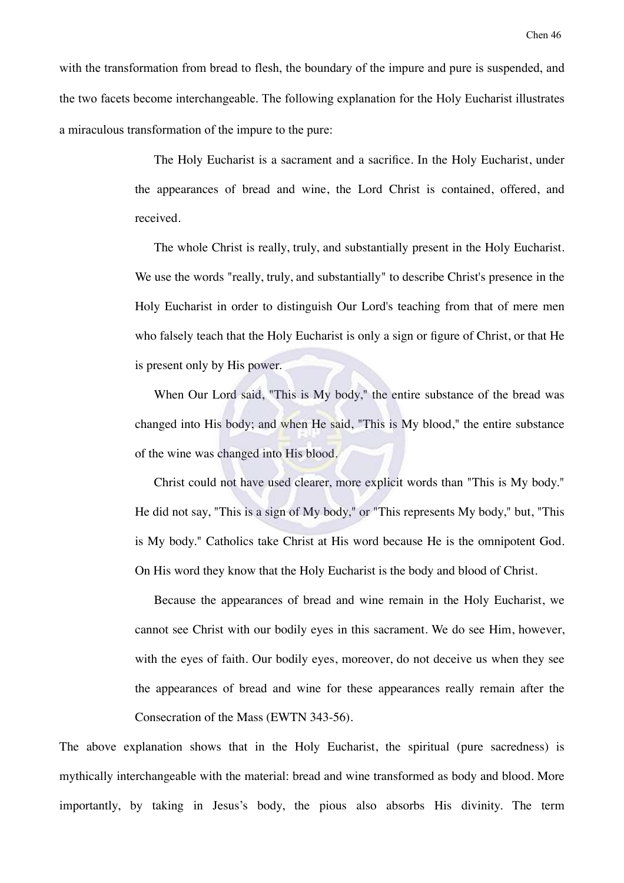with the transformation from bread to flesh, the boundary of the impure and pure is suspended, and the two facets become interchangeable. The following explanation for the Holy Eucharist illustrates a miraculous transformation of the impure to the pure:

> The Holy Eucharist is a sacrament and a sacrifice. In the Holy Eucharist, under the appearances of bread and wine, the Lord Christ is contained, offered, and received.
>
> The whole Christ is really, truly, and substantially present in the Holy Eucharist. We use the words "really, truly, and substantially" to describe Christ's presence in the Holy Eucharist in order to distinguish Our Lord's teaching from that of mere men who falsely teach that the Holy Eucharist is only a sign or figure of Christ, or that He is present only by His power.
>
> When Our Lord said, "This is My body," the entire substance of the bread was changed into His body; and when He said, "This is My blood," the entire substance of the wine was changed into His blood.
>
> Christ could not have used clearer, more explicit words than "This is My body." He did not say, "This is a sign of My body," or "This represents My body," but, "This is My body." Catholics take Christ at His word because He is the omnipotent God. On His word they know that the Holy Eucharist is the body and blood of Christ.
>
> Because the appearances of bread and wine remain in the Holy Eucharist, we cannot see Christ with our bodily eyes in this sacrament. We do see Him, however, with the eyes of faith. Our bodily eyes, moreover, do not deceive us when they see the appearances of bread and wine for these appearances really remain after the Consecration of the Mass (EWTN 343-56).

The above explanation shows that in the Holy Eucharist, the spiritual (pure sacredness) is mythically interchangeable with the material: bread and wine transformed as body and blood. More importantly, by taking in Jesus's body, the pious also absorbs His divinity. The term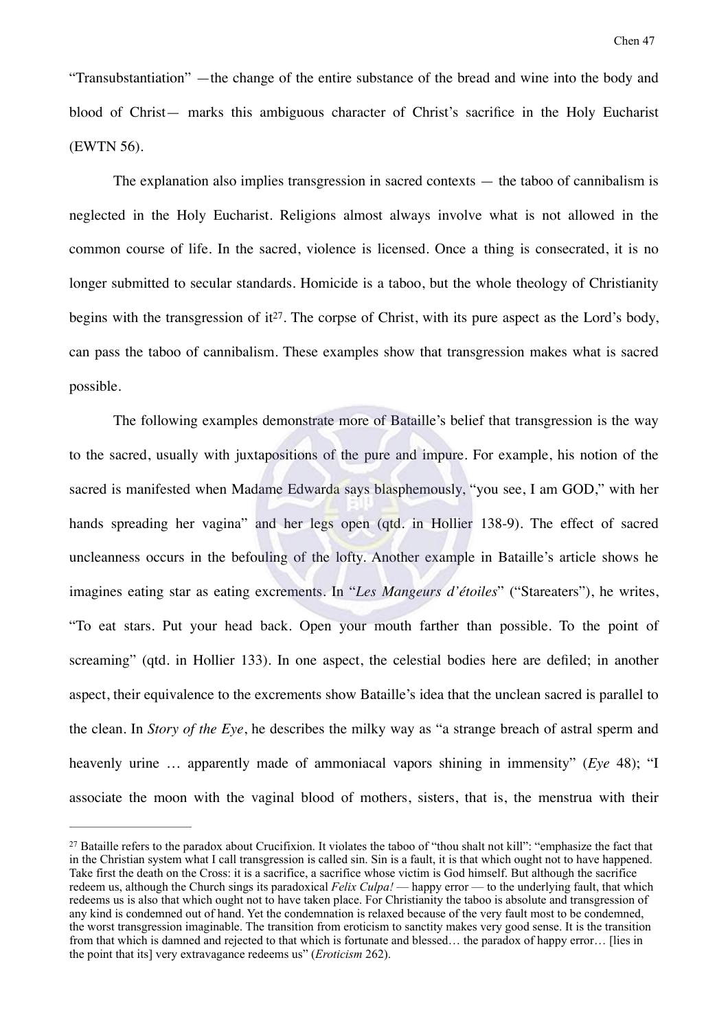"Transubstantiation" —the change of the entire substance of the bread and wine into the body and blood of Christ— marks this ambiguous character of Christ's sacrifice in the Holy Eucharist (EWTN 56).

The explanation also implies transgression in sacred contexts — the taboo of cannibalism is neglected in the Holy Eucharist. Religions almost always involve what is not allowed in the common course of life. In the sacred, violence is licensed. Once a thing is consecrated, it is no longer submitted to secular standards. Homicide is a taboo, but the whole theology of Christianity begins with the transgression of it[27]. The corpse of Christ, with its pure aspect as the Lord's body, can pass the taboo of cannibalism. These examples show that transgression makes what is sacred possible.

The following examples demonstrate more of Bataille's belief that transgression is the way to the sacred, usually with juxtapositions of the pure and impure. For example, his notion of the sacred is manifested when Madame Edwarda says blasphemously, "you see, I am GOD," with her hands spreading her vagina" and her legs open (qtd. in Hollier 138-9). The effect of sacred uncleanness occurs in the befouling of the lofty. Another example in Bataille's article shows he imagines eating star as eating excrements. In "*Les Mangeurs d'étoiles*" ("Stareaters"), he writes, "To eat stars. Put your head back. Open your mouth farther than possible. To the point of screaming" (qtd. in Hollier 133). In one aspect, the celestial bodies here are defiled; in another aspect, their equivalence to the excrements show Bataille's idea that the unclean sacred is parallel to the clean. In *Story of the Eye*, he describes the milky way as "a strange breach of astral sperm and heavenly urine … apparently made of ammoniacal vapors shining in immensity" (*Eye* 48); "I associate the moon with the vaginal blood of mothers, sisters, that is, the menstrua with their

---

[27] Bataille refers to the paradox about Crucifixion. It violates the taboo of "thou shalt not kill": "emphasize the fact that in the Christian system what I call transgression is called sin. Sin is a fault, it is that which ought not to have happened. Take first the death on the Cross: it is a sacrifice, a sacrifice whose victim is God himself. But although the sacrifice redeem us, although the Church sings its paradoxical *Felix Culpa!* — happy error — to the underlying fault, that which redeems us is also that which ought not to have taken place. For Christianity the taboo is absolute and transgression of any kind is condemned out of hand. Yet the condemnation is relaxed because of the very fault most to be condemned, the worst transgression imaginable. The transition from eroticism to sanctity makes very good sense. It is the transition from that which is damned and rejected to that which is fortunate and blessed… the paradox of happy error… [lies in the point that its] very extravagance redeems us" (*Eroticism* 262).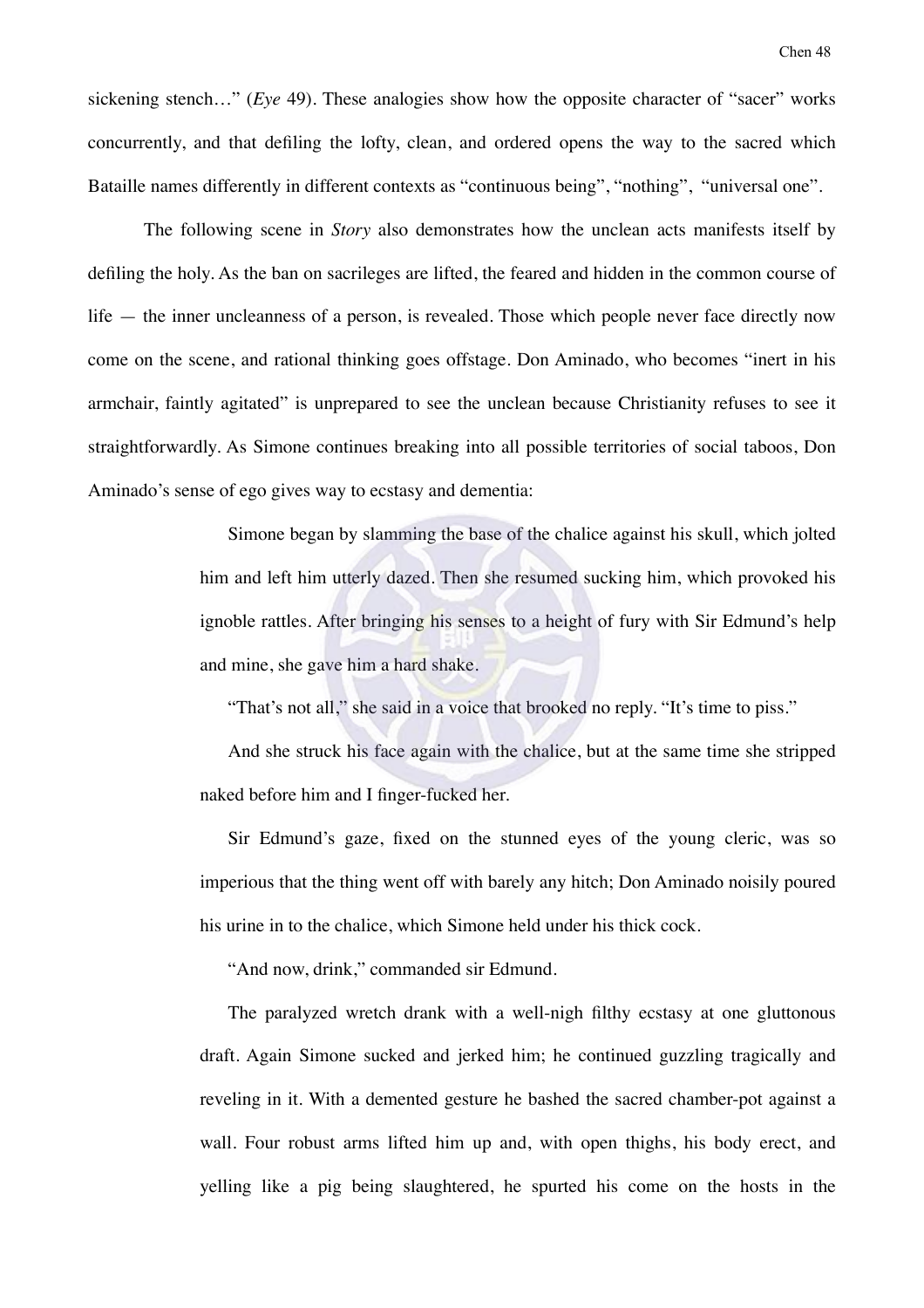sickening stench…" (*Eye* 49). These analogies show how the opposite character of "sacer" works concurrently, and that defiling the lofty, clean, and ordered opens the way to the sacred which Bataille names differently in different contexts as "continuous being", "nothing", "universal one".

The following scene in *Story* also demonstrates how the unclean acts manifests itself by defiling the holy. As the ban on sacrileges are lifted, the feared and hidden in the common course of life — the inner uncleanness of a person, is revealed. Those which people never face directly now come on the scene, and rational thinking goes offstage. Don Aminado, who becomes "inert in his armchair, faintly agitated" is unprepared to see the unclean because Christianity refuses to see it straightforwardly. As Simone continues breaking into all possible territories of social taboos, Don Aminado's sense of ego gives way to ecstasy and dementia:

> Simone began by slamming the base of the chalice against his skull, which jolted him and left him utterly dazed. Then she resumed sucking him, which provoked his ignoble rattles. After bringing his senses to a height of fury with Sir Edmund's help and mine, she gave him a hard shake.
>
> "That's not all," she said in a voice that brooked no reply. "It's time to piss."
>
> And she struck his face again with the chalice, but at the same time she stripped naked before him and I finger-fucked her.
>
> Sir Edmund's gaze, fixed on the stunned eyes of the young cleric, was so imperious that the thing went off with barely any hitch; Don Aminado noisily poured his urine in to the chalice, which Simone held under his thick cock.
>
> "And now, drink," commanded sir Edmund.
>
> The paralyzed wretch drank with a well-nigh filthy ecstasy at one gluttonous draft. Again Simone sucked and jerked him; he continued guzzling tragically and reveling in it. With a demented gesture he bashed the sacred chamber-pot against a wall. Four robust arms lifted him up and, with open thighs, his body erect, and yelling like a pig being slaughtered, he spurted his come on the hosts in the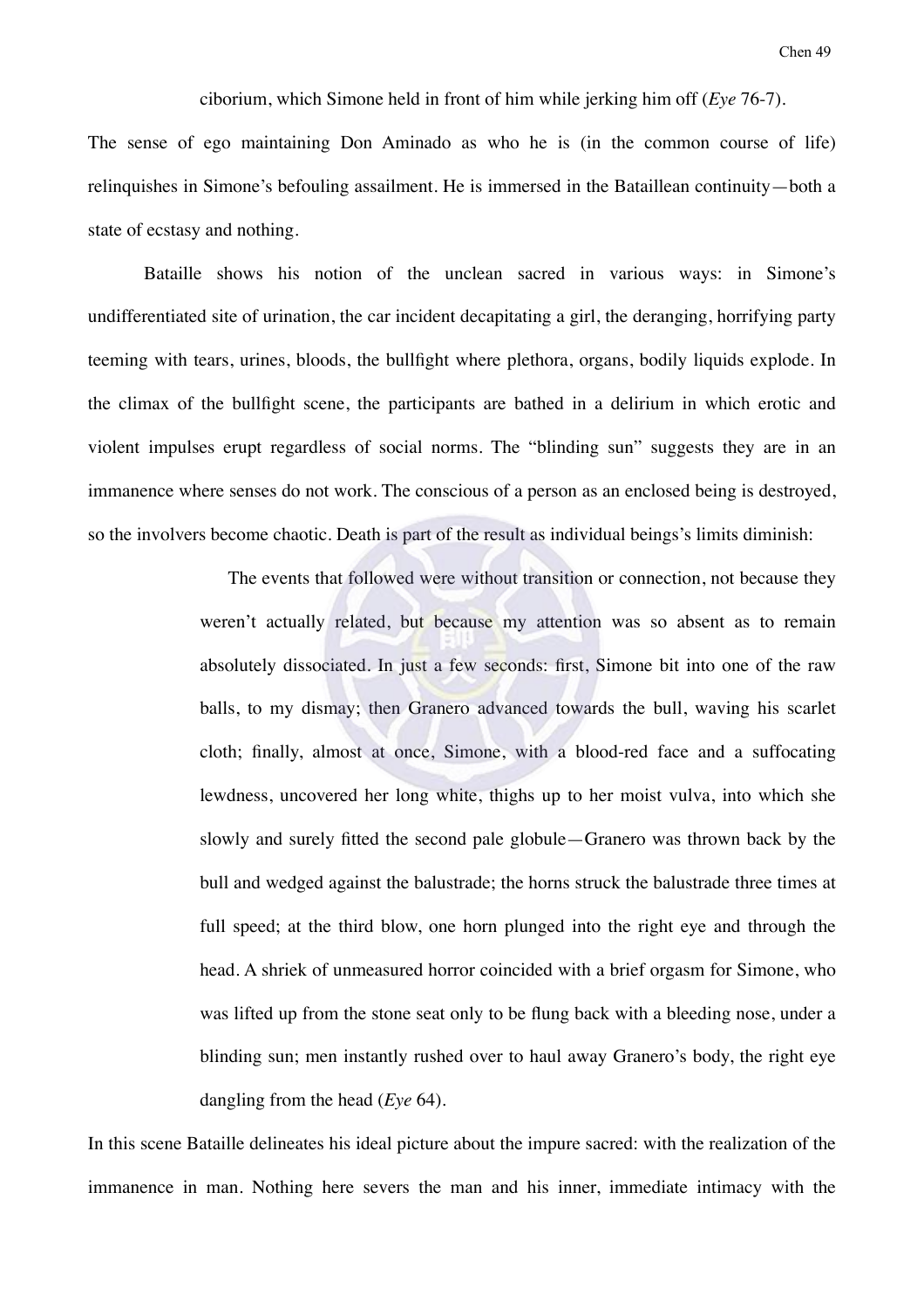ciborium, which Simone held in front of him while jerking him off (*Eye* 76-7).

The sense of ego maintaining Don Aminado as who he is (in the common course of life) relinquishes in Simone's befouling assailment. He is immersed in the Bataillean continuity—both a state of ecstasy and nothing.

Bataille shows his notion of the unclean sacred in various ways: in Simone's undifferentiated site of urination, the car incident decapitating a girl, the deranging, horrifying party teeming with tears, urines, bloods, the bullfight where plethora, organs, bodily liquids explode. In the climax of the bullfight scene, the participants are bathed in a delirium in which erotic and violent impulses erupt regardless of social norms. The "blinding sun" suggests they are in an immanence where senses do not work. The conscious of a person as an enclosed being is destroyed, so the involvers become chaotic. Death is part of the result as individual beings's limits diminish:

> The events that followed were without transition or connection, not because they weren't actually related, but because my attention was so absent as to remain absolutely dissociated. In just a few seconds: first, Simone bit into one of the raw balls, to my dismay; then Granero advanced towards the bull, waving his scarlet cloth; finally, almost at once, Simone, with a blood-red face and a suffocating lewdness, uncovered her long white, thighs up to her moist vulva, into which she slowly and surely fitted the second pale globule—Granero was thrown back by the bull and wedged against the balustrade; the horns struck the balustrade three times at full speed; at the third blow, one horn plunged into the right eye and through the head. A shriek of unmeasured horror coincided with a brief orgasm for Simone, who was lifted up from the stone seat only to be flung back with a bleeding nose, under a blinding sun; men instantly rushed over to haul away Granero's body, the right eye dangling from the head (*Eye* 64).

In this scene Bataille delineates his ideal picture about the impure sacred: with the realization of the immanence in man. Nothing here severs the man and his inner, immediate intimacy with the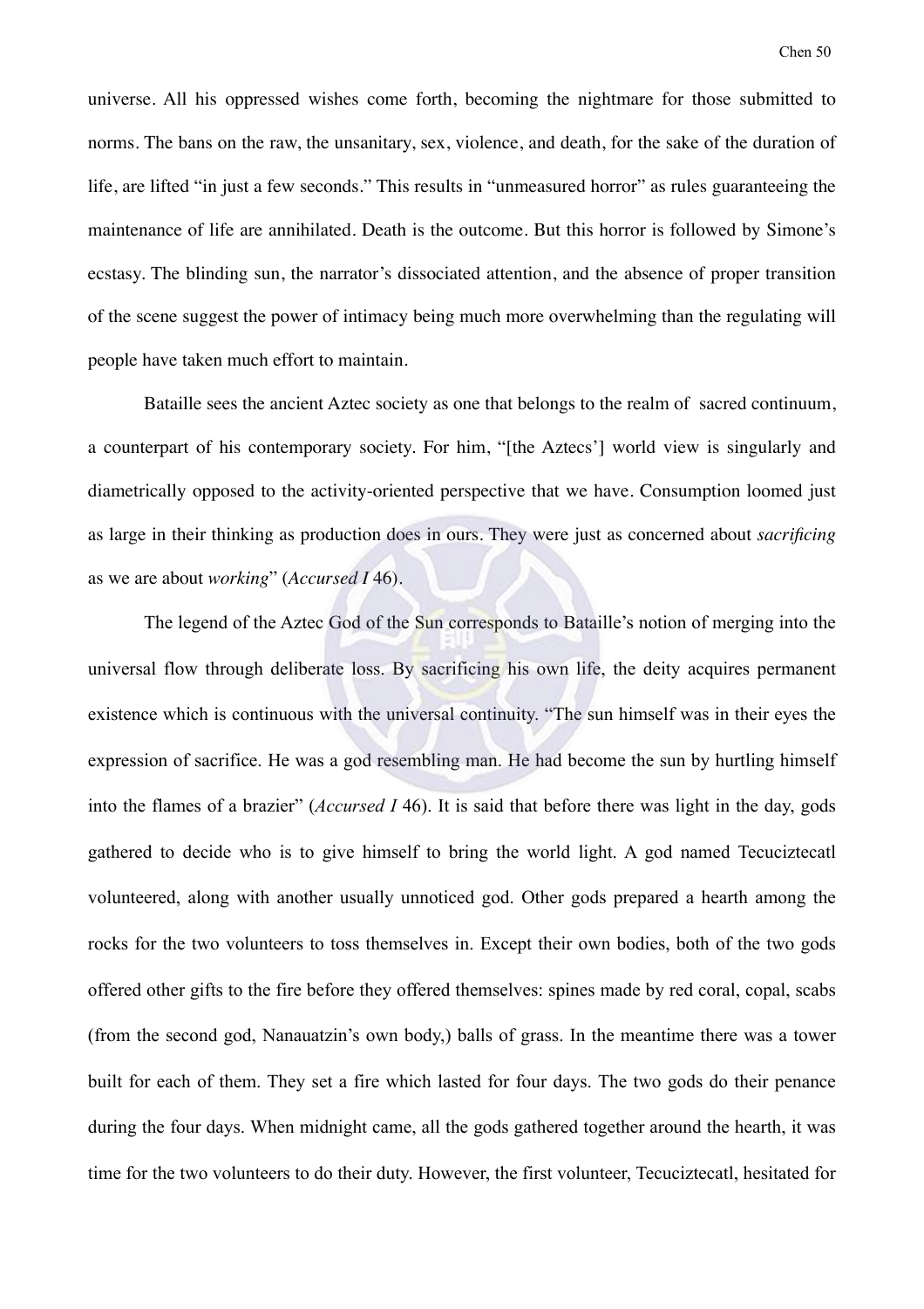universe. All his oppressed wishes come forth, becoming the nightmare for those submitted to norms. The bans on the raw, the unsanitary, sex, violence, and death, for the sake of the duration of life, are lifted "in just a few seconds." This results in "unmeasured horror" as rules guaranteeing the maintenance of life are annihilated. Death is the outcome. But this horror is followed by Simone's ecstasy. The blinding sun, the narrator's dissociated attention, and the absence of proper transition of the scene suggest the power of intimacy being much more overwhelming than the regulating will people have taken much effort to maintain.

Bataille sees the ancient Aztec society as one that belongs to the realm of  sacred continuum, a counterpart of his contemporary society. For him, "[the Aztecs'] world view is singularly and diametrically opposed to the activity-oriented perspective that we have. Consumption loomed just as large in their thinking as production does in ours. They were just as concerned about *sacrificing* as we are about *working*" (*Accursed I* 46).

The legend of the Aztec God of the Sun corresponds to Bataille's notion of merging into the universal flow through deliberate loss. By sacrificing his own life, the deity acquires permanent existence which is continuous with the universal continuity. "The sun himself was in their eyes the expression of sacrifice. He was a god resembling man. He had become the sun by hurtling himself into the flames of a brazier" (*Accursed I* 46). It is said that before there was light in the day, gods gathered to decide who is to give himself to bring the world light. A god named Tecuciztecatl volunteered, along with another usually unnoticed god. Other gods prepared a hearth among the rocks for the two volunteers to toss themselves in. Except their own bodies, both of the two gods offered other gifts to the fire before they offered themselves: spines made by red coral, copal, scabs (from the second god, Nanauatzin's own body,) balls of grass. In the meantime there was a tower built for each of them. They set a fire which lasted for four days. The two gods do their penance during the four days. When midnight came, all the gods gathered together around the hearth, it was time for the two volunteers to do their duty. However, the first volunteer, Tecuciztecatl, hesitated for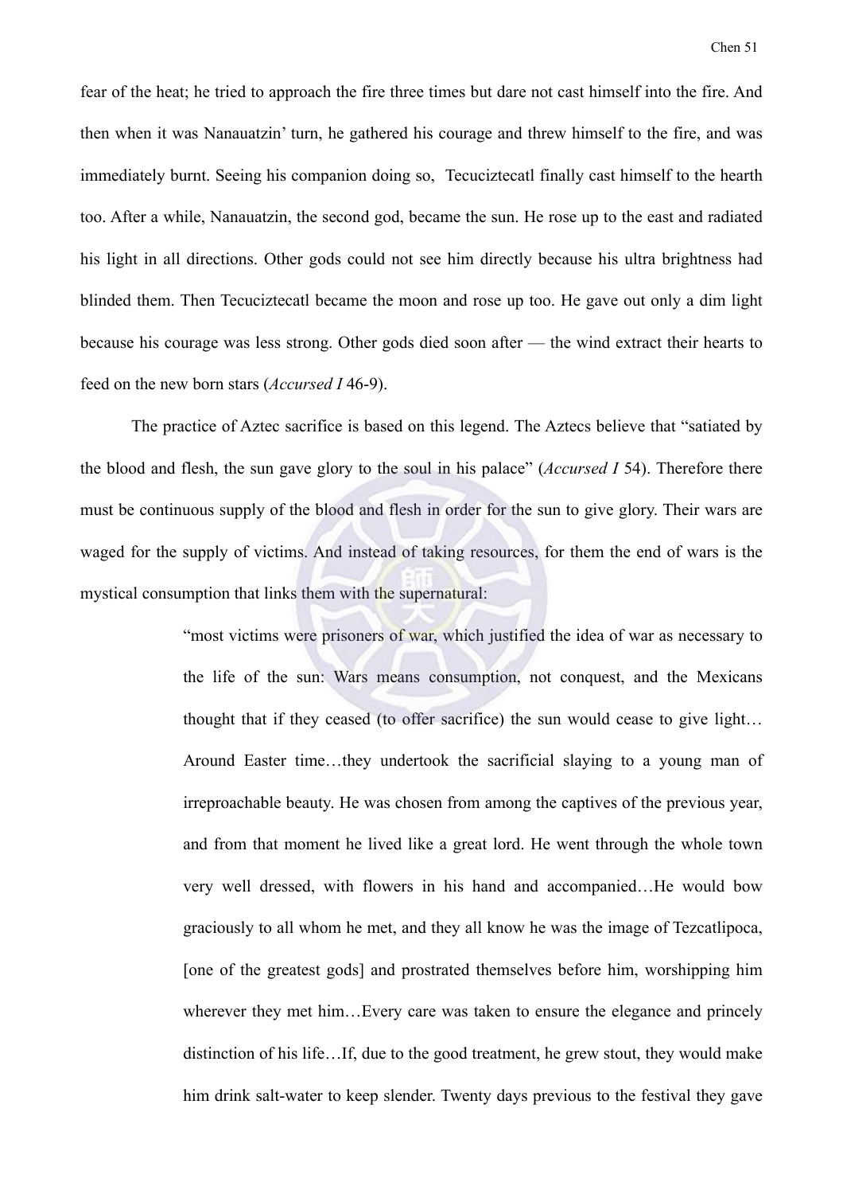fear of the heat; he tried to approach the fire three times but dare not cast himself into the fire. And then when it was Nanauatzin' turn, he gathered his courage and threw himself to the fire, and was immediately burnt. Seeing his companion doing so, Tecuciztecatl finally cast himself to the hearth too. After a while, Nanauatzin, the second god, became the sun. He rose up to the east and radiated his light in all directions. Other gods could not see him directly because his ultra brightness had blinded them. Then Tecuciztecatl became the moon and rose up too. He gave out only a dim light because his courage was less strong. Other gods died soon after — the wind extract their hearts to feed on the new born stars (*Accursed I* 46-9).

The practice of Aztec sacrifice is based on this legend. The Aztecs believe that "satiated by the blood and flesh, the sun gave glory to the soul in his palace" (*Accursed I* 54). Therefore there must be continuous supply of the blood and flesh in order for the sun to give glory. Their wars are waged for the supply of victims. And instead of taking resources, for them the end of wars is the mystical consumption that links them with the supernatural:

> "most victims were prisoners of war, which justified the idea of war as necessary to the life of the sun: Wars means consumption, not conquest, and the Mexicans thought that if they ceased (to offer sacrifice) the sun would cease to give light… Around Easter time…they undertook the sacrificial slaying to a young man of irreproachable beauty. He was chosen from among the captives of the previous year, and from that moment he lived like a great lord. He went through the whole town very well dressed, with flowers in his hand and accompanied…He would bow graciously to all whom he met, and they all know he was the image of Tezcatlipoca, [one of the greatest gods] and prostrated themselves before him, worshipping him wherever they met him…Every care was taken to ensure the elegance and princely distinction of his life…If, due to the good treatment, he grew stout, they would make him drink salt-water to keep slender. Twenty days previous to the festival they gave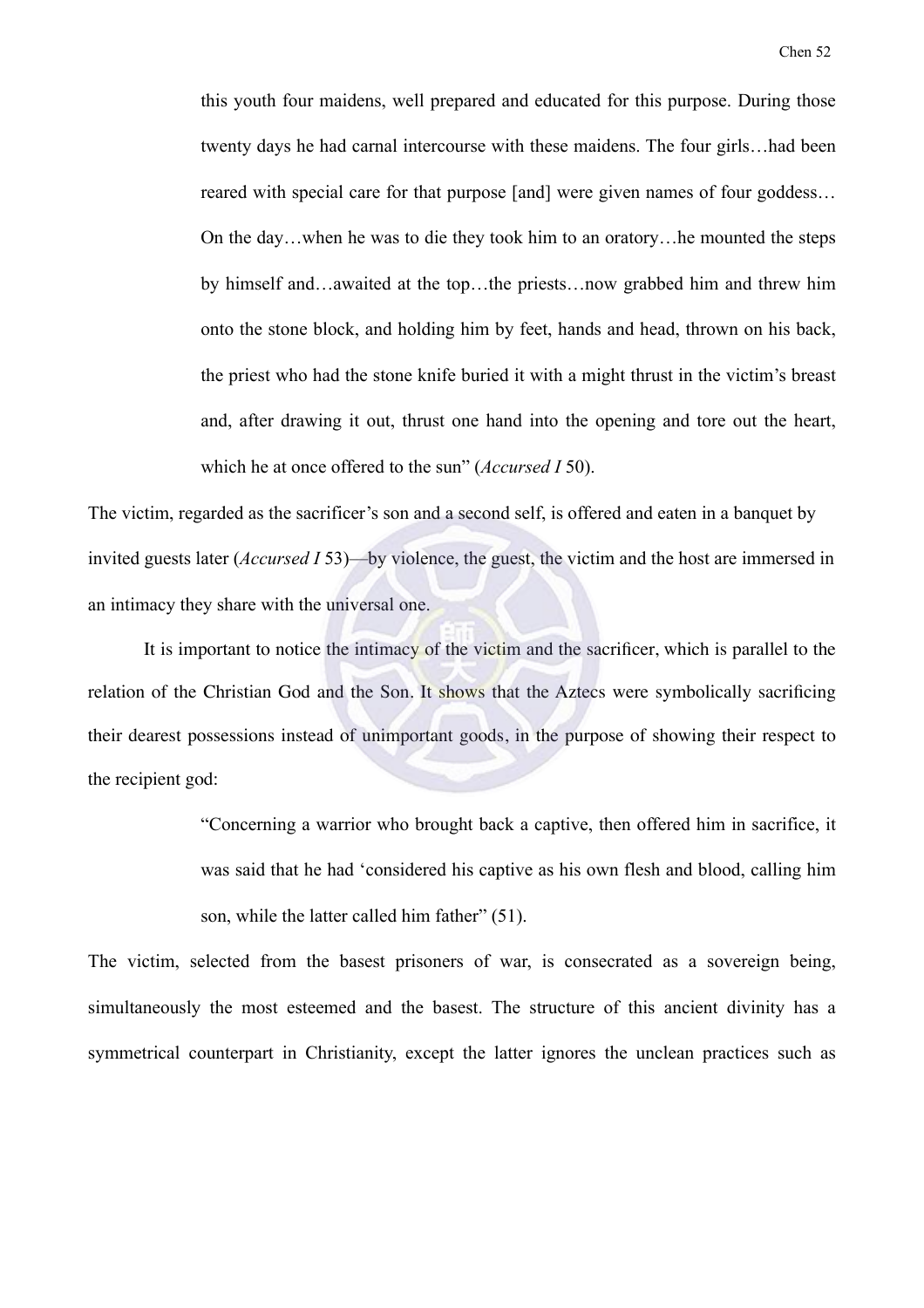> this youth four maidens, well prepared and educated for this purpose. During those twenty days he had carnal intercourse with these maidens. The four girls…had been reared with special care for that purpose [and] were given names of four goddess… On the day…when he was to die they took him to an oratory…he mounted the steps by himself and…awaited at the top…the priests…now grabbed him and threw him onto the stone block, and holding him by feet, hands and head, thrown on his back, the priest who had the stone knife buried it with a might thrust in the victim's breast and, after drawing it out, thrust one hand into the opening and tore out the heart, which he at once offered to the sun" (*Accursed I* 50).

The victim, regarded as the sacrificer's son and a second self, is offered and eaten in a banquet by invited guests later (*Accursed I* 53)—by violence, the guest, the victim and the host are immersed in an intimacy they share with the universal one.

It is important to notice the intimacy of the victim and the sacrificer, which is parallel to the relation of the Christian God and the Son. It shows that the Aztecs were symbolically sacrificing their dearest possessions instead of unimportant goods, in the purpose of showing their respect to the recipient god:

> "Concerning a warrior who brought back a captive, then offered him in sacrifice, it was said that he had 'considered his captive as his own flesh and blood, calling him son, while the latter called him father" (51).

The victim, selected from the basest prisoners of war, is consecrated as a sovereign being, simultaneously the most esteemed and the basest. The structure of this ancient divinity has a symmetrical counterpart in Christianity, except the latter ignores the unclean practices such as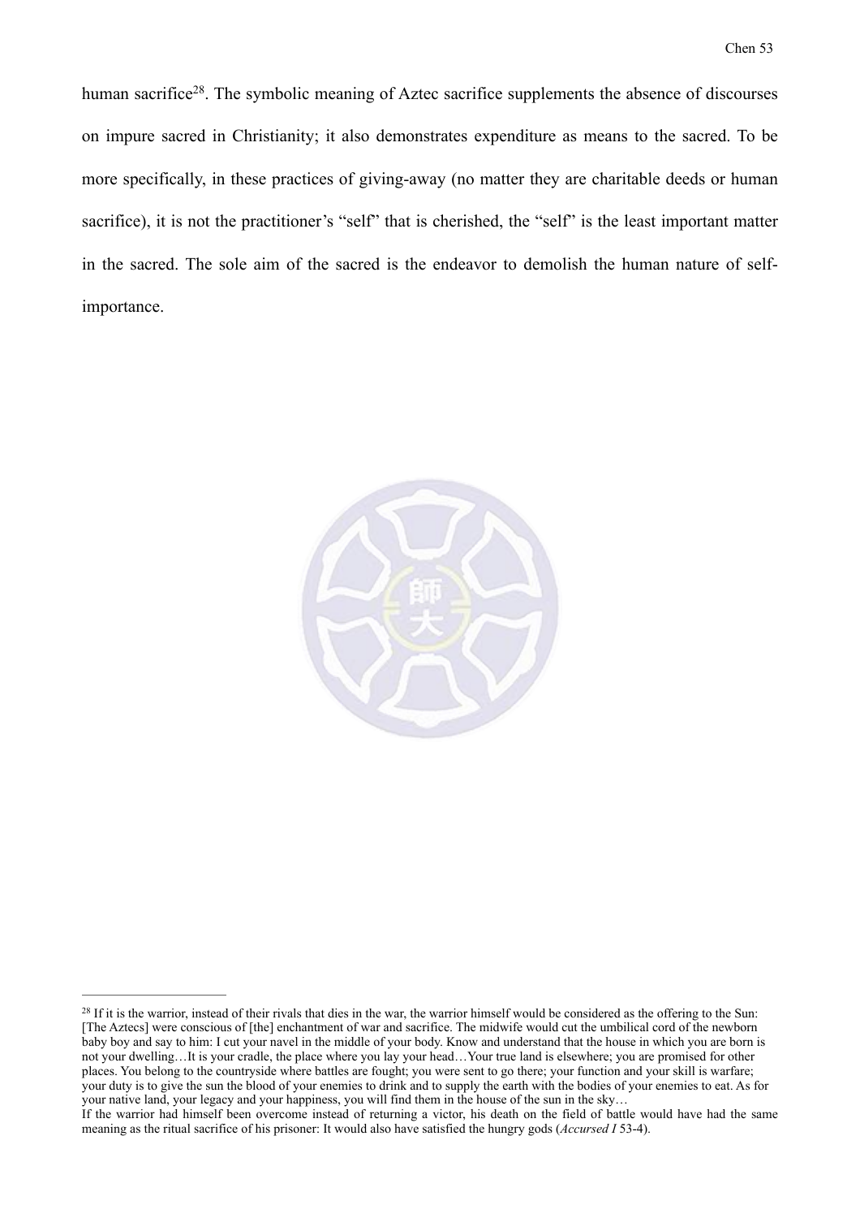human sacrifice[28]. The symbolic meaning of Aztec sacrifice supplements the absence of discourses on impure sacred in Christianity; it also demonstrates expenditure as means to the sacred. To be more specifically, in these practices of giving-away (no matter they are charitable deeds or human sacrifice), it is not the practitioner's "self" that is cherished, the "self" is the least important matter in the sacred. The sole aim of the sacred is the endeavor to demolish the human nature of self-importance.

---

[28] If it is the warrior, instead of their rivals that dies in the war, the warrior himself would be considered as the offering to the Sun: [The Aztecs] were conscious of [the] enchantment of war and sacrifice. The midwife would cut the umbilical cord of the newborn baby boy and say to him: I cut your navel in the middle of your body. Know and understand that the house in which you are born is not your dwelling…It is your cradle, the place where you lay your head…Your true land is elsewhere; you are promised for other places. You belong to the countryside where battles are fought; you were sent to go there; your function and your skill is warfare; your duty is to give the sun the blood of your enemies to drink and to supply the earth with the bodies of your enemies to eat. As for your native land, your legacy and your happiness, you will find them in the house of the sun in the sky…

If the warrior had himself been overcome instead of returning a victor, his death on the field of battle would have had the same meaning as the ritual sacrifice of his prisoner: It would also have satisfied the hungry gods (*Accursed I* 53-4).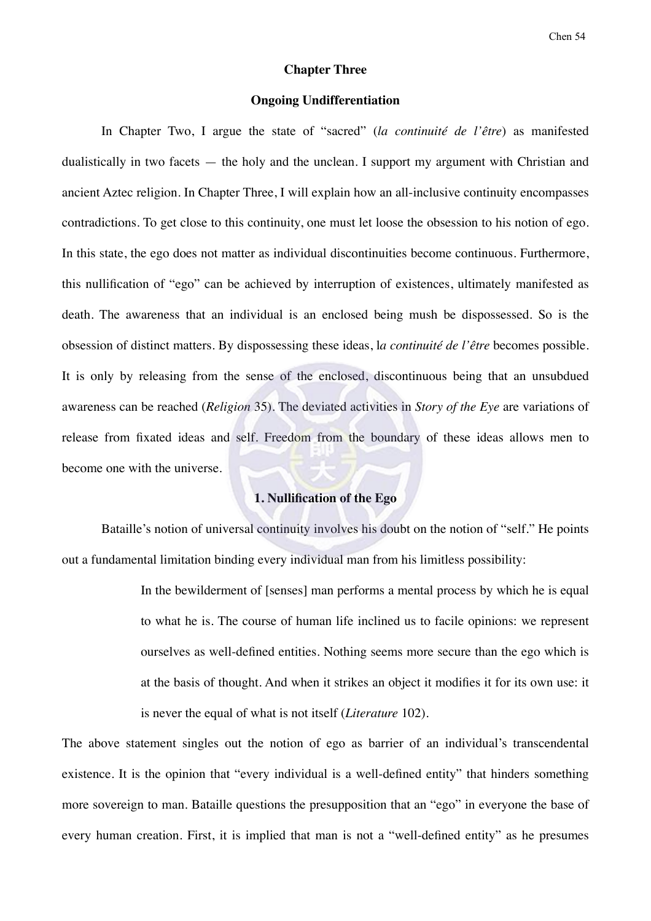## Chapter Three

## Ongoing Undifferentiation

In Chapter Two, I argue the state of "sacred" (*la continuité de l'être*) as manifested dualistically in two facets — the holy and the unclean. I support my argument with Christian and ancient Aztec religion. In Chapter Three, I will explain how an all-inclusive continuity encompasses contradictions. To get close to this continuity, one must let loose the obsession to his notion of ego. In this state, the ego does not matter as individual discontinuities become continuous. Furthermore, this nullification of "ego" can be achieved by interruption of existences, ultimately manifested as death. The awareness that an individual is an enclosed being mush be dispossessed. So is the obsession of distinct matters. By dispossessing these ideas, l*a continuité de l'être* becomes possible. It is only by releasing from the sense of the enclosed, discontinuous being that an unsubdued awareness can be reached (*Religion* 35). The deviated activities in *Story of the Eye* are variations of release from fixated ideas and self. Freedom from the boundary of these ideas allows men to become one with the universe.

### 1. Nullification of the Ego

Bataille's notion of universal continuity involves his doubt on the notion of "self." He points out a fundamental limitation binding every individual man from his limitless possibility:

> In the bewilderment of [senses] man performs a mental process by which he is equal to what he is. The course of human life inclined us to facile opinions: we represent ourselves as well-defined entities. Nothing seems more secure than the ego which is at the basis of thought. And when it strikes an object it modifies it for its own use: it is never the equal of what is not itself (*Literature* 102).

The above statement singles out the notion of ego as barrier of an individual's transcendental existence. It is the opinion that "every individual is a well-defined entity" that hinders something more sovereign to man. Bataille questions the presupposition that an "ego" in everyone the base of every human creation. First, it is implied that man is not a "well-defined entity" as he presumes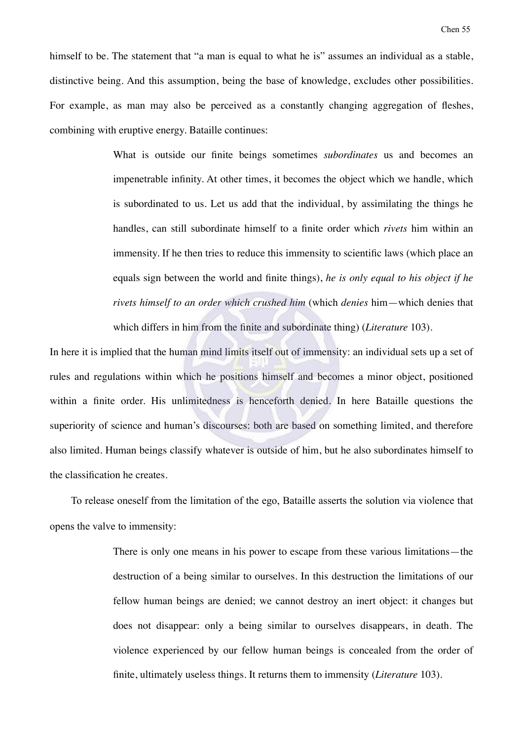himself to be. The statement that "a man is equal to what he is" assumes an individual as a stable, distinctive being. And this assumption, being the base of knowledge, excludes other possibilities. For example, as man may also be perceived as a constantly changing aggregation of fleshes, combining with eruptive energy. Bataille continues:

> What is outside our finite beings sometimes *subordinates* us and becomes an impenetrable infinity. At other times, it becomes the object which we handle, which is subordinated to us. Let us add that the individual, by assimilating the things he handles, can still subordinate himself to a finite order which *rivets* him within an immensity. If he then tries to reduce this immensity to scientific laws (which place an equals sign between the world and finite things), *he is only equal to his object if he rivets himself to an order which crushed him* (which *denies* him—which denies that which differs in him from the finite and subordinate thing) (*Literature* 103).

In here it is implied that the human mind limits itself out of immensity: an individual sets up a set of rules and regulations within which he positions himself and becomes a minor object, positioned within a finite order. His unlimitedness is henceforth denied. In here Bataille questions the superiority of science and human's discourses: both are based on something limited, and therefore also limited. Human beings classify whatever is outside of him, but he also subordinates himself to the classification he creates.

To release oneself from the limitation of the ego, Bataille asserts the solution via violence that opens the valve to immensity:

> There is only one means in his power to escape from these various limitations—the destruction of a being similar to ourselves. In this destruction the limitations of our fellow human beings are denied; we cannot destroy an inert object: it changes but does not disappear: only a being similar to ourselves disappears, in death. The violence experienced by our fellow human beings is concealed from the order of finite, ultimately useless things. It returns them to immensity (*Literature* 103).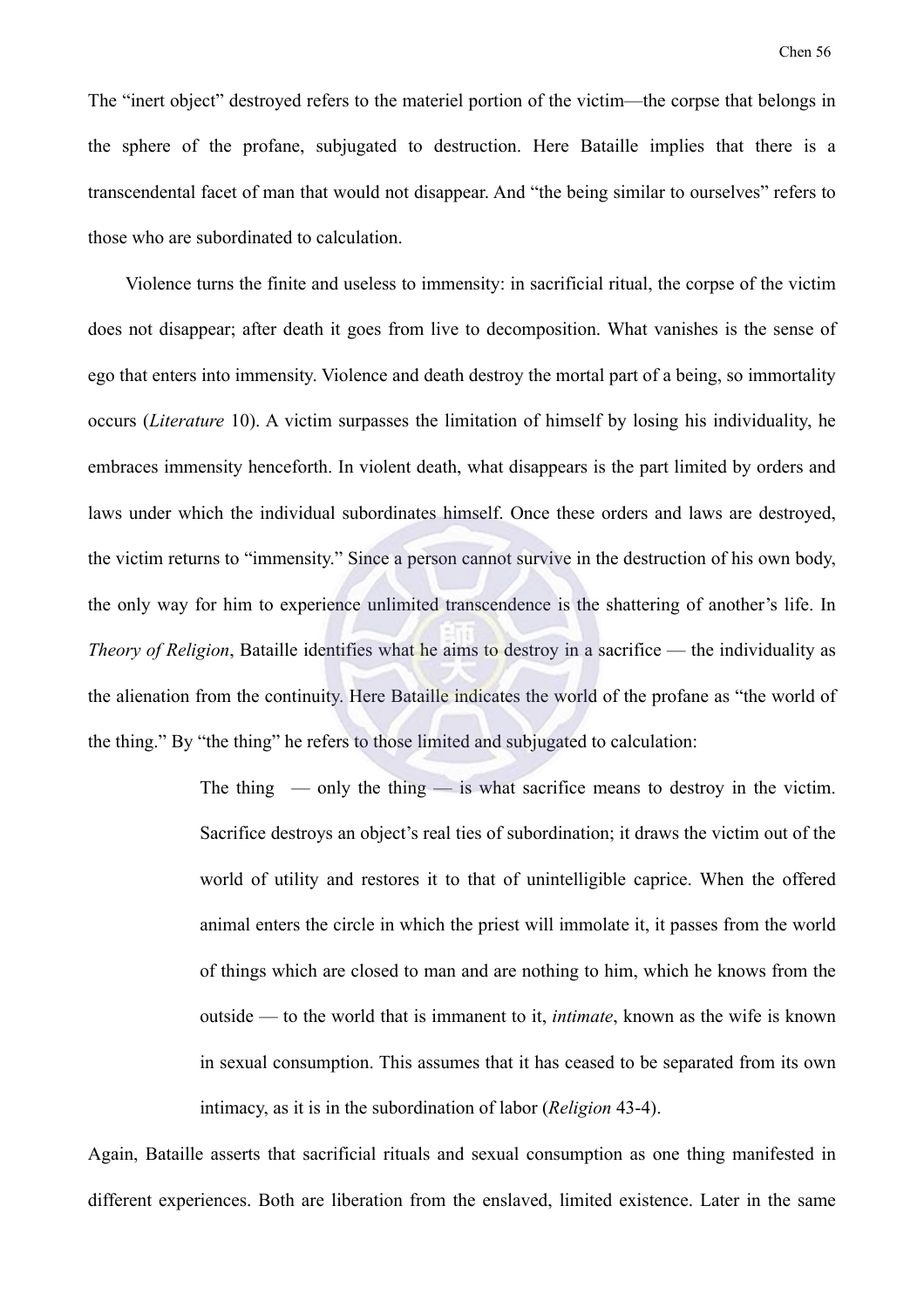The "inert object" destroyed refers to the materiel portion of the victim—the corpse that belongs in the sphere of the profane, subjugated to destruction. Here Bataille implies that there is a transcendental facet of man that would not disappear. And "the being similar to ourselves" refers to those who are subordinated to calculation.

Violence turns the finite and useless to immensity: in sacrificial ritual, the corpse of the victim does not disappear; after death it goes from live to decomposition. What vanishes is the sense of ego that enters into immensity. Violence and death destroy the mortal part of a being, so immortality occurs (*Literature* 10). A victim surpasses the limitation of himself by losing his individuality, he embraces immensity henceforth. In violent death, what disappears is the part limited by orders and laws under which the individual subordinates himself. Once these orders and laws are destroyed, the victim returns to "immensity." Since a person cannot survive in the destruction of his own body, the only way for him to experience unlimited transcendence is the shattering of another's life. In *Theory of Religion*, Bataille identifies what he aims to destroy in a sacrifice — the individuality as the alienation from the continuity. Here Bataille indicates the world of the profane as "the world of the thing." By "the thing" he refers to those limited and subjugated to calculation:

> The thing — only the thing — is what sacrifice means to destroy in the victim. Sacrifice destroys an object's real ties of subordination; it draws the victim out of the world of utility and restores it to that of unintelligible caprice. When the offered animal enters the circle in which the priest will immolate it, it passes from the world of things which are closed to man and are nothing to him, which he knows from the outside — to the world that is immanent to it, *intimate*, known as the wife is known in sexual consumption. This assumes that it has ceased to be separated from its own intimacy, as it is in the subordination of labor (*Religion* 43-4).

Again, Bataille asserts that sacrificial rituals and sexual consumption as one thing manifested in different experiences. Both are liberation from the enslaved, limited existence. Later in the same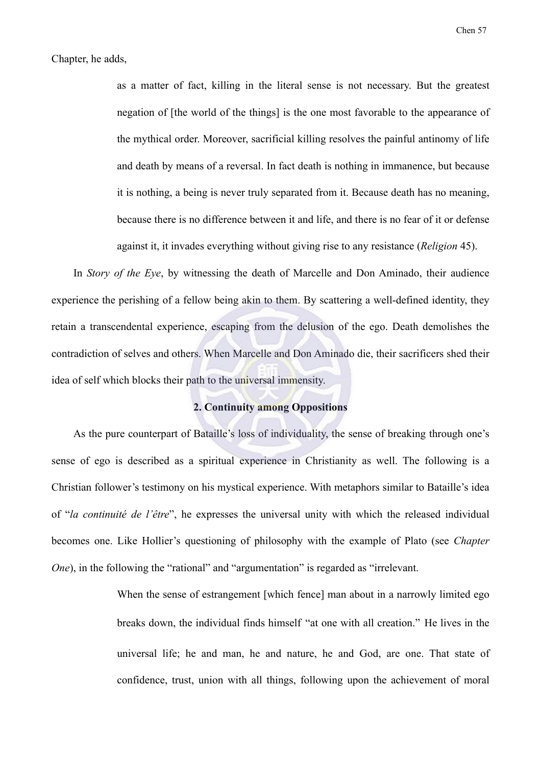Chapter, he adds,

> as a matter of fact, killing in the literal sense is not necessary. But the greatest negation of [the world of the things] is the one most favorable to the appearance of the mythical order. Moreover, sacrificial killing resolves the painful antinomy of life and death by means of a reversal. In fact death is nothing in immanence, but because it is nothing, a being is never truly separated from it. Because death has no meaning, because there is no difference between it and life, and there is no fear of it or defense against it, it invades everything without giving rise to any resistance (*Religion* 45).

In *Story of the Eye*, by witnessing the death of Marcelle and Don Aminado, their audience experience the perishing of a fellow being akin to them. By scattering a well-defined identity, they retain a transcendental experience, escaping from the delusion of the ego. Death demolishes the contradiction of selves and others. When Marcelle and Don Aminado die, their sacrificers shed their idea of self which blocks their path to the universal immensity.

### 2. Continuity among Oppositions

As the pure counterpart of Bataille's loss of individuality, the sense of breaking through one's sense of ego is described as a spiritual experience in Christianity as well. The following is a Christian follower's testimony on his mystical experience. With metaphors similar to Bataille's idea of "*la continuité de l'être*", he expresses the universal unity with which the released individual becomes one. Like Hollier's questioning of philosophy with the example of Plato (see *Chapter One*), in the following the "rational" and "argumentation" is regarded as "irrelevant.

> When the sense of estrangement [which fence] man about in a narrowly limited ego breaks down, the individual finds himself "at one with all creation." He lives in the universal life; he and man, he and nature, he and God, are one. That state of confidence, trust, union with all things, following upon the achievement of moral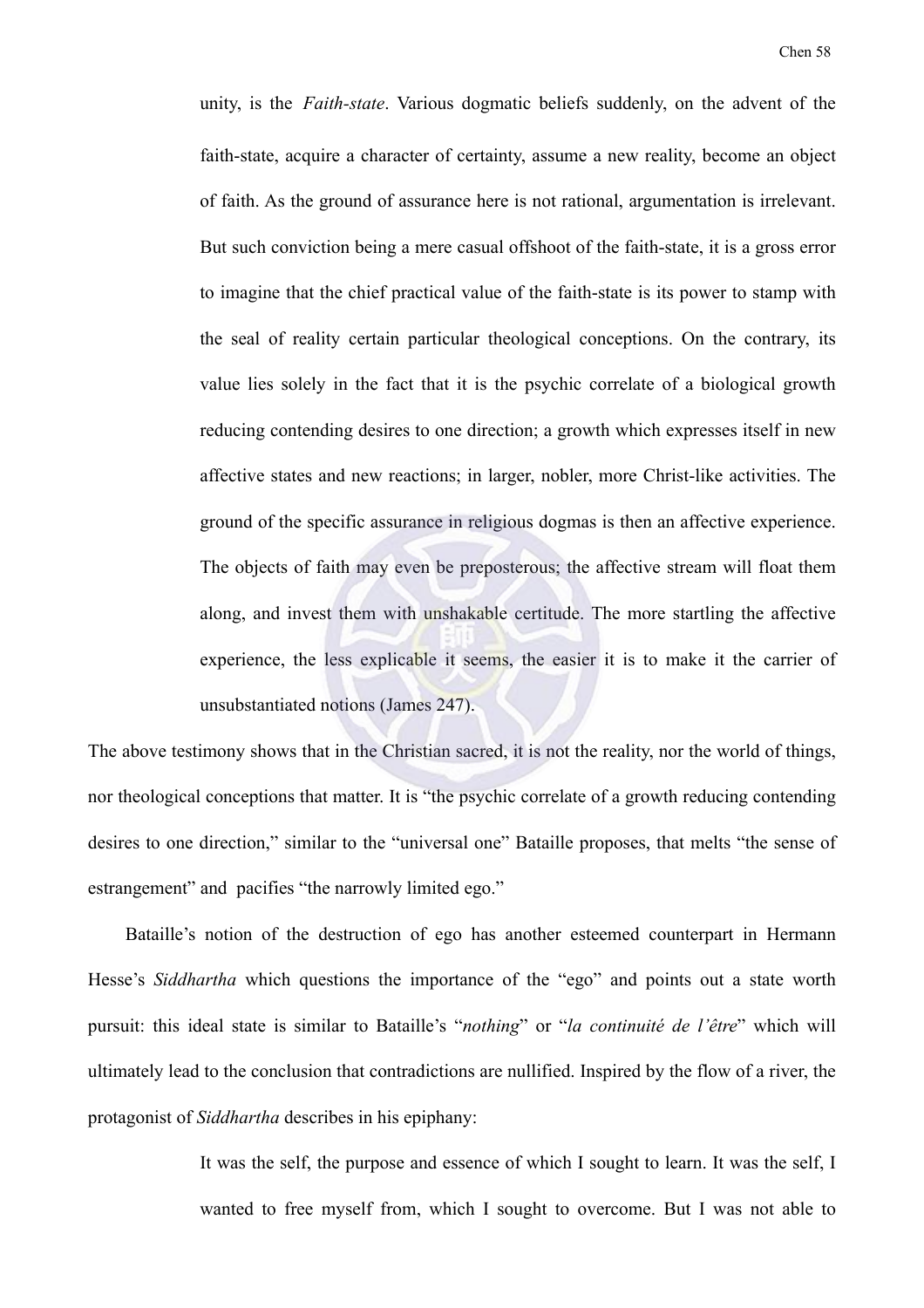> unity, is the *Faith-state*. Various dogmatic beliefs suddenly, on the advent of the faith-state, acquire a character of certainty, assume a new reality, become an object of faith. As the ground of assurance here is not rational, argumentation is irrelevant. But such conviction being a mere casual offshoot of the faith-state, it is a gross error to imagine that the chief practical value of the faith-state is its power to stamp with the seal of reality certain particular theological conceptions. On the contrary, its value lies solely in the fact that it is the psychic correlate of a biological growth reducing contending desires to one direction; a growth which expresses itself in new affective states and new reactions; in larger, nobler, more Christ-like activities. The ground of the specific assurance in religious dogmas is then an affective experience. The objects of faith may even be preposterous; the affective stream will float them along, and invest them with unshakable certitude. The more startling the affective experience, the less explicable it seems, the easier it is to make it the carrier of unsubstantiated notions (James 247).

The above testimony shows that in the Christian sacred, it is not the reality, nor the world of things, nor theological conceptions that matter. It is "the psychic correlate of a growth reducing contending desires to one direction," similar to the "universal one" Bataille proposes, that melts "the sense of estrangement" and pacifies "the narrowly limited ego."

Bataille's notion of the destruction of ego has another esteemed counterpart in Hermann Hesse's *Siddhartha* which questions the importance of the "ego" and points out a state worth pursuit: this ideal state is similar to Bataille's "*nothing*" or "*la continuité de l'être*" which will ultimately lead to the conclusion that contradictions are nullified. Inspired by the flow of a river, the protagonist of *Siddhartha* describes in his epiphany:

> It was the self, the purpose and essence of which I sought to learn. It was the self, I wanted to free myself from, which I sought to overcome. But I was not able to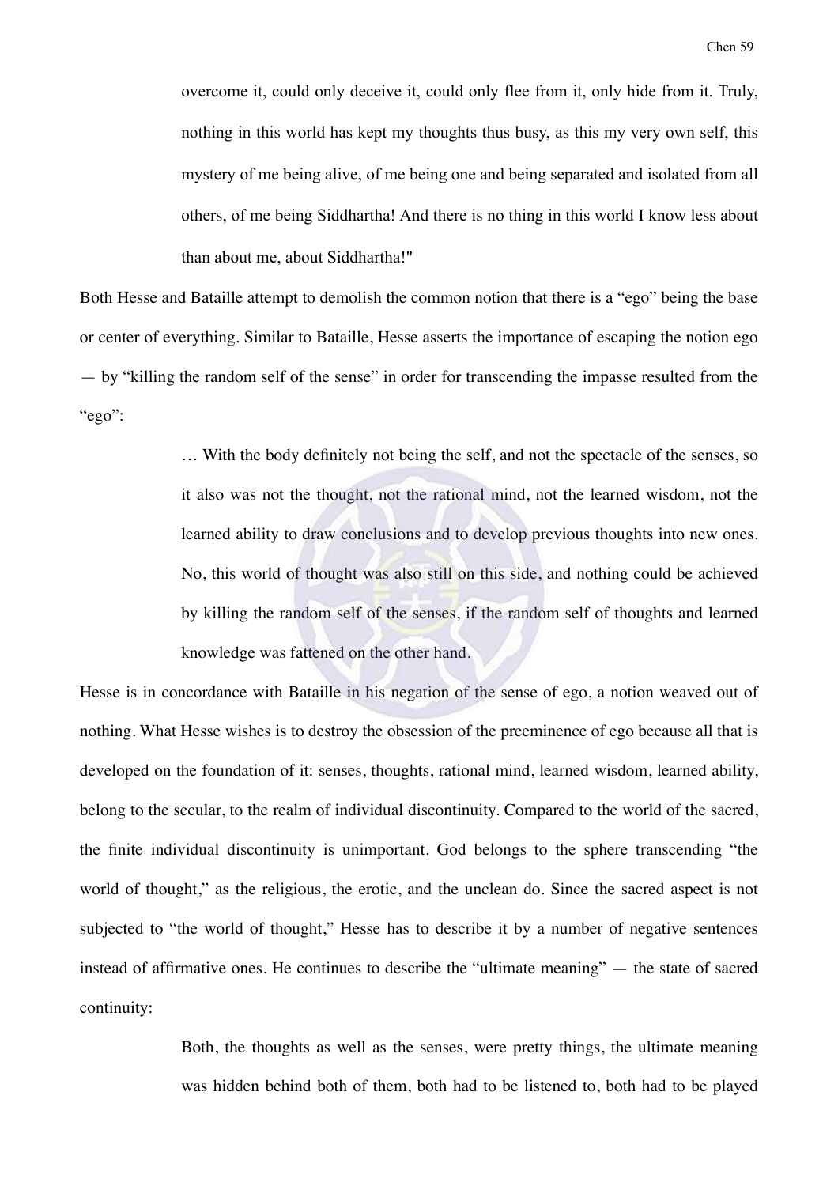> overcome it, could only deceive it, could only flee from it, only hide from it. Truly, nothing in this world has kept my thoughts thus busy, as this my very own self, this mystery of me being alive, of me being one and being separated and isolated from all others, of me being Siddhartha! And there is no thing in this world I know less about than about me, about Siddhartha!"

Both Hesse and Bataille attempt to demolish the common notion that there is a "ego" being the base or center of everything. Similar to Bataille, Hesse asserts the importance of escaping the notion ego — by "killing the random self of the sense" in order for transcending the impasse resulted from the "ego":

> … With the body definitely not being the self, and not the spectacle of the senses, so it also was not the thought, not the rational mind, not the learned wisdom, not the learned ability to draw conclusions and to develop previous thoughts into new ones. No, this world of thought was also still on this side, and nothing could be achieved by killing the random self of the senses, if the random self of thoughts and learned knowledge was fattened on the other hand.

Hesse is in concordance with Bataille in his negation of the sense of ego, a notion weaved out of nothing. What Hesse wishes is to destroy the obsession of the preeminence of ego because all that is developed on the foundation of it: senses, thoughts, rational mind, learned wisdom, learned ability, belong to the secular, to the realm of individual discontinuity. Compared to the world of the sacred, the finite individual discontinuity is unimportant. God belongs to the sphere transcending "the world of thought," as the religious, the erotic, and the unclean do. Since the sacred aspect is not subjected to "the world of thought," Hesse has to describe it by a number of negative sentences instead of affirmative ones. He continues to describe the "ultimate meaning" — the state of sacred continuity:

> Both, the thoughts as well as the senses, were pretty things, the ultimate meaning was hidden behind both of them, both had to be listened to, both had to be played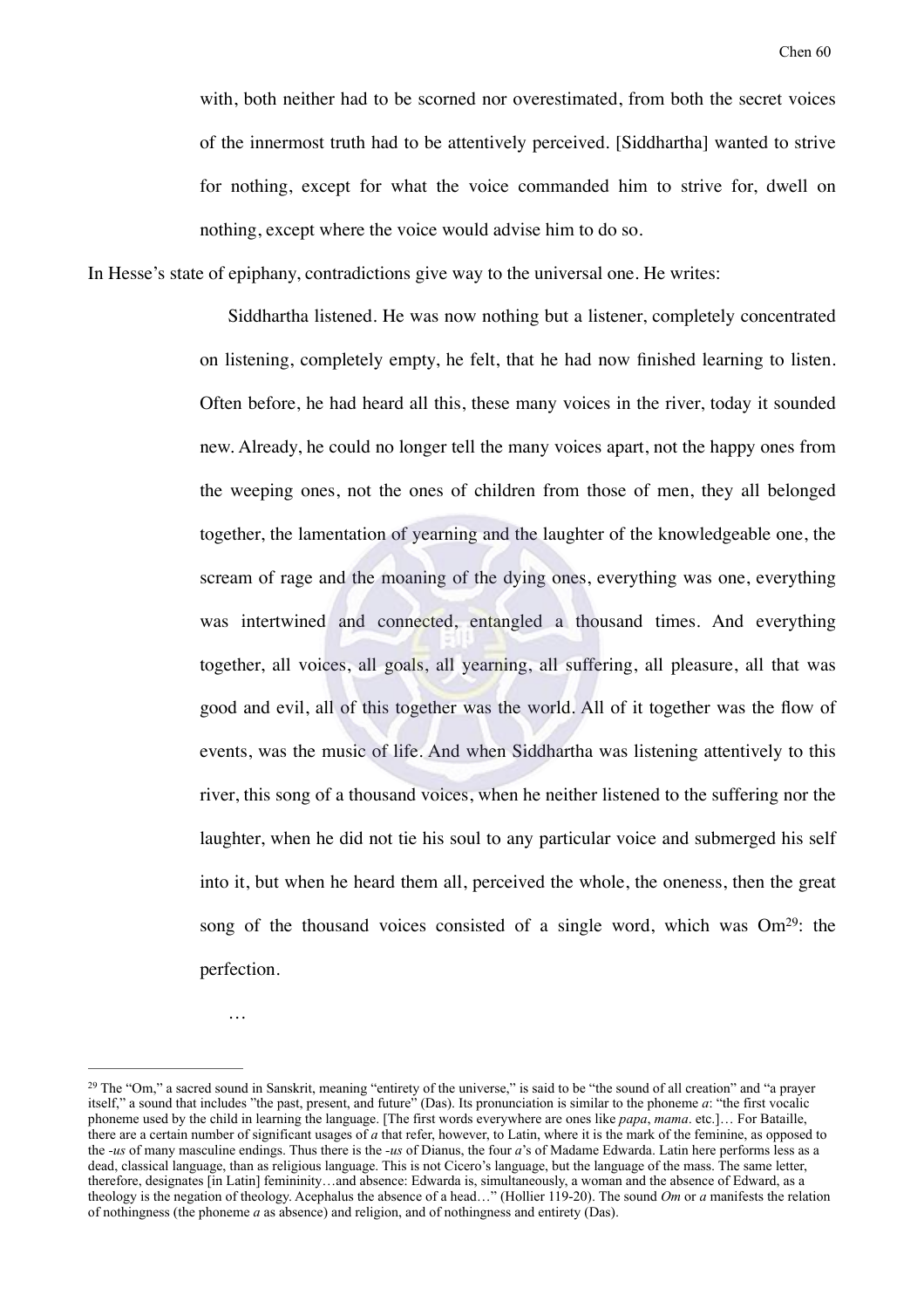> with, both neither had to be scorned nor overestimated, from both the secret voices of the innermost truth had to be attentively perceived. [Siddhartha] wanted to strive for nothing, except for what the voice commanded him to strive for, dwell on nothing, except where the voice would advise him to do so.

In Hesse's state of epiphany, contradictions give way to the universal one. He writes:

> Siddhartha listened. He was now nothing but a listener, completely concentrated on listening, completely empty, he felt, that he had now finished learning to listen. Often before, he had heard all this, these many voices in the river, today it sounded new. Already, he could no longer tell the many voices apart, not the happy ones from the weeping ones, not the ones of children from those of men, they all belonged together, the lamentation of yearning and the laughter of the knowledgeable one, the scream of rage and the moaning of the dying ones, everything was one, everything was intertwined and connected, entangled a thousand times. And everything together, all voices, all goals, all yearning, all suffering, all pleasure, all that was good and evil, all of this together was the world. All of it together was the flow of events, was the music of life. And when Siddhartha was listening attentively to this river, this song of a thousand voices, when he neither listened to the suffering nor the laughter, when he did not tie his soul to any particular voice and submerged his self into it, but when he heard them all, perceived the whole, the oneness, then the great song of the thousand voices consisted of a single word, which was Om[29]: the perfection.
>
> …

---

[29] The "Om," a sacred sound in Sanskrit, meaning "entirety of the universe," is said to be "the sound of all creation" and "a prayer itself," a sound that includes "the past, present, and future" (Das). Its pronunciation is similar to the phoneme *a*: "the first vocalic phoneme used by the child in learning the language. [The first words everywhere are ones like *papa*, *mama*. etc.]… For Bataille, there are a certain number of significant usages of *a* that refer, however, to Latin, where it is the mark of the feminine, as opposed to the *-us* of many masculine endings. Thus there is the *-us* of Dianus, the four *a*'s of Madame Edwarda. Latin here performs less as a dead, classical language, than as religious language. This is not Cicero's language, but the language of the mass. The same letter, therefore, designates [in Latin] femininity…and absence: Edwarda is, simultaneously, a woman and the absence of Edward, as a theology is the negation of theology. Acephalus the absence of a head…" (Hollier 119-20). The sound *Om* or *a* manifests the relation of nothingness (the phoneme *a* as absence) and religion, and of nothingness and entirety (Das).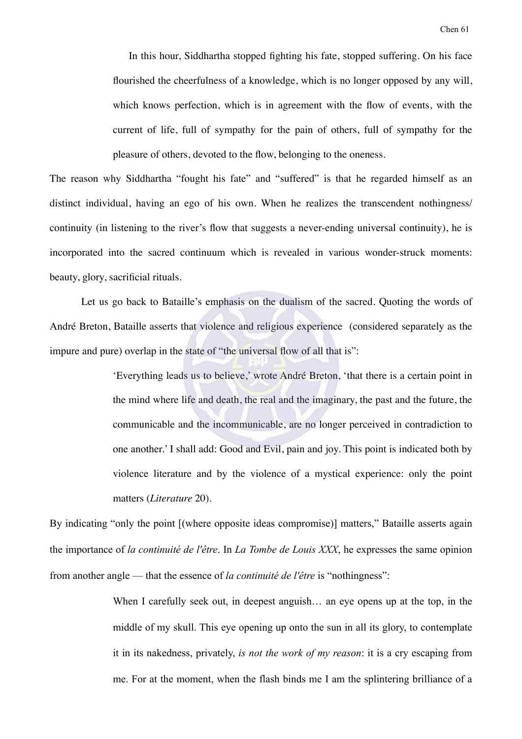> In this hour, Siddhartha stopped fighting his fate, stopped suffering. On his face flourished the cheerfulness of a knowledge, which is no longer opposed by any will, which knows perfection, which is in agreement with the flow of events, with the current of life, full of sympathy for the pain of others, full of sympathy for the pleasure of others, devoted to the flow, belonging to the oneness.

The reason why Siddhartha "fought his fate" and "suffered" is that he regarded himself as an distinct individual, having an ego of his own. When he realizes the transcendent nothingness/ continuity (in listening to the river's flow that suggests a never-ending universal continuity), he is incorporated into the sacred continuum which is revealed in various wonder-struck moments: beauty, glory, sacrificial rituals.

Let us go back to Bataille's emphasis on the dualism of the sacred. Quoting the words of André Breton, Bataille asserts that violence and religious experience (considered separately as the impure and pure) overlap in the state of "the universal flow of all that is":

> 'Everything leads us to believe,' wrote André Breton, 'that there is a certain point in the mind where life and death, the real and the imaginary, the past and the future, the communicable and the incommunicable, are no longer perceived in contradiction to one another.' I shall add: Good and Evil, pain and joy. This point is indicated both by violence literature and by the violence of a mystical experience: only the point matters (*Literature* 20).

By indicating "only the point [(where opposite ideas compromise)] matters," Bataille asserts again the importance of *la continuité de l'être*. In *La Tombe de Louis XXX*, he expresses the same opinion from another angle — that the essence of *la continuité de l'être* is "nothingness":

> When I carefully seek out, in deepest anguish… an eye opens up at the top, in the middle of my skull. This eye opening up onto the sun in all its glory, to contemplate it in its nakedness, privately, *is not the work of my reason*: it is a cry escaping from me. For at the moment, when the flash binds me I am the splintering brilliance of a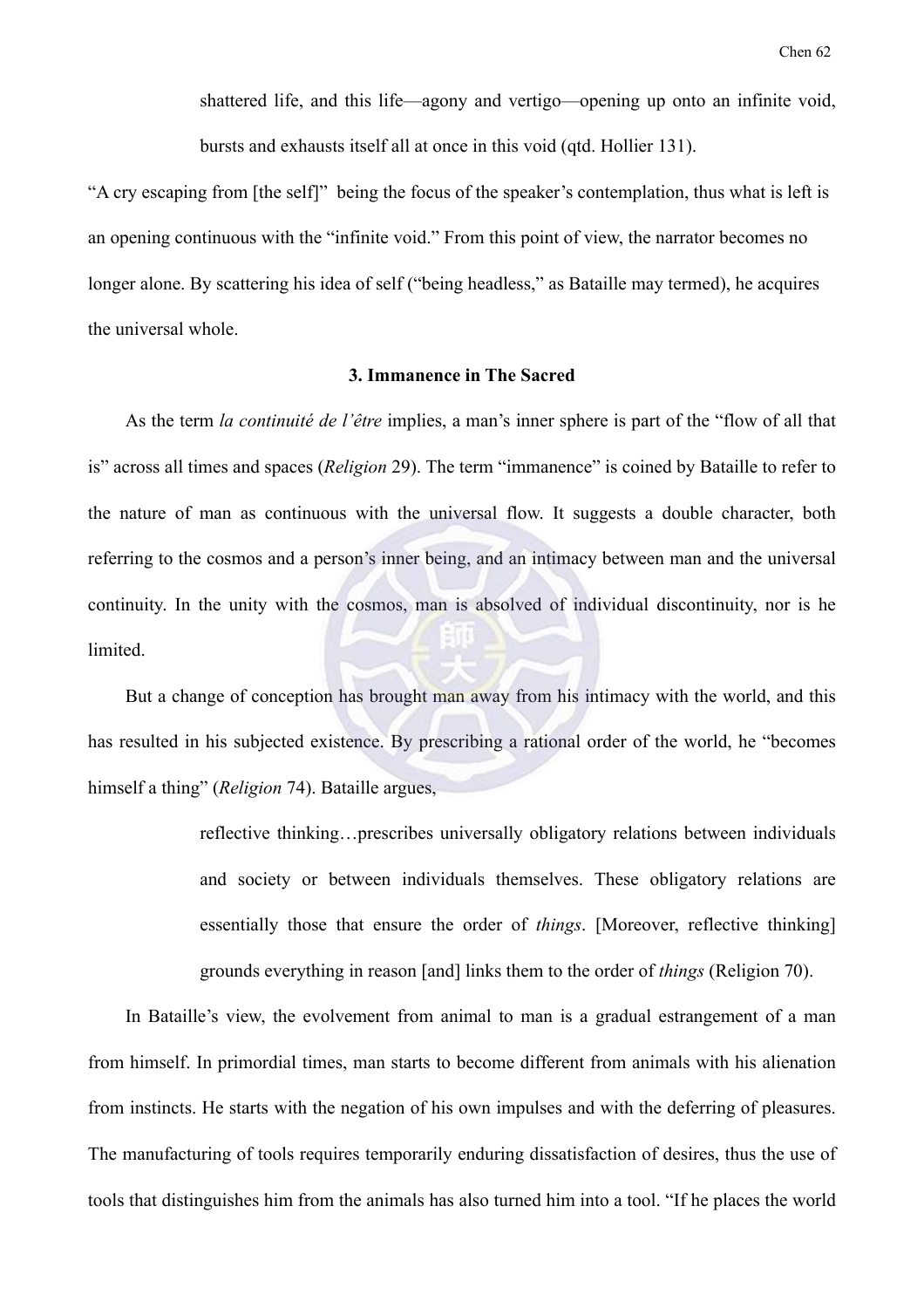> shattered life, and this life—agony and vertigo—opening up onto an infinite void, bursts and exhausts itself all at once in this void (qtd. Hollier 131).

"A cry escaping from [the self]" being the focus of the speaker's contemplation, thus what is left is an opening continuous with the "infinite void." From this point of view, the narrator becomes no longer alone. By scattering his idea of self ("being headless," as Bataille may termed), he acquires the universal whole.

### 3. Immanence in The Sacred

As the term *la continuité de l'être* implies, a man's inner sphere is part of the "flow of all that is" across all times and spaces (*Religion* 29). The term "immanence" is coined by Bataille to refer to the nature of man as continuous with the universal flow. It suggests a double character, both referring to the cosmos and a person's inner being, and an intimacy between man and the universal continuity. In the unity with the cosmos, man is absolved of individual discontinuity, nor is he limited.

But a change of conception has brought man away from his intimacy with the world, and this has resulted in his subjected existence. By prescribing a rational order of the world, he "becomes himself a thing" (*Religion* 74). Bataille argues,

> reflective thinking…prescribes universally obligatory relations between individuals and society or between individuals themselves. These obligatory relations are essentially those that ensure the order of *things*. [Moreover, reflective thinking] grounds everything in reason [and] links them to the order of *things* (Religion 70).

In Bataille's view, the evolvement from animal to man is a gradual estrangement of a man from himself. In primordial times, man starts to become different from animals with his alienation from instincts. He starts with the negation of his own impulses and with the deferring of pleasures. The manufacturing of tools requires temporarily enduring dissatisfaction of desires, thus the use of tools that distinguishes him from the animals has also turned him into a tool. "If he places the world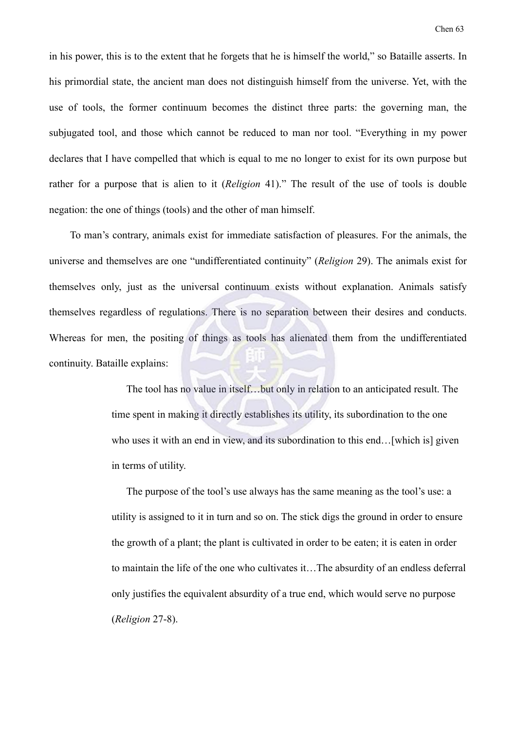in his power, this is to the extent that he forgets that he is himself the world," so Bataille asserts. In his primordial state, the ancient man does not distinguish himself from the universe. Yet, with the use of tools, the former continuum becomes the distinct three parts: the governing man, the subjugated tool, and those which cannot be reduced to man nor tool. "Everything in my power declares that I have compelled that which is equal to me no longer to exist for its own purpose but rather for a purpose that is alien to it (*Religion* 41)." The result of the use of tools is double negation: the one of things (tools) and the other of man himself.

To man's contrary, animals exist for immediate satisfaction of pleasures. For the animals, the universe and themselves are one "undifferentiated continuity" (*Religion* 29). The animals exist for themselves only, just as the universal continuum exists without explanation. Animals satisfy themselves regardless of regulations. There is no separation between their desires and conducts. Whereas for men, the positing of things as tools has alienated them from the undifferentiated continuity. Bataille explains:

> The tool has no value in itself…but only in relation to an anticipated result. The time spent in making it directly establishes its utility, its subordination to the one who uses it with an end in view, and its subordination to this end…[which is] given in terms of utility.
>
> The purpose of the tool's use always has the same meaning as the tool's use: a utility is assigned to it in turn and so on. The stick digs the ground in order to ensure the growth of a plant; the plant is cultivated in order to be eaten; it is eaten in order to maintain the life of the one who cultivates it…The absurdity of an endless deferral only justifies the equivalent absurdity of a true end, which would serve no purpose (*Religion* 27-8).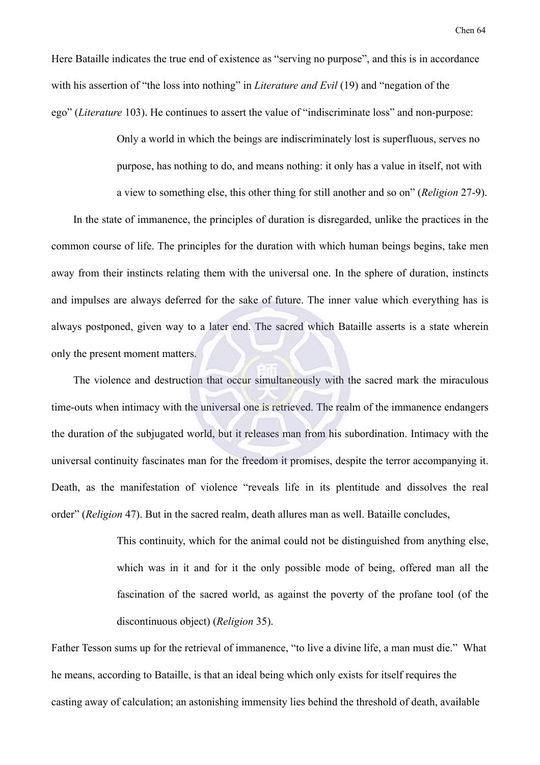Here Bataille indicates the true end of existence as "serving no purpose", and this is in accordance with his assertion of "the loss into nothing" in *Literature and Evil* (19) and "negation of the ego" (*Literature* 103). He continues to assert the value of "indiscriminate loss" and non-purpose:

> Only a world in which the beings are indiscriminately lost is superfluous, serves no purpose, has nothing to do, and means nothing: it only has a value in itself, not with a view to something else, this other thing for still another and so on" (*Religion* 27-9).

In the state of immanence, the principles of duration is disregarded, unlike the practices in the common course of life. The principles for the duration with which human beings begins, take men away from their instincts relating them with the universal one. In the sphere of duration, instincts and impulses are always deferred for the sake of future. The inner value which everything has is always postponed, given way to a later end. The sacred which Bataille asserts is a state wherein only the present moment matters.

The violence and destruction that occur simultaneously with the sacred mark the miraculous time-outs when intimacy with the universal one is retrieved. The realm of the immanence endangers the duration of the subjugated world, but it releases man from his subordination. Intimacy with the universal continuity fascinates man for the freedom it promises, despite the terror accompanying it. Death, as the manifestation of violence "reveals life in its plentitude and dissolves the real order" (*Religion* 47). But in the sacred realm, death allures man as well. Bataille concludes,

> This continuity, which for the animal could not be distinguished from anything else, which was in it and for it the only possible mode of being, offered man all the fascination of the sacred world, as against the poverty of the profane tool (of the discontinuous object) (*Religion* 35).

Father Tesson sums up for the retrieval of immanence, "to live a divine life, a man must die." What he means, according to Bataille, is that an ideal being which only exists for itself requires the casting away of calculation; an astonishing immensity lies behind the threshold of death, available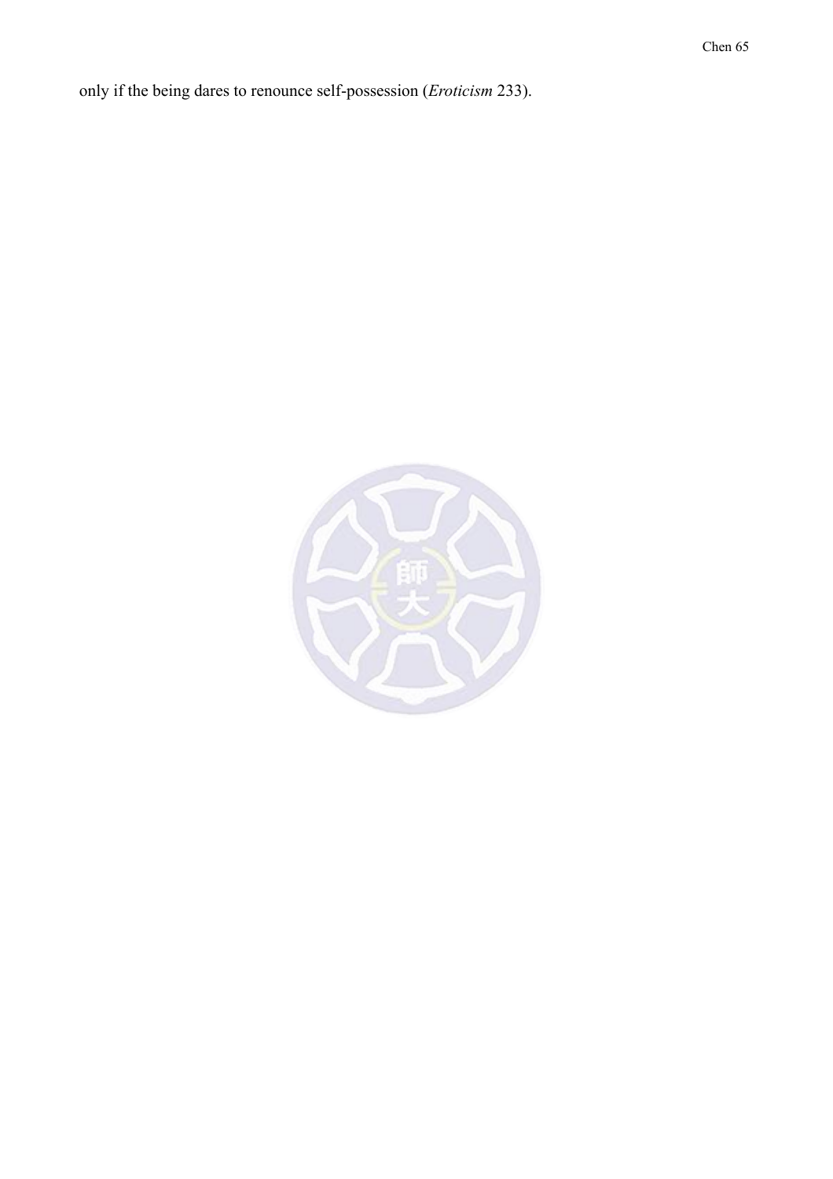only if the being dares to renounce self-possession (*Eroticism* 233).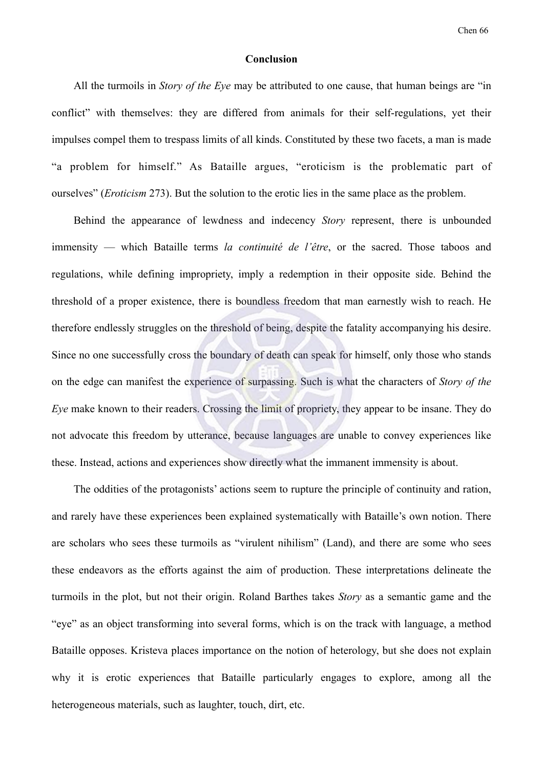## Conclusion

All the turmoils in *Story of the Eye* may be attributed to one cause, that human beings are "in conflict" with themselves: they are differed from animals for their self-regulations, yet their impulses compel them to trespass limits of all kinds. Constituted by these two facets, a man is made "a problem for himself." As Bataille argues, "eroticism is the problematic part of ourselves" (*Eroticism* 273). But the solution to the erotic lies in the same place as the problem.

Behind the appearance of lewdness and indecency *Story* represent, there is unbounded immensity — which Bataille terms *la continuité de l'être*, or the sacred. Those taboos and regulations, while defining impropriety, imply a redemption in their opposite side. Behind the threshold of a proper existence, there is boundless freedom that man earnestly wish to reach. He therefore endlessly struggles on the threshold of being, despite the fatality accompanying his desire. Since no one successfully cross the boundary of death can speak for himself, only those who stands on the edge can manifest the experience of surpassing. Such is what the characters of *Story of the Eye* make known to their readers. Crossing the limit of propriety, they appear to be insane. They do not advocate this freedom by utterance, because languages are unable to convey experiences like these. Instead, actions and experiences show directly what the immanent immensity is about.

The oddities of the protagonists' actions seem to rupture the principle of continuity and ration, and rarely have these experiences been explained systematically with Bataille's own notion. There are scholars who sees these turmoils as "virulent nihilism" (Land), and there are some who sees these endeavors as the efforts against the aim of production. These interpretations delineate the turmoils in the plot, but not their origin. Roland Barthes takes *Story* as a semantic game and the "eye" as an object transforming into several forms, which is on the track with language, a method Bataille opposes. Kristeva places importance on the notion of heterology, but she does not explain why it is erotic experiences that Bataille particularly engages to explore, among all the heterogeneous materials, such as laughter, touch, dirt, etc.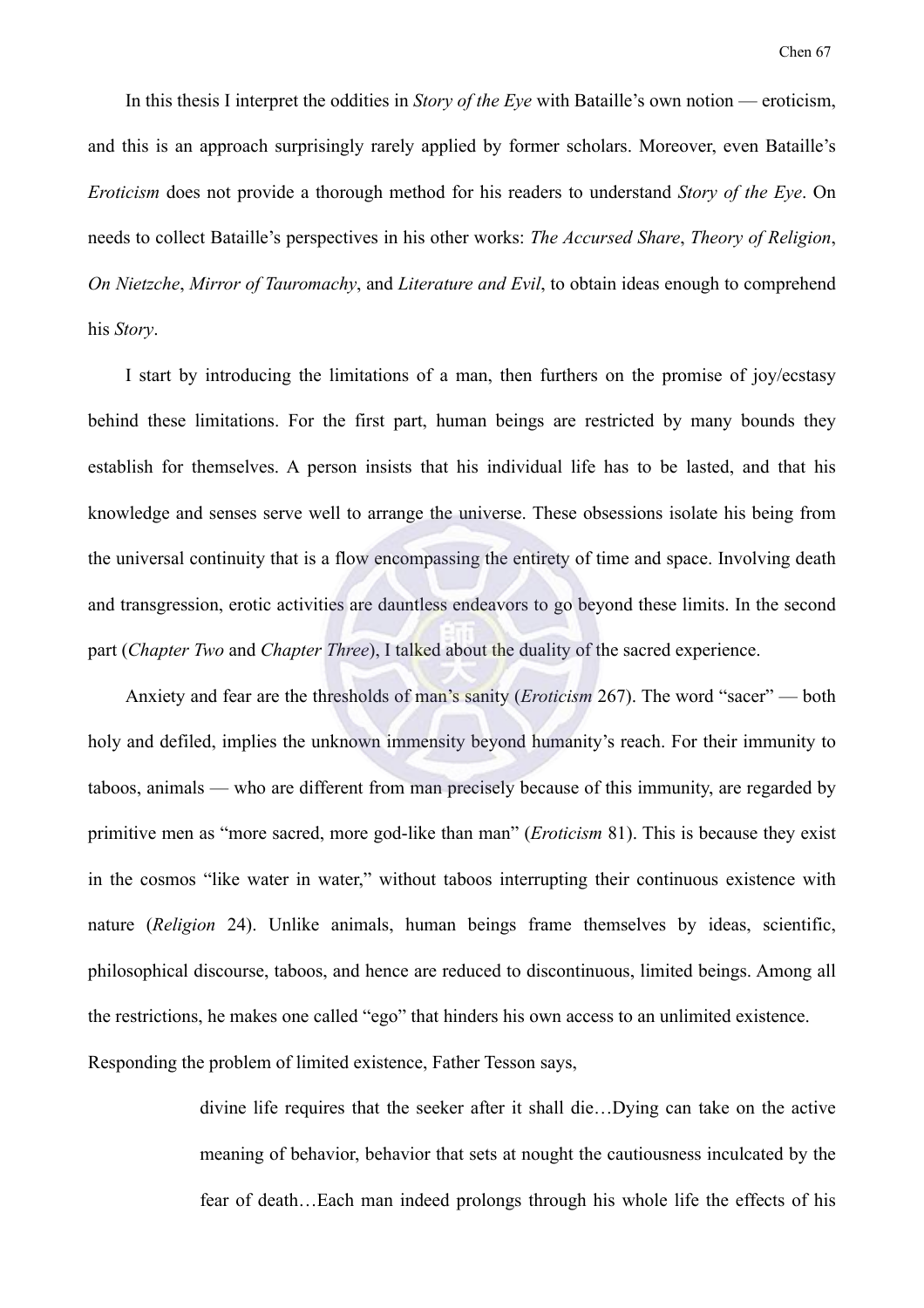In this thesis I interpret the oddities in *Story of the Eye* with Bataille's own notion — eroticism, and this is an approach surprisingly rarely applied by former scholars. Moreover, even Bataille's *Eroticism* does not provide a thorough method for his readers to understand *Story of the Eye*. On needs to collect Bataille's perspectives in his other works: *The Accursed Share*, *Theory of Religion*, *On Nietzche*, *Mirror of Tauromachy*, and *Literature and Evil*, to obtain ideas enough to comprehend his *Story*.

I start by introducing the limitations of a man, then furthers on the promise of joy/ecstasy behind these limitations. For the first part, human beings are restricted by many bounds they establish for themselves. A person insists that his individual life has to be lasted, and that his knowledge and senses serve well to arrange the universe. These obsessions isolate his being from the universal continuity that is a flow encompassing the entirety of time and space. Involving death and transgression, erotic activities are dauntless endeavors to go beyond these limits. In the second part (*Chapter Two* and *Chapter Three*), I talked about the duality of the sacred experience.

Anxiety and fear are the thresholds of man's sanity (*Eroticism* 267). The word "sacer" — both holy and defiled, implies the unknown immensity beyond humanity's reach. For their immunity to taboos, animals — who are different from man precisely because of this immunity, are regarded by primitive men as "more sacred, more god-like than man" (*Eroticism* 81). This is because they exist in the cosmos "like water in water," without taboos interrupting their continuous existence with nature (*Religion* 24). Unlike animals, human beings frame themselves by ideas, scientific, philosophical discourse, taboos, and hence are reduced to discontinuous, limited beings. Among all the restrictions, he makes one called "ego" that hinders his own access to an unlimited existence. Responding the problem of limited existence, Father Tesson says,

> divine life requires that the seeker after it shall die…Dying can take on the active meaning of behavior, behavior that sets at nought the cautiousness inculcated by the fear of death…Each man indeed prolongs through his whole life the effects of his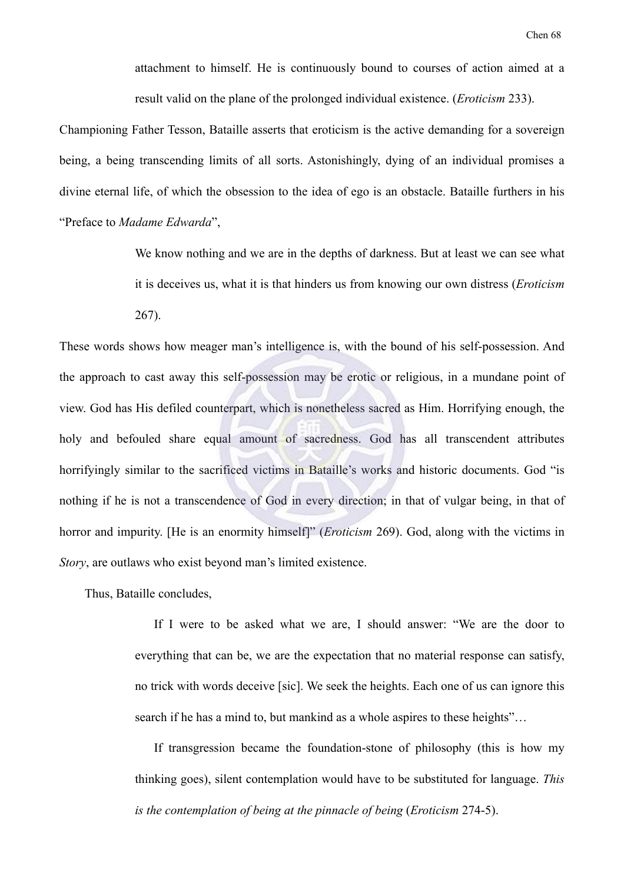> attachment to himself. He is continuously bound to courses of action aimed at a result valid on the plane of the prolonged individual existence. (*Eroticism* 233).

Championing Father Tesson, Bataille asserts that eroticism is the active demanding for a sovereign being, a being transcending limits of all sorts. Astonishingly, dying of an individual promises a divine eternal life, of which the obsession to the idea of ego is an obstacle. Bataille furthers in his "Preface to *Madame Edwarda*",

> We know nothing and we are in the depths of darkness. But at least we can see what it is deceives us, what it is that hinders us from knowing our own distress (*Eroticism* 267).

These words shows how meager man's intelligence is, with the bound of his self-possession. And the approach to cast away this self-possession may be erotic or religious, in a mundane point of view. God has His defiled counterpart, which is nonetheless sacred as Him. Horrifying enough, the holy and befouled share equal amount of sacredness. God has all transcendent attributes horrifyingly similar to the sacrificed victims in Bataille's works and historic documents. God "is nothing if he is not a transcendence of God in every direction; in that of vulgar being, in that of horror and impurity. [He is an enormity himself]" (*Eroticism* 269). God, along with the victims in *Story*, are outlaws who exist beyond man's limited existence.

Thus, Bataille concludes,

> If I were to be asked what we are, I should answer: "We are the door to everything that can be, we are the expectation that no material response can satisfy, no trick with words deceive [sic]. We seek the heights. Each one of us can ignore this search if he has a mind to, but mankind as a whole aspires to these heights"…
>
> If transgression became the foundation-stone of philosophy (this is how my thinking goes), silent contemplation would have to be substituted for language. *This is the contemplation of being at the pinnacle of being* (*Eroticism* 274-5).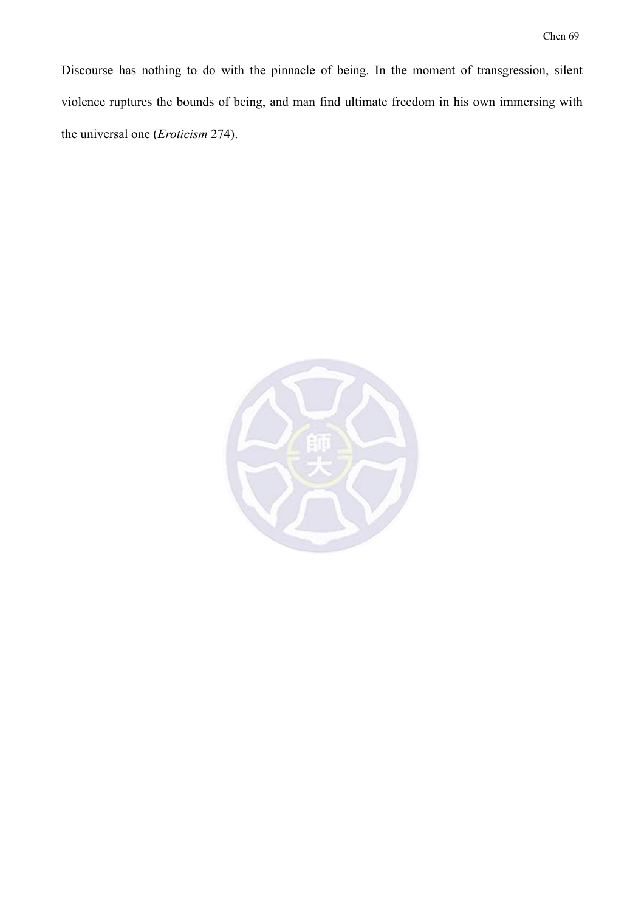Discourse has nothing to do with the pinnacle of being. In the moment of transgression, silent violence ruptures the bounds of being, and man find ultimate freedom in his own immersing with the universal one (*Eroticism* 274).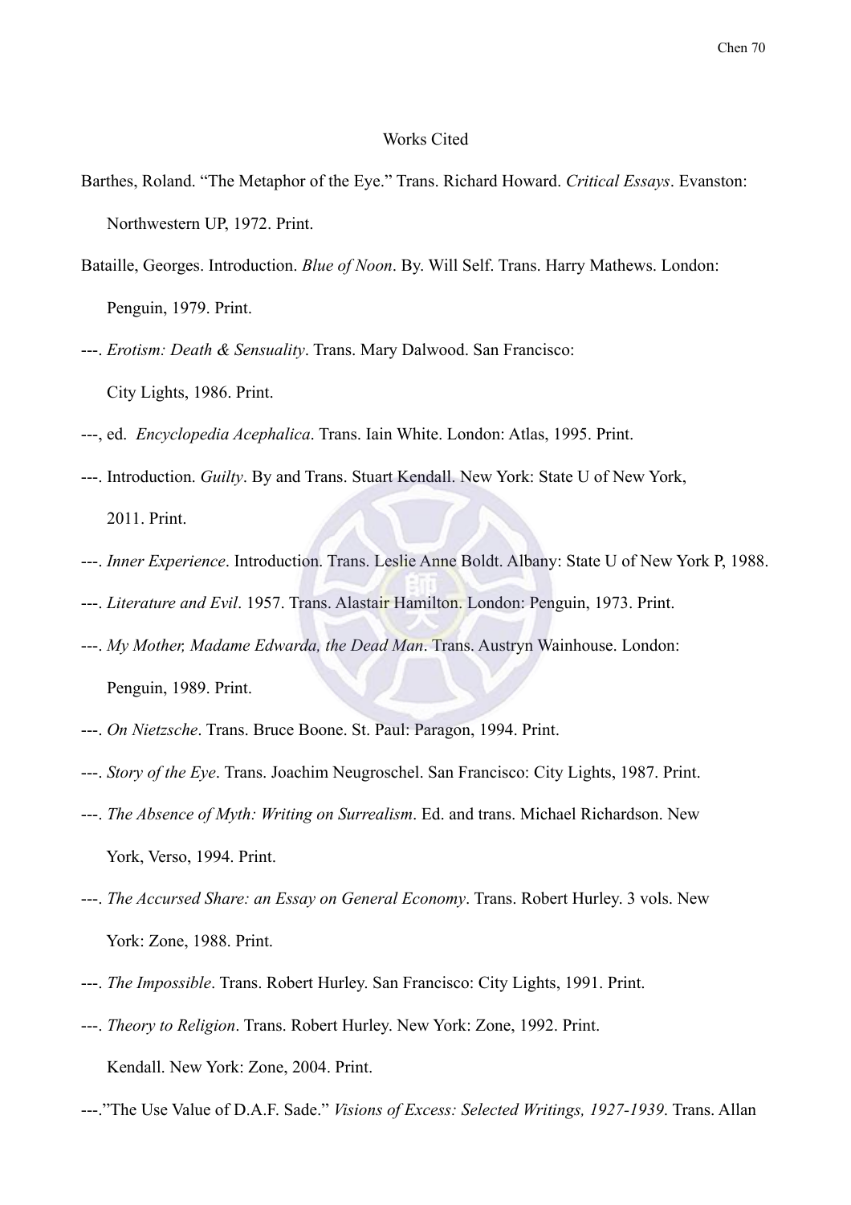Works Cited

Barthes, Roland. "The Metaphor of the Eye." Trans. Richard Howard. *Critical Essays*. Evanston: Northwestern UP, 1972. Print.

Bataille, Georges. Introduction. *Blue of Noon*. By. Will Self. Trans. Harry Mathews. London: Penguin, 1979. Print.

---. *Erotism: Death & Sensuality*. Trans. Mary Dalwood. San Francisco: City Lights, 1986. Print.

---, ed. *Encyclopedia Acephalica*. Trans. Iain White. London: Atlas, 1995. Print.

---. Introduction. *Guilty*. By and Trans. Stuart Kendall. New York: State U of New York, 2011. Print.

---. *Inner Experience*. Introduction. Trans. Leslie Anne Boldt. Albany: State U of New York P, 1988.

---. *Literature and Evil*. 1957. Trans. Alastair Hamilton. London: Penguin, 1973. Print.

---. *My Mother, Madame Edwarda, the Dead Man*. Trans. Austryn Wainhouse. London: Penguin, 1989. Print.

---. *On Nietzsche*. Trans. Bruce Boone. St. Paul: Paragon, 1994. Print.

---. *Story of the Eye*. Trans. Joachim Neugroschel. San Francisco: City Lights, 1987. Print.

---. *The Absence of Myth: Writing on Surrealism*. Ed. and trans. Michael Richardson. New York, Verso, 1994. Print.

---. *The Accursed Share: an Essay on General Economy*. Trans. Robert Hurley. 3 vols. New York: Zone, 1988. Print.

---. *The Impossible*. Trans. Robert Hurley. San Francisco: City Lights, 1991. Print.

---. *Theory to Religion*. Trans. Robert Hurley. New York: Zone, 1992. Print.

Kendall. New York: Zone, 2004. Print.

---."The Use Value of D.A.F. Sade." *Visions of Excess: Selected Writings, 1927-1939*. Trans. Allan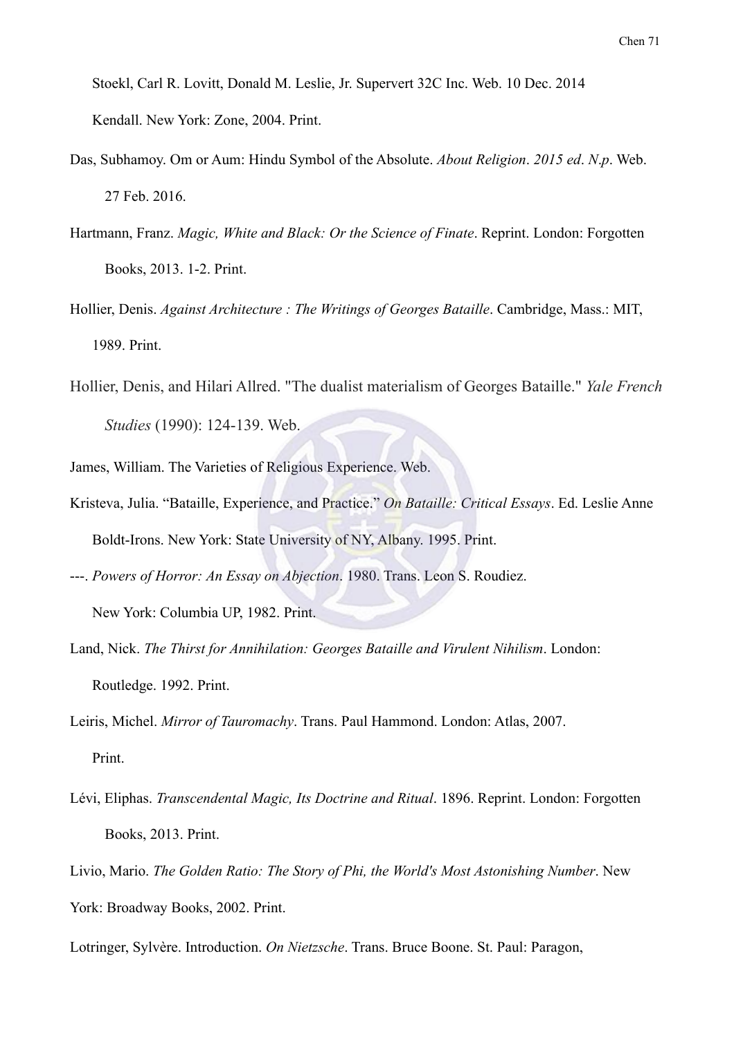Stoekl, Carl R. Lovitt, Donald M. Leslie, Jr. Supervert 32C Inc. Web. 10 Dec. 2014

Kendall. New York: Zone, 2004. Print.

Das, Subhamoy. Om or Aum: Hindu Symbol of the Absolute. *About Religion*. *2015 ed*. *N.p*. Web. 27 Feb. 2016.

Hartmann, Franz. *Magic, White and Black: Or the Science of Finate*. Reprint. London: Forgotten Books, 2013. 1-2. Print.

Hollier, Denis. *Against Architecture : The Writings of Georges Bataille*. Cambridge, Mass.: MIT, 1989. Print.

Hollier, Denis, and Hilari Allred. "The dualist materialism of Georges Bataille." *Yale French Studies* (1990): 124-139. Web.

James, William. The Varieties of Religious Experience. Web.

Kristeva, Julia. "Bataille, Experience, and Practice." *On Bataille: Critical Essays*. Ed. Leslie Anne Boldt-Irons. New York: State University of NY, Albany. 1995. Print.

---. *Powers of Horror: An Essay on Abjection*. 1980. Trans. Leon S. Roudiez. New York: Columbia UP, 1982. Print.

Land, Nick. *The Thirst for Annihilation: Georges Bataille and Virulent Nihilism*. London: Routledge. 1992. Print.

Leiris, Michel. *Mirror of Tauromachy*. Trans. Paul Hammond. London: Atlas, 2007. Print.

Lévi, Eliphas. *Transcendental Magic, Its Doctrine and Ritual*. 1896. Reprint. London: Forgotten Books, 2013. Print.

Livio, Mario. *The Golden Ratio: The Story of Phi, the World's Most Astonishing Number*. New York: Broadway Books, 2002. Print.

Lotringer, Sylvère. Introduction. *On Nietzsche*. Trans. Bruce Boone. St. Paul: Paragon,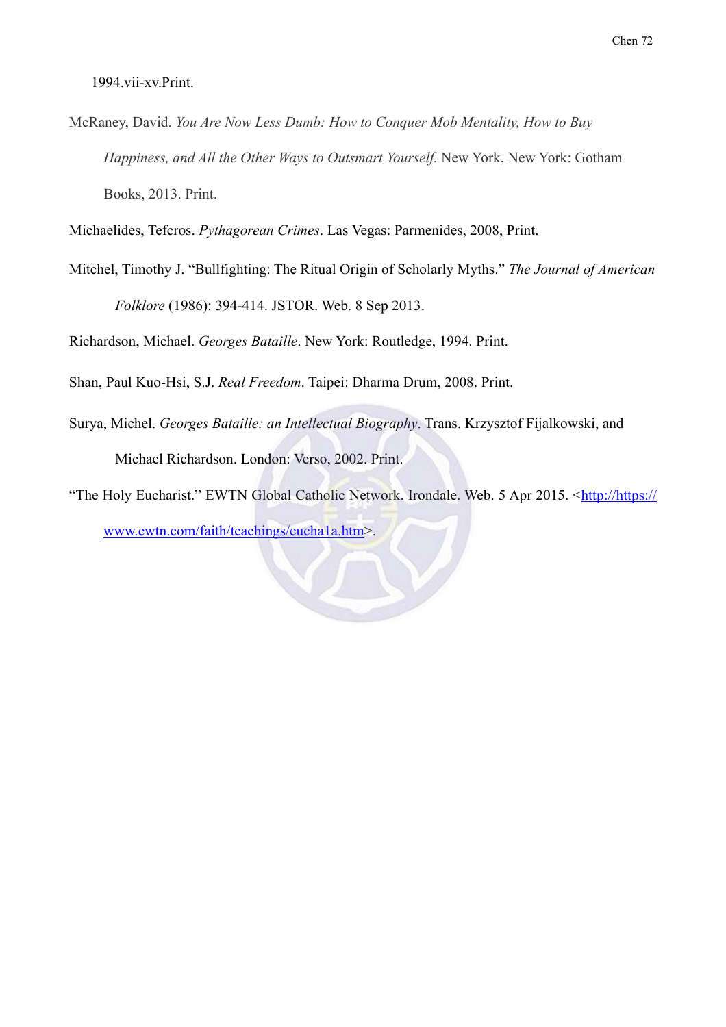1994.vii-xv.Print.

McRaney, David. *You Are Now Less Dumb: How to Conquer Mob Mentality, How to Buy Happiness, and All the Other Ways to Outsmart Yourself.* New York, New York: Gotham Books, 2013. Print.

Michaelides, Tefcros. *Pythagorean Crimes*. Las Vegas: Parmenides, 2008, Print.

Mitchel, Timothy J. "Bullfighting: The Ritual Origin of Scholarly Myths." *The Journal of American Folklore* (1986): 394-414. JSTOR. Web. 8 Sep 2013.

Richardson, Michael. *Georges Bataille*. New York: Routledge, 1994. Print.

Shan, Paul Kuo-Hsi, S.J. *Real Freedom*. Taipei: Dharma Drum, 2008. Print.

Surya, Michel. *Georges Bataille: an Intellectual Biography*. Trans. Krzysztof Fijalkowski, and Michael Richardson. London: Verso, 2002. Print.

"The Holy Eucharist." EWTN Global Catholic Network. Irondale. Web. 5 Apr 2015. <http://https://www.ewtn.com/faith/teachings/eucha1a.htm>.